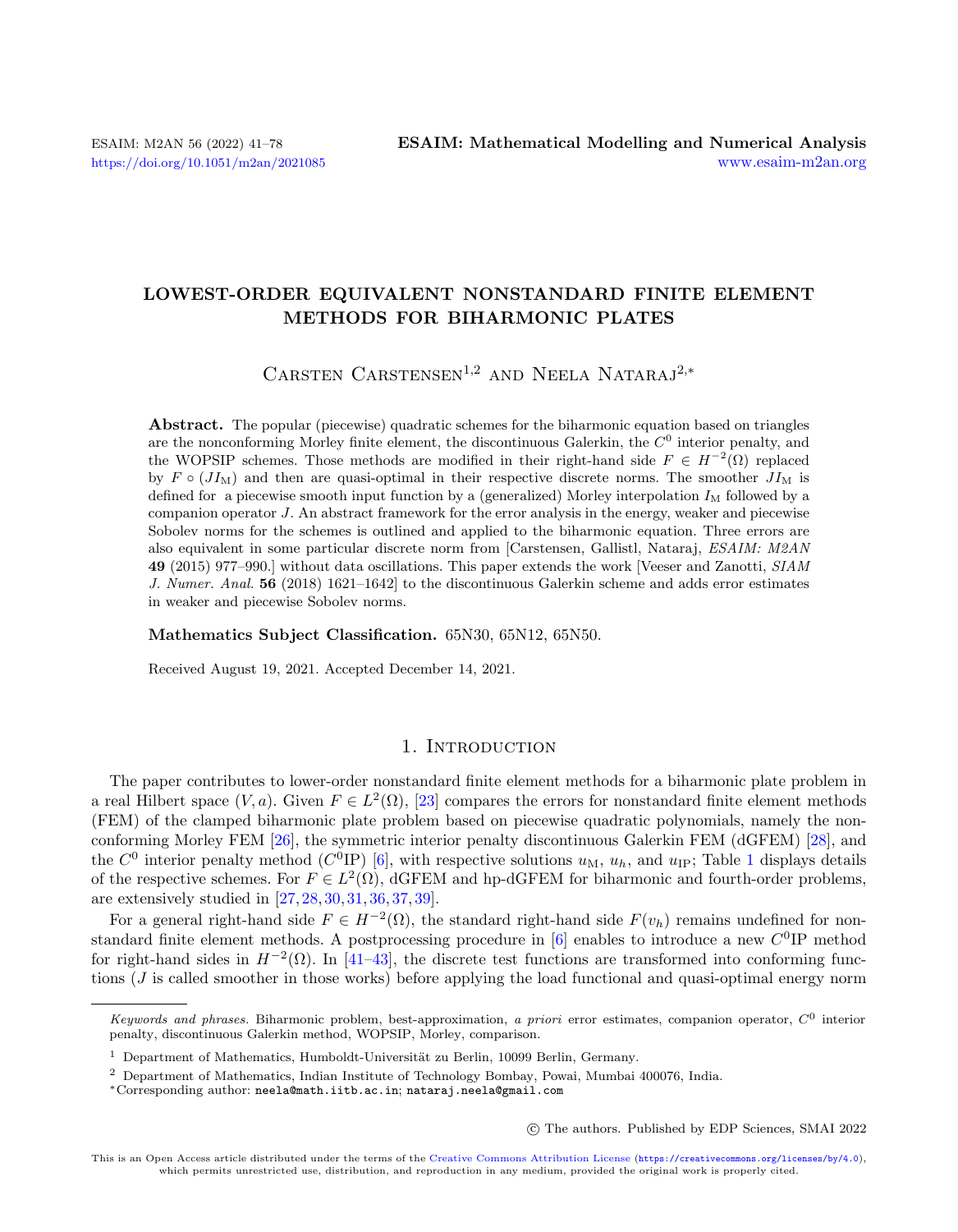# LOWEST-ORDER EQUIVALENT NONSTANDARD FINITE ELEMENT METHODS FOR BIHARMONIC PLATES

Carsten Carstensen[1,2] and Neela Nataraj[2,*]

**Abstract.** The popular (piecewise) quadratic schemes for the biharmonic equation based on triangles are the nonconforming Morley finite element, the discontinuous Galerkin, the $C^0$ interior penalty, and the WOPSIP schemes. Those methods are modified in their right-hand side $F \in H^{-2}(\Omega)$ replaced by $F \circ (JI_{\mathrm{M}})$ and then are quasi-optimal in their respective discrete norms. The smoother $JI_{\mathrm{M}}$ is defined for a piecewise smooth input function by a (generalized) Morley interpolation $I_{\mathrm{M}}$ followed by a companion operator $J$. An abstract framework for the error analysis in the energy, weaker and piecewise Sobolev norms for the schemes is outlined and applied to the biharmonic equation. Three errors are also equivalent in some particular discrete norm from [Carstensen, Gallistl, Nataraj, *ESAIM: M2AN* **49** (2015) 977–990.] without data oscillations. This paper extends the work [Veeser and Zanotti, *SIAM J. Numer. Anal.* **56** (2018) 1621–1642] to the discontinuous Galerkin scheme and adds error estimates in weaker and piecewise Sobolev norms.

**Mathematics Subject Classification.** 65N30, 65N12, 65N50.

Received August 19, 2021. Accepted December 14, 2021.

## 1. Introduction

The paper contributes to lower-order nonstandard finite element methods for a biharmonic plate problem in a real Hilbert space $(V, a)$. Given $F \in L^2(\Omega)$, [23] compares the errors for nonstandard finite element methods (FEM) of the clamped biharmonic plate problem based on piecewise quadratic polynomials, namely the nonconforming Morley FEM [26], the symmetric interior penalty discontinuous Galerkin FEM (dGFEM) [28], and the $C^0$ interior penalty method ($C^0$IP) [6], with respective solutions $u_{\mathrm{M}}$, $u_h$, and $u_{\mathrm{IP}}$; Table 1 displays details of the respective schemes. For $F \in L^2(\Omega)$, dGFEM and hp-dGFEM for biharmonic and fourth-order problems, are extensively studied in [27,28,30,31,36,37,39].

For a general right-hand side $F \in H^{-2}(\Omega)$, the standard right-hand side $F(v_h)$ remains undefined for nonstandard finite element methods. A postprocessing procedure in [6] enables to introduce a new $C^0$IP method for right-hand sides in $H^{-2}(\Omega)$. In [41–43], the discrete test functions are transformed into conforming functions ($J$ is called smoother in those works) before applying the load functional and quasi-optimal energy norm

---

*Keywords and phrases.* Biharmonic problem, best-approximation, *a priori* error estimates, companion operator, $C^0$ interior penalty, discontinuous Galerkin method, WOPSIP, Morley, comparison.

[1] Department of Mathematics, Humboldt-Universität zu Berlin, 10099 Berlin, Germany.

[2] Department of Mathematics, Indian Institute of Technology Bombay, Powai, Mumbai 400076, India.

[*] Corresponding author: neela@math.iitb.ac.in; nataraj.neela@gmail.com

© The authors. Published by EDP Sciences, SMAI 2022

This is an Open Access article distributed under the terms of the Creative Commons Attribution License (https://creativecommons.org/licenses/by/4.0), which permits unrestricted use, distribution, and reproduction in any medium, provided the original work is properly cited.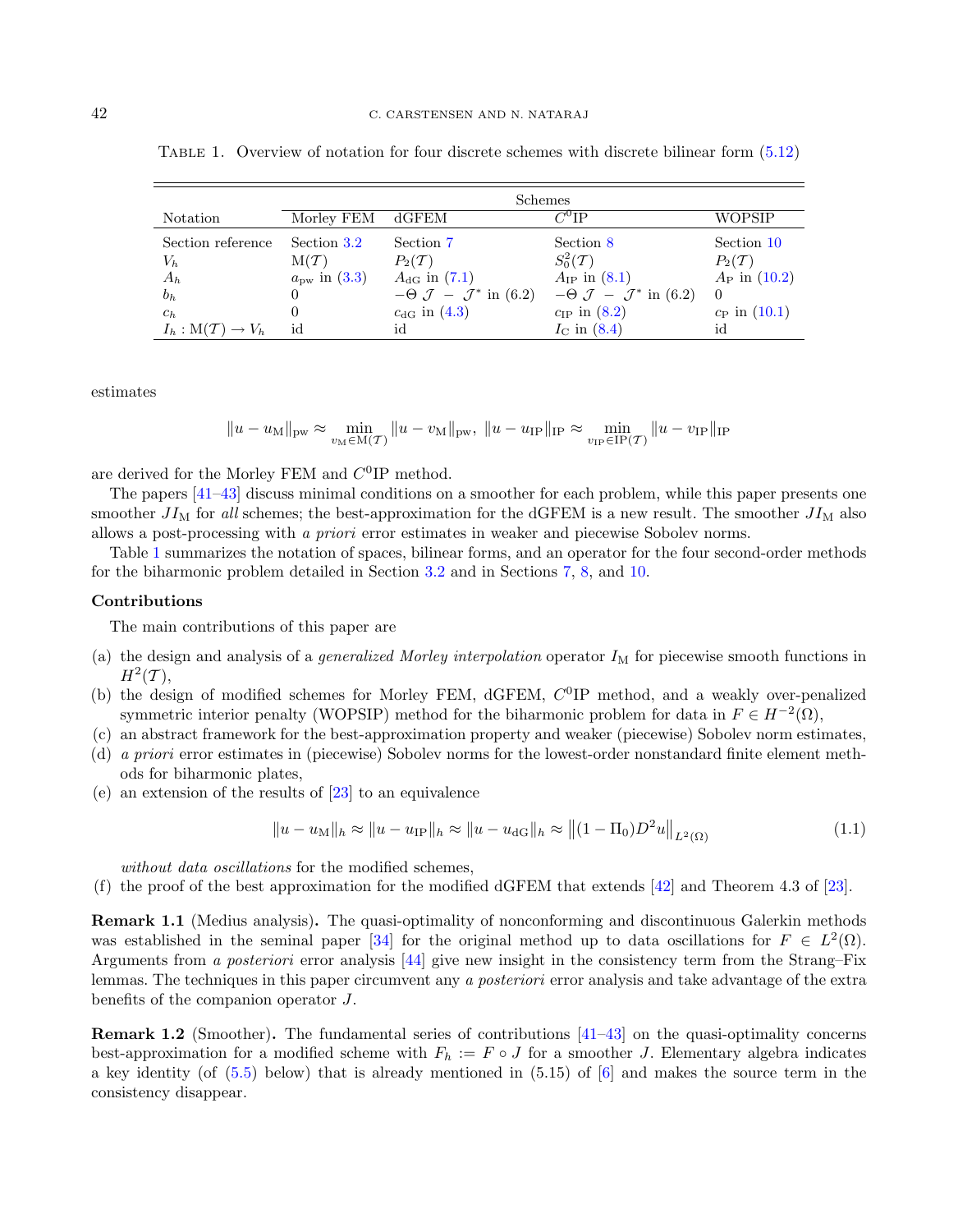Table 1. Overview of notation for four discrete schemes with discrete bilinear form (5.12)

| Notation | Schemes | | | |
|---|---|---|---|---|
| | Morley FEM | dGFEM | $C^0$IP | WOPSIP |
| Section reference | Section 3.2 | Section 7 | Section 8 | Section 10 |
| $V_h$ | $\mathrm{M}(\mathcal{T})$ | $P_2(\mathcal{T})$ | $S^2_0(\mathcal{T})$ | $P_2(\mathcal{T})$ |
| $A_h$ | $a_{\mathrm{pw}}$ in (3.3) | $A_{\mathrm{dG}}$ in (7.1) | $A_{\mathrm{IP}}$ in (8.1) | $A_{\mathrm{P}}$ in (10.2) |
| $b_h$ | 0 | $-\Theta\ \mathcal{J}\ -\ \mathcal{J}^*$ in (6.2) | $-\Theta\ \mathcal{J}\ -\ \mathcal{J}^*$ in (6.2) | 0 |
| $c_h$ | 0 | $c_{\mathrm{dG}}$ in (4.3) | $c_{\mathrm{IP}}$ in (8.2) | $c_{\mathrm{P}}$ in (10.1) |
| $I_h : \mathrm{M}(\mathcal{T}) \to V_h$ | id | id | $I_{\mathrm{C}}$ in (8.4) | id |

estimates

$$\|u - u_{\mathrm{M}}\|_{\mathrm{pw}} \approx \min_{v_{\mathrm{M}} \in \mathrm{M}(\mathcal{T})} \|u - v_{\mathrm{M}}\|_{\mathrm{pw}},\ \|u - u_{\mathrm{IP}}\|_{\mathrm{IP}} \approx \min_{v_{\mathrm{IP}} \in \mathrm{IP}(\mathcal{T})} \|u - v_{\mathrm{IP}}\|_{\mathrm{IP}}$$

are derived for the Morley FEM and $C^0$IP method.

The papers [41–43] discuss minimal conditions on a smoother for each problem, while this paper presents one smoother $JI_{\mathrm{M}}$ for *all* schemes; the best-approximation for the dGFEM is a new result. The smoother $JI_{\mathrm{M}}$ also allows a post-processing with *a priori* error estimates in weaker and piecewise Sobolev norms.

Table 1 summarizes the notation of spaces, bilinear forms, and an operator for the four second-order methods for the biharmonic problem detailed in Section 3.2 and in Sections 7, 8, and 10.

**Contributions**

The main contributions of this paper are

(a) the design and analysis of a *generalized Morley interpolation* operator $I_{\mathrm{M}}$ for piecewise smooth functions in $H^2(\mathcal{T})$,
(b) the design of modified schemes for Morley FEM, dGFEM, $C^0$IP method, and a weakly over-penalized symmetric interior penalty (WOPSIP) method for the biharmonic problem for data in $F \in H^{-2}(\Omega)$,
(c) an abstract framework for the best-approximation property and weaker (piecewise) Sobolev norm estimates,
(d) *a priori* error estimates in (piecewise) Sobolev norms for the lowest-order nonstandard finite element methods for biharmonic plates,
(e) an extension of the results of [23] to an equivalence

$$\|u - u_{\mathrm{M}}\|_h \approx \|u - u_{\mathrm{IP}}\|_h \approx \|u - u_{\mathrm{dG}}\|_h \approx \left\|(1 - \Pi_0)D^2 u\right\|_{L^2(\Omega)} \tag{1.1}$$

*without data oscillations* for the modified schemes,
(f) the proof of the best approximation for the modified dGFEM that extends [42] and Theorem 4.3 of [23].

**Remark 1.1** (Medius analysis)**.** The quasi-optimality of nonconforming and discontinuous Galerkin methods was established in the seminal paper [34] for the original method up to data oscillations for $F \in L^2(\Omega)$. Arguments from *a posteriori* error analysis [44] give new insight in the consistency term from the Strang–Fix lemmas. The techniques in this paper circumvent any *a posteriori* error analysis and take advantage of the extra benefits of the companion operator $J$.

**Remark 1.2** (Smoother)**.** The fundamental series of contributions [41–43] on the quasi-optimality concerns best-approximation for a modified scheme with $F_h := F \circ J$ for a smoother $J$. Elementary algebra indicates a key identity (of (5.5) below) that is already mentioned in (5.15) of [6] and makes the source term in the consistency disappear.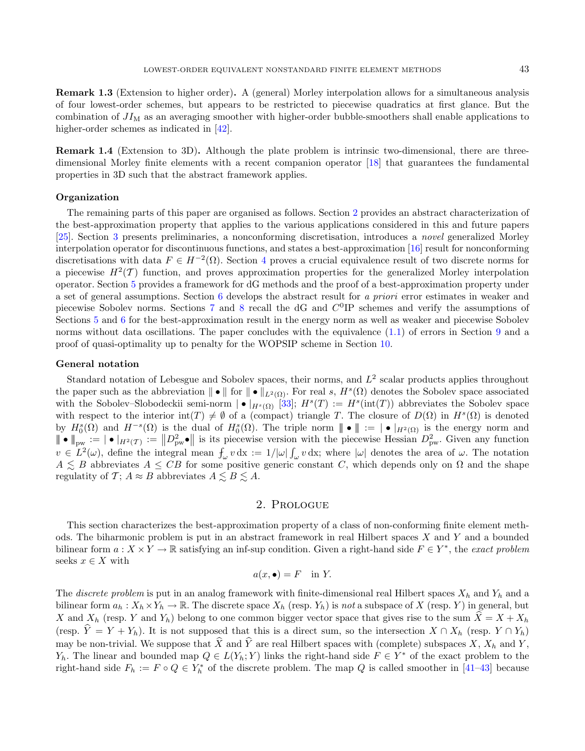**Remark 1.3** (Extension to higher order)**.** A (general) Morley interpolation allows for a simultaneous analysis of four lowest-order schemes, but appears to be restricted to piecewise quadratics at first glance. But the combination of $JI_{\mathrm{M}}$ as an averaging smoother with higher-order bubble-smoothers shall enable applications to higher-order schemes as indicated in [42].

**Remark 1.4** (Extension to 3D)**.** Although the plate problem is intrinsic two-dimensional, there are three-dimensional Morley finite elements with a recent companion operator [18] that guarantees the fundamental properties in 3D such that the abstract framework applies.

### Organization

The remaining parts of this paper are organised as follows. Section 2 provides an abstract characterization of the best-approximation property that applies to the various applications considered in this and future papers [25]. Section 3 presents preliminaries, a nonconforming discretisation, introduces a *novel* generalized Morley interpolation operator for discontinuous functions, and states a best-approximation [16] result for nonconforming discretisations with data $F \in H^{-2}(\Omega)$. Section 4 proves a crucial equivalence result of two discrete norms for a piecewise $H^2(\mathcal{T})$ function, and proves approximation properties for the generalized Morley interpolation operator. Section 5 provides a framework for dG methods and the proof of a best-approximation property under a set of general assumptions. Section 6 develops the abstract result for *a priori* error estimates in weaker and piecewise Sobolev norms. Sections 7 and 8 recall the dG and $C^0$IP schemes and verify the assumptions of Sections 5 and 6 for the best-approximation result in the energy norm as well as weaker and piecewise Sobolev norms without data oscillations. The paper concludes with the equivalence (1.1) of errors in Section 9 and a proof of quasi-optimality up to penalty for the WOPSIP scheme in Section 10.

### General notation

Standard notation of Lebesgue and Sobolev spaces, their norms, and $L^2$ scalar products applies throughout the paper such as the abbreviation $\|\bullet\|$ for $\|\bullet\|_{L^2(\Omega)}$. For real $s$, $H^s(\Omega)$ denotes the Sobolev space associated with the Sobolev–Slobodeckii semi-norm $|\bullet|_{H^s(\Omega)}$ [33]; $H^s(T) := H^s(\mathrm{int}(T))$ abbreviates the Sobolev space with respect to the interior $\mathrm{int}(T) \neq \emptyset$ of a (compact) triangle $T$. The closure of $D(\Omega)$ in $H^s(\Omega)$ is denoted by $H^s_0(\Omega)$ and $H^{-s}(\Omega)$ is the dual of $H^s_0(\Omega)$. The triple norm $|\!|\!|\bullet|\!|\!| := |\bullet|_{H^2(\Omega)}$ is the energy norm and $|\!|\!|\bullet|\!|\!|_{\mathrm{pw}} := |\bullet|_{H^2(\mathcal{T})} := \|D^2_{\mathrm{pw}}\bullet\|$ is its piecewise version with the piecewise Hessian $D^2_{\mathrm{pw}}$. Given any function $v \in L^2(\omega)$, define the integral mean $\fint_\omega v \,\mathrm{d}x := 1/|\omega| \int_\omega v \,\mathrm{d}x$; where $|\omega|$ denotes the area of $\omega$. The notation $A \lesssim B$ abbreviates $A \leq CB$ for some positive generic constant $C$, which depends only on $\Omega$ and the shape regularity of $\mathcal{T}$; $A \approx B$ abbreviates $A \lesssim B \lesssim A$.

## 2. Prologue

This section characterizes the best-approximation property of a class of non-conforming finite element methods. The biharmonic problem is put in an abstract framework in real Hilbert spaces $X$ and $Y$ and a bounded bilinear form $a : X \times Y \to \mathbb{R}$ satisfying an inf-sup condition. Given a right-hand side $F \in Y^*$, the *exact problem* seeks $x \in X$ with

$$a(x, \bullet) = F \quad \text{in } Y.$$

The *discrete problem* is put in an analog framework with finite-dimensional real Hilbert spaces $X_h$ and $Y_h$ and a bilinear form $a_h : X_h \times Y_h \to \mathbb{R}$. The discrete space $X_h$ (resp. $Y_h$) is *not* a subspace of $X$ (resp. $Y$) in general, but $X$ and $X_h$ (resp. $Y$ and $Y_h$) belong to one common bigger vector space that gives rise to the sum $\widehat{X} = X + X_h$ (resp. $\widehat{Y} = Y + Y_h$). It is not supposed that this is a direct sum, so the intersection $X \cap X_h$ (resp. $Y \cap Y_h$) may be non-trivial. We suppose that $\widehat{X}$ and $\widehat{Y}$ are real Hilbert spaces with (complete) subspaces $X$, $X_h$ and $Y$, $Y_h$. The linear and bounded map $Q \in L(Y_h; Y)$ links the right-hand side $F \in Y^*$ of the exact problem to the right-hand side $F_h := F \circ Q \in Y_h^*$ of the discrete problem. The map $Q$ is called smoother in [41–43] because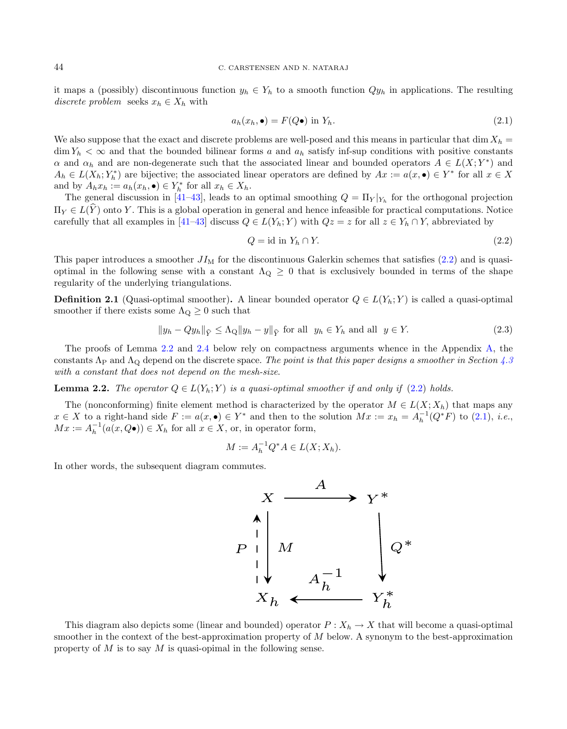it maps a (possibly) discontinuous function $y_h \in Y_h$ to a smooth function $Qy_h$ in applications. The resulting *discrete problem* seeks $x_h \in X_h$ with

$$a_h(x_h, \bullet) = F(Q\bullet) \text{ in } Y_h. \tag{2.1}$$

We also suppose that the exact and discrete problems are well-posed and this means in particular that $\dim X_h = \dim Y_h < \infty$ and that the bounded bilinear forms $a$ and $a_h$ satisfy inf-sup conditions with positive constants $\alpha$ and $\alpha_h$ and are non-degenerate such that the associated linear and bounded operators $A \in L(X; Y^*)$ and $A_h \in L(X_h; Y_h^*)$ are bijective; the associated linear operators are defined by $Ax := a(x, \bullet) \in Y^*$ for all $x \in X$ and by $A_h x_h := a_h(x_h, \bullet) \in Y_h^*$ for all $x_h \in X_h$.

The general discussion in [41–43], leads to an optimal smoothing $Q = \Pi_Y|_{Y_h}$ for the orthogonal projection $\Pi_Y \in L(\widehat{Y})$ onto $Y$. This is a global operation in general and hence infeasible for practical computations. Notice carefully that all examples in [41–43] discuss $Q \in L(Y_h; Y)$ with $Qz = z$ for all $z \in Y_h \cap Y$, abbreviated by

$$Q = \text{id in } Y_h \cap Y. \tag{2.2}$$

This paper introduces a smoother $JI_{\mathrm{M}}$ for the discontinuous Galerkin schemes that satisfies (2.2) and is quasi-optimal in the following sense with a constant $\Lambda_{\mathrm{Q}} \geq 0$ that is exclusively bounded in terms of the shape regularity of the underlying triangulations.

**Definition 2.1** (Quasi-optimal smoother)**.** A linear bounded operator $Q \in L(Y_h; Y)$ is called a quasi-optimal smoother if there exists some $\Lambda_{\mathrm{Q}} \geq 0$ such that

$$\|y_h - Qy_h\|_{\widehat{Y}} \leq \Lambda_{\mathrm{Q}} \|y_h - y\|_{\widehat{Y}} \text{ for all } y_h \in Y_h \text{ and all } y \in Y. \tag{2.3}$$

The proofs of Lemma 2.2 and 2.4 below rely on compactness arguments whence in the Appendix A, the constants $\Lambda_{\mathrm{P}}$ and $\Lambda_{\mathrm{Q}}$ depend on the discrete space. *The point is that this paper designs a smoother in Section 4.3 with a constant that does not depend on the mesh-size.*

**Lemma 2.2.** *The operator $Q \in L(Y_h; Y)$ is a quasi-optimal smoother if and only if (2.2) holds.*

The (nonconforming) finite element method is characterized by the operator $M \in L(X; X_h)$ that maps any $x \in X$ to a right-hand side $F := a(x, \bullet) \in Y^*$ and then to the solution $Mx := x_h = A_h^{-1}(Q^*F)$ to (2.1), *i.e.*, $Mx := A_h^{-1}(a(x, Q\bullet)) \in X_h$ for all $x \in X$, or, in operator form,

$$M := A_h^{-1} Q^* A \in L(X; X_h).$$

In other words, the subsequent diagram commutes.

$$\begin{array}{ccc} X & \xrightarrow{\quad A \quad} & Y^* \\ P \uparrow \downarrow M & & \downarrow Q^* \\ X_h & \xleftarrow{\quad A_h^{-1} \quad} & Y_h^* \end{array}$$

This diagram also depicts some (linear and bounded) operator $P : X_h \to X$ that will become a quasi-optimal smoother in the context of the best-approximation property of $M$ below. A synonym to the best-approximation property of $M$ is to say $M$ is quasi-opimal in the following sense.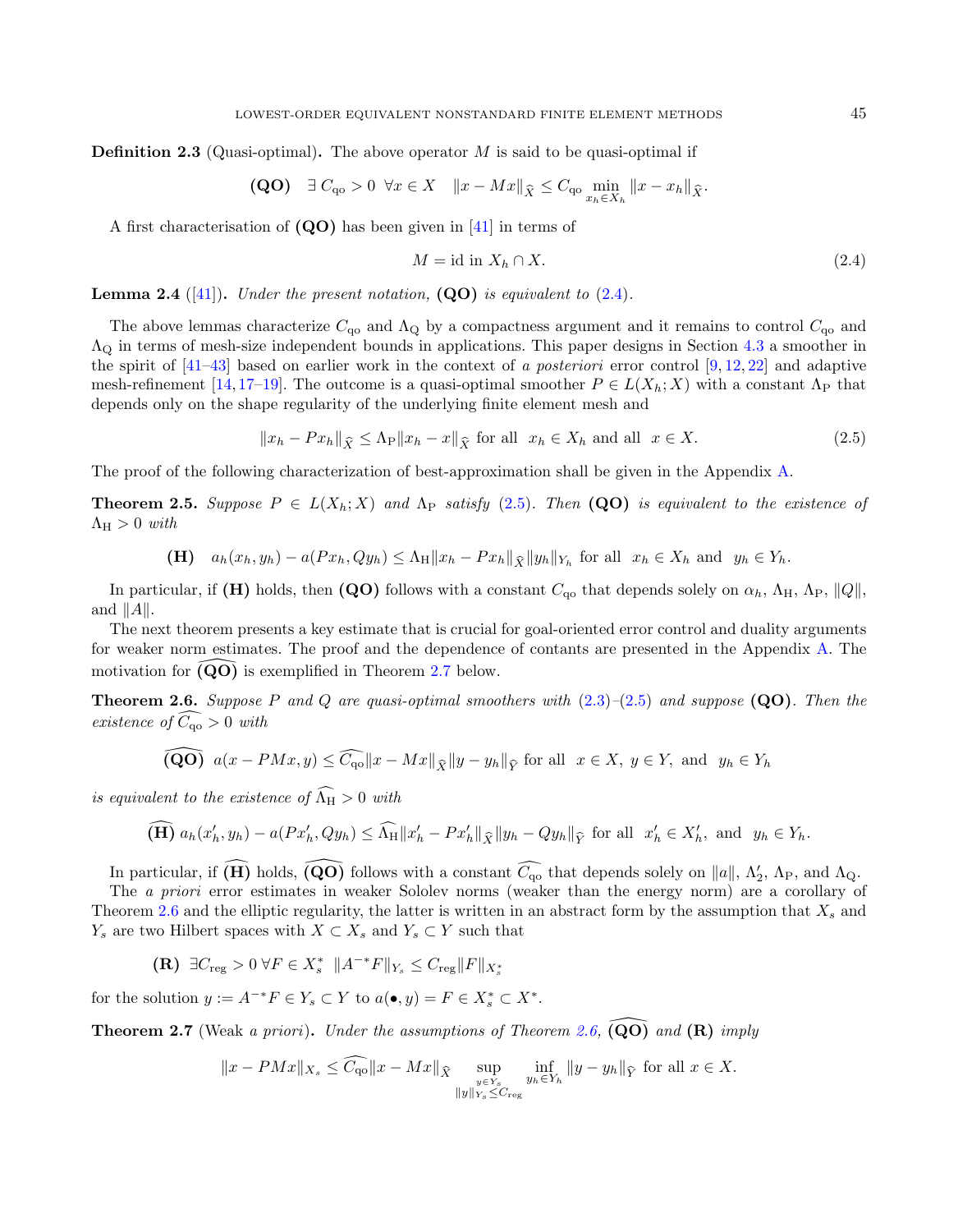**Definition 2.3** (Quasi-optimal)**.** The above operator $M$ is said to be quasi-optimal if

$$\textbf{(QO)} \quad \exists\, C_{\rm qo} > 0 \;\; \forall x \in X \quad \|x - Mx\|_{\widehat{X}} \le C_{\rm qo} \min_{x_h \in X_h} \|x - x_h\|_{\widehat{X}}.$$

A first characterisation of **(QO)** has been given in [41] in terms of

$$M = \mathrm{id} \text{ in } X_h \cap X. \tag{2.4}$$

**Lemma 2.4** ([41])**.** *Under the present notation,* **(QO)** *is equivalent to* (2.4)*.*

The above lemmas characterize $C_{\rm qo}$ and $\Lambda_{\rm Q}$ by a compactness argument and it remains to control $C_{\rm qo}$ and $\Lambda_{\rm Q}$ in terms of mesh-size independent bounds in applications. This paper designs in Section 4.3 a smoother in the spirit of [41–43] based on earlier work in the context of *a posteriori* error control [9, 12, 22] and adaptive mesh-refinement [14, 17–19]. The outcome is a quasi-optimal smoother $P \in L(X_h; X)$ with a constant $\Lambda_{\rm P}$ that depends only on the shape regularity of the underlying finite element mesh and

$$\|x_h - Px_h\|_{\widehat{X}} \le \Lambda_{\rm P} \|x_h - x\|_{\widehat{X}} \text{ for all } \; x_h \in X_h \text{ and all } \; x \in X. \tag{2.5}$$

The proof of the following characterization of best-approximation shall be given in the Appendix A.

**Theorem 2.5.** *Suppose $P \in L(X_h; X)$ and $\Lambda_{\rm P}$ satisfy* (2.5)*. Then* **(QO)** *is equivalent to the existence of $\Lambda_{\rm H} > 0$ with*

$$\textbf{(H)} \quad a_h(x_h, y_h) - a(Px_h, Qy_h) \le \Lambda_{\rm H} \|x_h - Px_h\|_{\widehat{X}} \|y_h\|_{Y_h} \text{ for all } \; x_h \in X_h \text{ and } \; y_h \in Y_h.$$

In particular, if **(H)** holds, then **(QO)** follows with a constant $C_{\rm qo}$ that depends solely on $\alpha_h$, $\Lambda_{\rm H}$, $\Lambda_{\rm P}$, $\|Q\|$, and $\|A\|$.

The next theorem presents a key estimate that is crucial for goal-oriented error control and duality arguments for weaker norm estimates. The proof and the dependence of contants are presented in the Appendix A. The motivation for $\widehat{\textbf{(QO)}}$ is exemplified in Theorem 2.7 below.

**Theorem 2.6.** *Suppose $P$ and $Q$ are quasi-optimal smoothers with* (2.3)*–*(2.5) *and suppose* **(QO)***. Then the existence of $\widehat{C_{\rm qo}} > 0$ with*

$$\widehat{\textbf{(QO)}} \;\; a(x - PMx, y) \le \widehat{C_{\rm qo}} \|x - Mx\|_{\widehat{X}} \|y - y_h\|_{\widehat{Y}} \text{ for all } \; x \in X, \; y \in Y, \text{ and } \; y_h \in Y_h$$

*is equivalent to the existence of $\widehat{\Lambda_{\rm H}} > 0$ with*

$$\widehat{\textbf{(H)}} \; a_h(x'_h, y_h) - a(Px'_h, Qy_h) \le \widehat{\Lambda_{\rm H}} \|x'_h - Px'_h\|_{\widehat{X}} \|y_h - Qy_h\|_{\widehat{Y}} \text{ for all } \; x'_h \in X'_h, \text{ and } \; y_h \in Y_h.$$

In particular, if $\widehat{\textbf{(H)}}$ holds, $\widehat{\textbf{(QO)}}$ follows with a constant $\widehat{C_{\rm qo}}$ that depends solely on $\|a\|$, $\Lambda'_2$, $\Lambda_{\rm P}$, and $\Lambda_{\rm Q}$.

The *a priori* error estimates in weaker Sololev norms (weaker than the energy norm) are a corollary of Theorem 2.6 and the elliptic regularity, the latter is written in an abstract form by the assumption that $X_s$ and $Y_s$ are two Hilbert spaces with $X \subset X_s$ and $Y_s \subset Y$ such that

$$\textbf{(R)} \;\; \exists C_{\rm reg} > 0 \; \forall F \in X_s^* \;\; \|A^{-*}F\|_{Y_s} \le C_{\rm reg} \|F\|_{X_s^*}$$

for the solution $y := A^{-*}F \in Y_s \subset Y$ to $a(\bullet, y) = F \in X_s^* \subset X^*$.

**Theorem 2.7** (Weak *a priori*)**.** *Under the assumptions of Theorem 2.6,* $\widehat{\textbf{(QO)}}$ *and* **(R)** *imply*

$$\|x - PMx\|_{X_s} \le \widehat{C_{\rm qo}} \|x - Mx\|_{\widehat{X}} \sup_{\substack{y \in Y_s \\ \|y\|_{Y_s} \le C_{\rm reg}}} \inf_{y_h \in Y_h} \|y - y_h\|_{\widehat{Y}} \text{ for all } x \in X.$$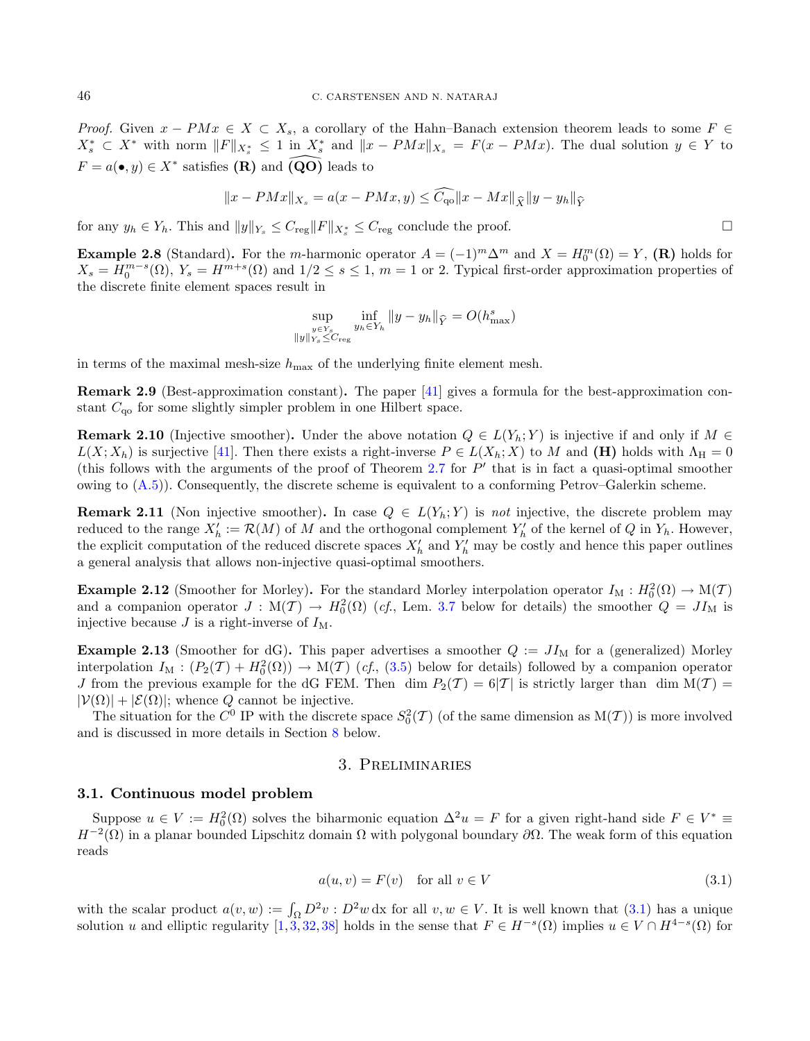*Proof.* Given $x - PMx \in X \subset X_s$, a corollary of the Hahn–Banach extension theorem leads to some $F \in X_s^* \subset X^*$ with norm $\|F\|_{X_s^*} \le 1$ in $X_s^*$ and $\|x - PMx\|_{X_s} = F(x - PMx)$. The dual solution $y \in Y$ to $F = a(\bullet, y) \in X^*$ satisfies **(R)** and $\widehat{\textbf{(QO)}}$ leads to

$$\|x - PMx\|_{X_s} = a(x - PMx, y) \le \widehat{C_{\text{qo}}}\|x - Mx\|_{\widehat{X}}\|y - y_h\|_{\widehat{Y}}$$

for any $y_h \in Y_h$. This and $\|y\|_{Y_s} \le C_{\text{reg}}\|F\|_{X_s^*} \le C_{\text{reg}}$ conclude the proof. □

**Example 2.8** (Standard)**.** For the $m$-harmonic operator $A = (-1)^m\Delta^m$ and $X = H_0^m(\Omega) = Y$, **(R)** holds for $X_s = H_0^{m-s}(\Omega)$, $Y_s = H^{m+s}(\Omega)$ and $1/2 \le s \le 1$, $m = 1$ or 2. Typical first-order approximation properties of the discrete finite element spaces result in

$$\sup_{\substack{y \in Y_s \\ \|y\|_{Y_s} \le C_{\text{reg}}}} \inf_{y_h \in Y_h} \|y - y_h\|_{\widehat{Y}} = O(h_{\max}^s)$$

in terms of the maximal mesh-size $h_{\max}$ of the underlying finite element mesh.

**Remark 2.9** (Best-approximation constant)**.** The paper [41] gives a formula for the best-approximation constant $C_{\text{qo}}$ for some slightly simpler problem in one Hilbert space.

**Remark 2.10** (Injective smoother)**.** Under the above notation $Q \in L(Y_h; Y)$ is injective if and only if $M \in L(X; X_h)$ is surjective [41]. Then there exists a right-inverse $P \in L(X_h; X)$ to $M$ and **(H)** holds with $\Lambda_{\text{H}} = 0$ (this follows with the arguments of the proof of Theorem 2.7 for $P'$ that is in fact a quasi-optimal smoother owing to (A.5)). Consequently, the discrete scheme is equivalent to a conforming Petrov–Galerkin scheme.

**Remark 2.11** (Non injective smoother)**.** In case $Q \in L(Y_h; Y)$ is *not* injective, the discrete problem may reduced to the range $X_h' := \mathcal{R}(M)$ of $M$ and the orthogonal complement $Y_h'$ of the kernel of $Q$ in $Y_h$. However, the explicit computation of the reduced discrete spaces $X_h'$ and $Y_h'$ may be costly and hence this paper outlines a general analysis that allows non-injective quasi-optimal smoothers.

**Example 2.12** (Smoother for Morley)**.** For the standard Morley interpolation operator $I_{\text{M}} : H_0^2(\Omega) \to \text{M}(\mathcal{T})$ and a companion operator $J : \text{M}(\mathcal{T}) \to H_0^2(\Omega)$ (*cf.*, Lem. 3.7 below for details) the smoother $Q = JI_{\text{M}}$ is injective because $J$ is a right-inverse of $I_{\text{M}}$.

**Example 2.13** (Smoother for dG)**.** This paper advertises a smoother $Q := JI_{\text{M}}$ for a (generalized) Morley interpolation $I_{\text{M}} : (P_2(\mathcal{T}) + H_0^2(\Omega)) \to \text{M}(\mathcal{T})$ (*cf.*, (3.5) below for details) followed by a companion operator $J$ from the previous example for the dG FEM. Then $\dim P_2(\mathcal{T}) = 6|\mathcal{T}|$ is strictly larger than $\dim \text{M}(\mathcal{T}) = |\mathcal{V}(\Omega)| + |\mathcal{E}(\Omega)|$; whence $Q$ cannot be injective.

The situation for the $C^0$ IP with the discrete space $S_0^2(\mathcal{T})$ (of the same dimension as $\text{M}(\mathcal{T})$) is more involved and is discussed in more details in Section 8 below.

# 3. Preliminaries

## 3.1. Continuous model problem

Suppose $u \in V := H_0^2(\Omega)$ solves the biharmonic equation $\Delta^2 u = F$ for a given right-hand side $F \in V^* \equiv H^{-2}(\Omega)$ in a planar bounded Lipschitz domain $\Omega$ with polygonal boundary $\partial\Omega$. The weak form of this equation reads

$$a(u, v) = F(v) \quad \text{for all } v \in V \tag{3.1}$$

with the scalar product $a(v, w) := \int_\Omega D^2 v : D^2 w \,\mathrm{d}x$ for all $v, w \in V$. It is well known that (3.1) has a unique solution $u$ and elliptic regularity [1, 3, 32, 38] holds in the sense that $F \in H^{-s}(\Omega)$ implies $u \in V \cap H^{4-s}(\Omega)$ for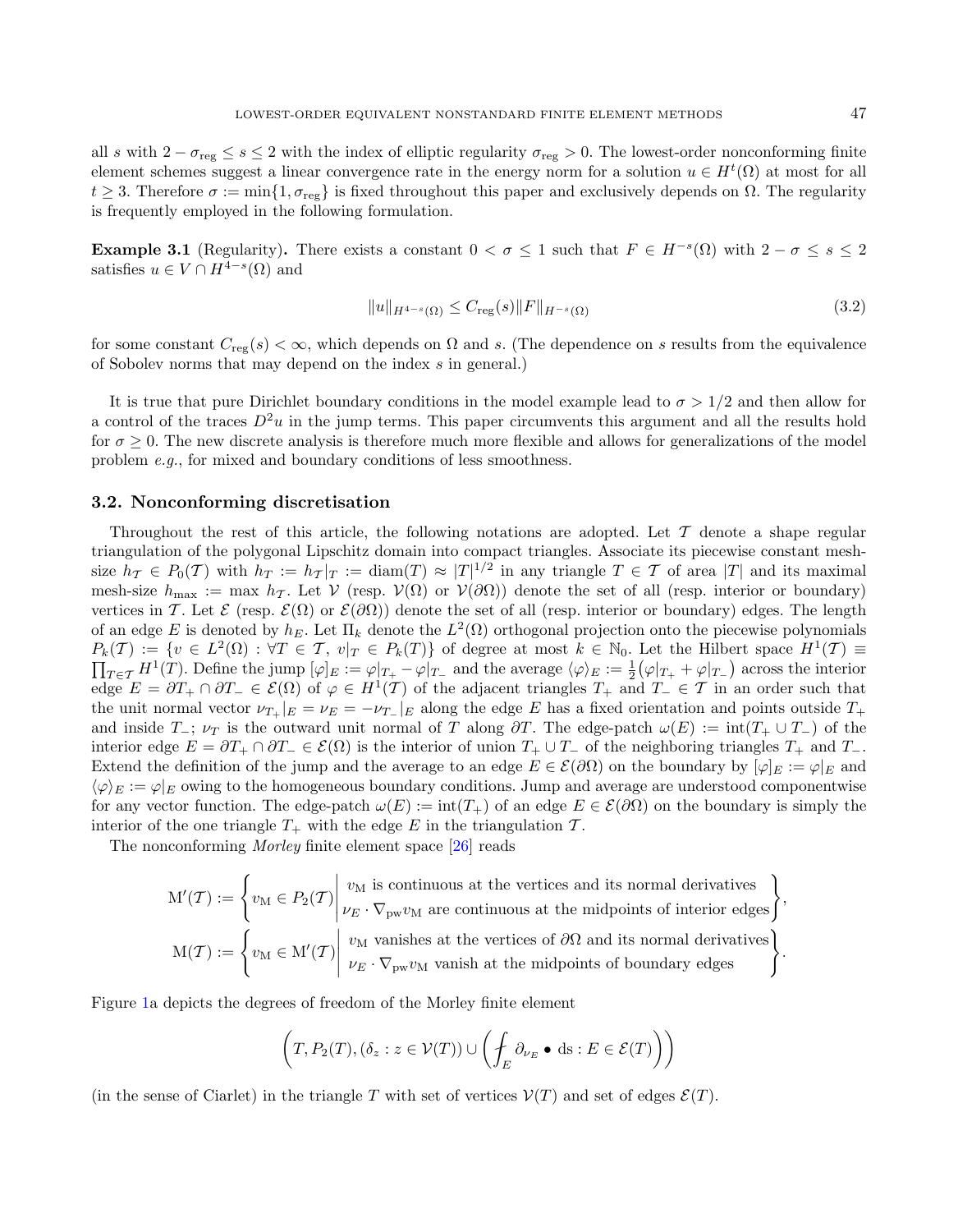all $s$ with $2 - \sigma_{\mathrm{reg}} \leq s \leq 2$ with the index of elliptic regularity $\sigma_{\mathrm{reg}} > 0$. The lowest-order nonconforming finite element schemes suggest a linear convergence rate in the energy norm for a solution $u \in H^t(\Omega)$ at most for all $t \geq 3$. Therefore $\sigma := \min\{1, \sigma_{\mathrm{reg}}\}$ is fixed throughout this paper and exclusively depends on $\Omega$. The regularity is frequently employed in the following formulation.

**Example 3.1** (Regularity)**.** There exists a constant $0 < \sigma \leq 1$ such that $F \in H^{-s}(\Omega)$ with $2 - \sigma \leq s \leq 2$ satisfies $u \in V \cap H^{4-s}(\Omega)$ and

$$\|u\|_{H^{4-s}(\Omega)} \leq C_{\mathrm{reg}}(s)\|F\|_{H^{-s}(\Omega)} \tag{3.2}$$

for some constant $C_{\mathrm{reg}}(s) < \infty$, which depends on $\Omega$ and $s$. (The dependence on $s$ results from the equivalence of Sobolev norms that may depend on the index $s$ in general.)

It is true that pure Dirichlet boundary conditions in the model example lead to $\sigma > 1/2$ and then allow for a control of the traces $D^2u$ in the jump terms. This paper circumvents this argument and all the results hold for $\sigma \geq 0$. The new discrete analysis is therefore much more flexible and allows for generalizations of the model problem *e.g.*, for mixed and boundary conditions of less smoothness.

### 3.2. Nonconforming discretisation

Throughout the rest of this article, the following notations are adopted. Let $\mathcal{T}$ denote a shape regular triangulation of the polygonal Lipschitz domain into compact triangles. Associate its piecewise constant mesh-size $h_{\mathcal{T}} \in P_0(\mathcal{T})$ with $h_T := h_{\mathcal{T}}|_T := \mathrm{diam}(T) \approx |T|^{1/2}$ in any triangle $T \in \mathcal{T}$ of area $|T|$ and its maximal mesh-size $h_{\max} := \max h_{\mathcal{T}}$. Let $\mathcal{V}$ (resp. $\mathcal{V}(\Omega)$ or $\mathcal{V}(\partial\Omega)$) denote the set of all (resp. interior or boundary) vertices in $\mathcal{T}$. Let $\mathcal{E}$ (resp. $\mathcal{E}(\Omega)$ or $\mathcal{E}(\partial\Omega)$) denote the set of all (resp. interior or boundary) edges. The length of an edge $E$ is denoted by $h_E$. Let $\Pi_k$ denote the $L^2(\Omega)$ orthogonal projection onto the piecewise polynomials $P_k(\mathcal{T}) := \{v \in L^2(\Omega) : \forall T \in \mathcal{T},\ v|_T \in P_k(T)\}$ of degree at most $k \in \mathbb{N}_0$. Let the Hilbert space $H^1(\mathcal{T}) \equiv \prod_{T\in\mathcal{T}} H^1(T)$. Define the jump $[\varphi]_E := \varphi|_{T_+} - \varphi|_{T_-}$ and the average $\langle\varphi\rangle_E := \frac{1}{2}\big(\varphi|_{T_+} + \varphi|_{T_-}\big)$ across the interior edge $E = \partial T_+ \cap \partial T_- \in \mathcal{E}(\Omega)$ of $\varphi \in H^1(\mathcal{T})$ of the adjacent triangles $T_+$ and $T_- \in \mathcal{T}$ in an order such that the unit normal vector $\nu_{T_+}|_E = \nu_E = -\nu_{T_-}|_E$ along the edge $E$ has a fixed orientation and points outside $T_+$ and inside $T_-$; $\nu_T$ is the outward unit normal of $T$ along $\partial T$. The edge-patch $\omega(E) := \mathrm{int}(T_+ \cup T_-)$ of the interior edge $E = \partial T_+ \cap \partial T_- \in \mathcal{E}(\Omega)$ is the interior of union $T_+ \cup T_-$ of the neighboring triangles $T_+$ and $T_-$. Extend the definition of the jump and the average to an edge $E \in \mathcal{E}(\partial\Omega)$ on the boundary by $[\varphi]_E := \varphi|_E$ and $\langle\varphi\rangle_E := \varphi|_E$ owing to the homogeneous boundary conditions. Jump and average are understood componentwise for any vector function. The edge-patch $\omega(E) := \mathrm{int}(T_+)$ of an edge $E \in \mathcal{E}(\partial\Omega)$ on the boundary is simply the interior of the one triangle $T_+$ with the edge $E$ in the triangulation $\mathcal{T}$.

The nonconforming *Morley* finite element space [26] reads

$$\mathrm{M}'(\mathcal{T}) := \left\{ v_{\mathrm{M}} \in P_2(\mathcal{T}) \,\middle|\, \begin{array}{l} v_{\mathrm{M}} \text{ is continuous at the vertices and its normal derivatives} \\ \nu_E \cdot \nabla_{\mathrm{pw}} v_{\mathrm{M}} \text{ are continuous at the midpoints of interior edges} \end{array} \right\},$$

$$\mathrm{M}(\mathcal{T}) := \left\{ v_{\mathrm{M}} \in \mathrm{M}'(\mathcal{T}) \,\middle|\, \begin{array}{l} v_{\mathrm{M}} \text{ vanishes at the vertices of } \partial\Omega \text{ and its normal derivatives} \\ \nu_E \cdot \nabla_{\mathrm{pw}} v_{\mathrm{M}} \text{ vanish at the midpoints of boundary edges} \end{array} \right\}.$$

Figure 1a depicts the degrees of freedom of the Morley finite element

$$\left( T, P_2(T), (\delta_z : z \in \mathcal{V}(T)) \cup \left( \fint_E \partial_{\nu_E} \bullet \,\mathrm{d}s : E \in \mathcal{E}(T) \right) \right)$$

(in the sense of Ciarlet) in the triangle $T$ with set of vertices $\mathcal{V}(T)$ and set of edges $\mathcal{E}(T)$.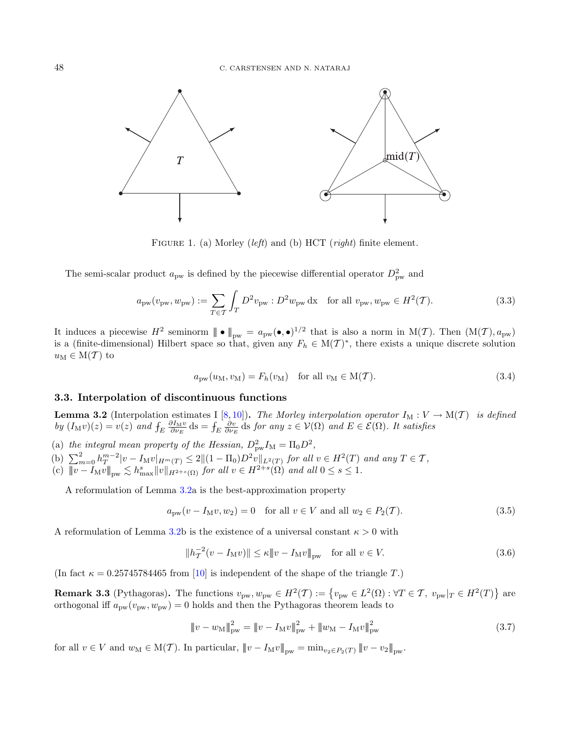FIGURE 1. (a) Morley (*left*) and (b) HCT (*right*) finite element.

The semi-scalar product $a_{\rm pw}$ is defined by the piecewise differential operator $D^2_{\rm pw}$ and

$$a_{\rm pw}(v_{\rm pw}, w_{\rm pw}) := \sum_{T\in\mathcal{T}} \int_T D^2 v_{\rm pw} : D^2 w_{\rm pw}\,{\rm d}x \quad \text{for all } v_{\rm pw}, w_{\rm pw} \in H^2(\mathcal{T}). \tag{3.3}$$

It induces a piecewise $H^2$ seminorm $|\!|\!|\bullet|\!|\!|_{\rm pw} = a_{\rm pw}(\bullet,\bullet)^{1/2}$ that is also a norm in ${\rm M}(\mathcal{T})$. Then $({\rm M}(\mathcal{T}), a_{\rm pw})$ is a (finite-dimensional) Hilbert space so that, given any $F_h \in {\rm M}(\mathcal{T})^*$, there exists a unique discrete solution $u_{\rm M} \in {\rm M}(\mathcal{T})$ to

$$a_{\rm pw}(u_{\rm M}, v_{\rm M}) = F_h(v_{\rm M}) \quad \text{for all } v_{\rm M} \in {\rm M}(\mathcal{T}). \tag{3.4}$$

### 3.3. Interpolation of discontinuous functions

**Lemma 3.2** (Interpolation estimates I [8,10])**.** *The Morley interpolation operator $I_{\rm M} : V \to {\rm M}(\mathcal{T})$ is defined by $(I_{\rm M}v)(z) = v(z)$ and $⨍_E \frac{\partial I_{\rm M} v}{\partial \nu_E}\,{\rm d}s = ⨍_E \frac{\partial v}{\partial \nu_E}\,{\rm d}s$ for any $z \in \mathcal{V}(\Omega)$ and $E \in \mathcal{E}(\Omega)$. It satisfies*

(a) *the integral mean property of the Hessian, $D^2_{\rm pw} I_{\rm M} = \Pi_0 D^2$,*
(b) $\sum_{m=0}^{2} h_T^{m-2} |v - I_{\rm M}v|_{H^m(T)} \le 2\|(1-\Pi_0)D^2 v\|_{L^2(T)}$ *for all $v \in H^2(T)$ and any $T \in \mathcal{T}$,*
(c) $|\!|\!|v - I_{\rm M}v|\!|\!|_{\rm pw} \lesssim h^s_{\max}\|v\|_{H^{2+s}(\Omega)}$ *for all $v \in H^{2+s}(\Omega)$ and all $0 \le s \le 1$.*

A reformulation of Lemma 3.2a is the best-approximation property

$$a_{\rm pw}(v - I_{\rm M}v, w_2) = 0 \quad \text{for all } v \in V \text{ and all } w_2 \in P_2(\mathcal{T}). \tag{3.5}$$

A reformulation of Lemma 3.2b is the existence of a universal constant $\kappa > 0$ with

$$\|h_{\mathcal{T}}^{-2}(v - I_{\rm M}v)\| \le \kappa |\!|\!|v - I_{\rm M}v|\!|\!|_{\rm pw} \quad \text{for all } v \in V. \tag{3.6}$$

(In fact $\kappa = 0.25745784465$ from [10] is independent of the shape of the triangle $T$.)

**Remark 3.3** (Pythagoras)**.** The functions $v_{\rm pw}, w_{\rm pw} \in H^2(\mathcal{T}) := \{v_{\rm pw} \in L^2(\Omega) : \forall T \in \mathcal{T},\ v_{\rm pw}|_T \in H^2(T)\}$ are orthogonal iff $a_{\rm pw}(v_{\rm pw}, w_{\rm pw}) = 0$ holds and then the Pythagoras theorem leads to

$$|\!|\!|v - w_{\rm M}|\!|\!|^2_{\rm pw} = |\!|\!|v - I_{\rm M}v|\!|\!|^2_{\rm pw} + |\!|\!|w_{\rm M} - I_{\rm M}v|\!|\!|^2_{\rm pw} \tag{3.7}$$

for all $v \in V$ and $w_{\rm M} \in {\rm M}(\mathcal{T})$. In particular, $|\!|\!|v - I_{\rm M}v|\!|\!|_{\rm pw} = \min_{v_2\in P_2(\mathcal{T})} |\!|\!|v - v_2|\!|\!|_{\rm pw}$.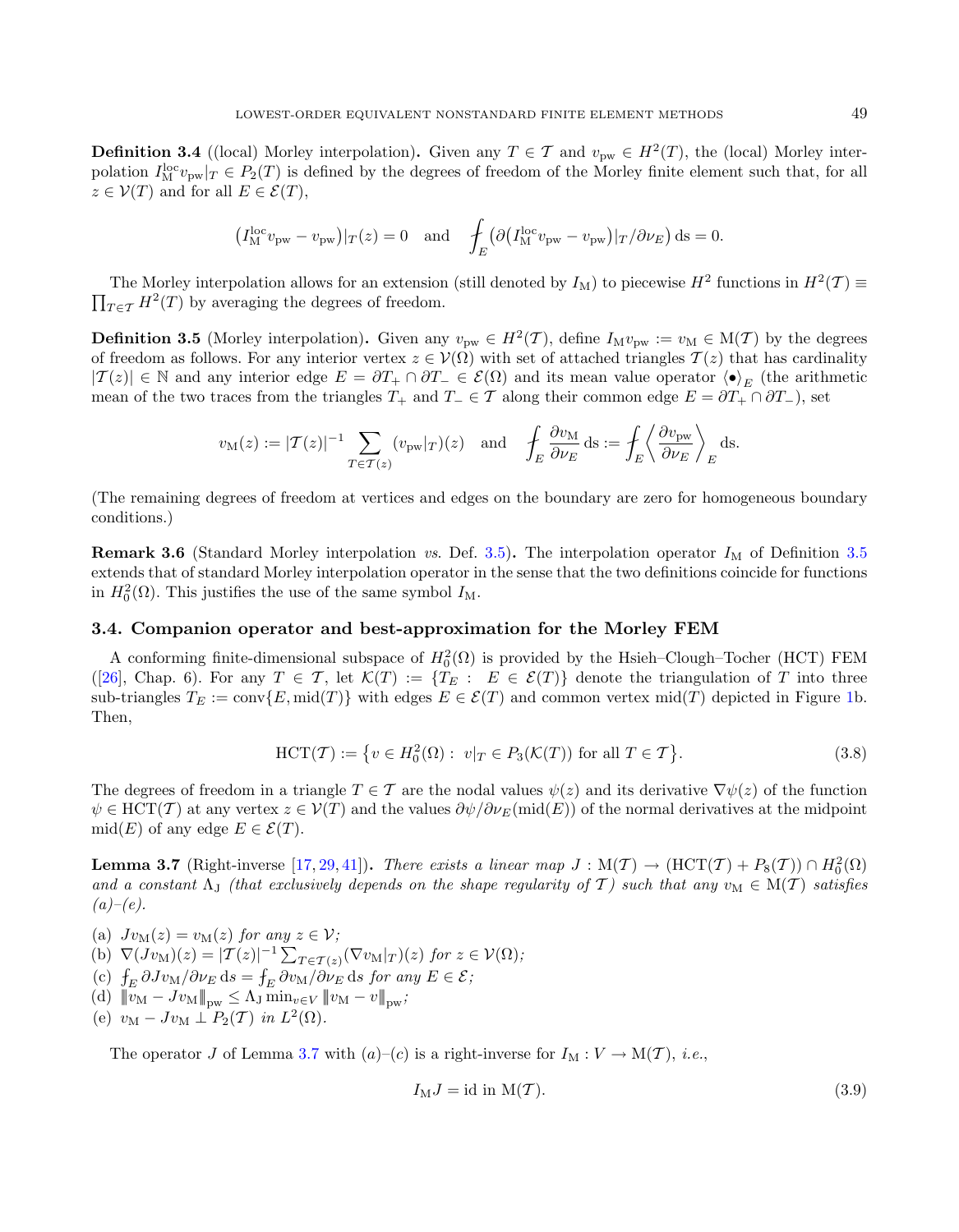**Definition 3.4** ((local) Morley interpolation)**.** Given any $T \in \mathcal{T}$ and $v_{\rm pw} \in H^2(T)$, the (local) Morley interpolation $I_{\rm M}^{\rm loc} v_{\rm pw}|_T \in P_2(T)$ is defined by the degrees of freedom of the Morley finite element such that, for all $z \in \mathcal{V}(T)$ and for all $E \in \mathcal{E}(T)$,

$$\big(I_{\rm M}^{\rm loc} v_{\rm pw} - v_{\rm pw}\big)|_T(z) = 0 \quad \text{and} \quad \fint_E \big(\partial\big(I_{\rm M}^{\rm loc} v_{\rm pw} - v_{\rm pw}\big)|_T / \partial \nu_E\big)\,{\rm d}s = 0.$$

The Morley interpolation allows for an extension (still denoted by $I_{\rm M}$) to piecewise $H^2$ functions in $H^2(\mathcal{T}) \equiv \prod_{T\in\mathcal{T}} H^2(T)$ by averaging the degrees of freedom.

**Definition 3.5** (Morley interpolation)**.** Given any $v_{\rm pw} \in H^2(\mathcal{T})$, define $I_{\rm M} v_{\rm pw} := v_{\rm M} \in {\rm M}(\mathcal{T})$ by the degrees of freedom as follows. For any interior vertex $z \in \mathcal{V}(\Omega)$ with set of attached triangles $\mathcal{T}(z)$ that has cardinality $|\mathcal{T}(z)| \in \mathbb{N}$ and any interior edge $E = \partial T_+ \cap \partial T_- \in \mathcal{E}(\Omega)$ and its mean value operator $\langle \bullet \rangle_E$ (the arithmetic mean of the two traces from the triangles $T_+$ and $T_- \in \mathcal{T}$ along their common edge $E = \partial T_+ \cap \partial T_-$), set

$$v_{\rm M}(z) := |\mathcal{T}(z)|^{-1} \sum_{T\in\mathcal{T}(z)} (v_{\rm pw}|_T)(z) \quad \text{and} \quad \fint_E \frac{\partial v_{\rm M}}{\partial \nu_E}\,{\rm d}s := \fint_E \left\langle \frac{\partial v_{\rm pw}}{\partial \nu_E} \right\rangle_E {\rm d}s.$$

(The remaining degrees of freedom at vertices and edges on the boundary are zero for homogeneous boundary conditions.)

**Remark 3.6** (Standard Morley interpolation *vs.* Def. 3.5)**.** The interpolation operator $I_{\rm M}$ of Definition 3.5 extends that of standard Morley interpolation operator in the sense that the two definitions coincide for functions in $H_0^2(\Omega)$. This justifies the use of the same symbol $I_{\rm M}$.

### 3.4. Companion operator and best-approximation for the Morley FEM

A conforming finite-dimensional subspace of $H_0^2(\Omega)$ is provided by the Hsieh–Clough–Tocher (HCT) FEM ([26], Chap. 6). For any $T \in \mathcal{T}$, let $\mathcal{K}(T) := \{T_E : \ E \in \mathcal{E}(T)\}$ denote the triangulation of $T$ into three sub-triangles $T_E := {\rm conv}\{E, {\rm mid}(T)\}$ with edges $E \in \mathcal{E}(T)$ and common vertex ${\rm mid}(T)$ depicted in Figure 1b. Then,

$$\mathrm{HCT}(\mathcal{T}) := \big\{ v \in H_0^2(\Omega) : \ v|_T \in P_3(\mathcal{K}(T)) \text{ for all } T \in \mathcal{T} \big\}. \tag{3.8}$$

The degrees of freedom in a triangle $T \in \mathcal{T}$ are the nodal values $\psi(z)$ and its derivative $\nabla\psi(z)$ of the function $\psi \in \mathrm{HCT}(\mathcal{T})$ at any vertex $z \in \mathcal{V}(T)$ and the values $\partial\psi/\partial\nu_E({\rm mid}(E))$ of the normal derivatives at the midpoint ${\rm mid}(E)$ of any edge $E \in \mathcal{E}(T)$.

**Lemma 3.7** (Right-inverse [17, 29, 41])**.** *There exists a linear map $J : {\rm M}(\mathcal{T}) \to (\mathrm{HCT}(\mathcal{T}) + P_8(\mathcal{T})) \cap H_0^2(\Omega)$ and a constant $\Lambda_{\rm J}$ (that exclusively depends on the shape regularity of $\mathcal{T}$) such that any $v_{\rm M} \in {\rm M}(\mathcal{T})$ satisfies (a)–(e).*

(a) $J v_{\rm M}(z) = v_{\rm M}(z)$ *for any* $z \in \mathcal{V}$;
(b) $\nabla(J v_{\rm M})(z) = |\mathcal{T}(z)|^{-1} \sum_{T\in\mathcal{T}(z)} (\nabla v_{\rm M}|_T)(z)$ *for* $z \in \mathcal{V}(\Omega)$;
(c) $\fint_E \partial J v_{\rm M}/\partial\nu_E\,{\rm d}s = \fint_E \partial v_{\rm M}/\partial\nu_E\,{\rm d}s$ *for any* $E \in \mathcal{E}$;
(d) $\|v_{\rm M} - J v_{\rm M}\|_{\rm pw} \le \Lambda_{\rm J} \min_{v\in V} \|v_{\rm M} - v\|_{\rm pw}$;
(e) $v_{\rm M} - J v_{\rm M} \perp P_2(\mathcal{T})$ *in* $L^2(\Omega)$.

The operator $J$ of Lemma 3.7 with (a)–(c) is a right-inverse for $I_{\rm M} : V \to {\rm M}(\mathcal{T})$, *i.e.*,

$$I_{\rm M} J = \mathrm{id} \text{ in } {\rm M}(\mathcal{T}). \tag{3.9}$$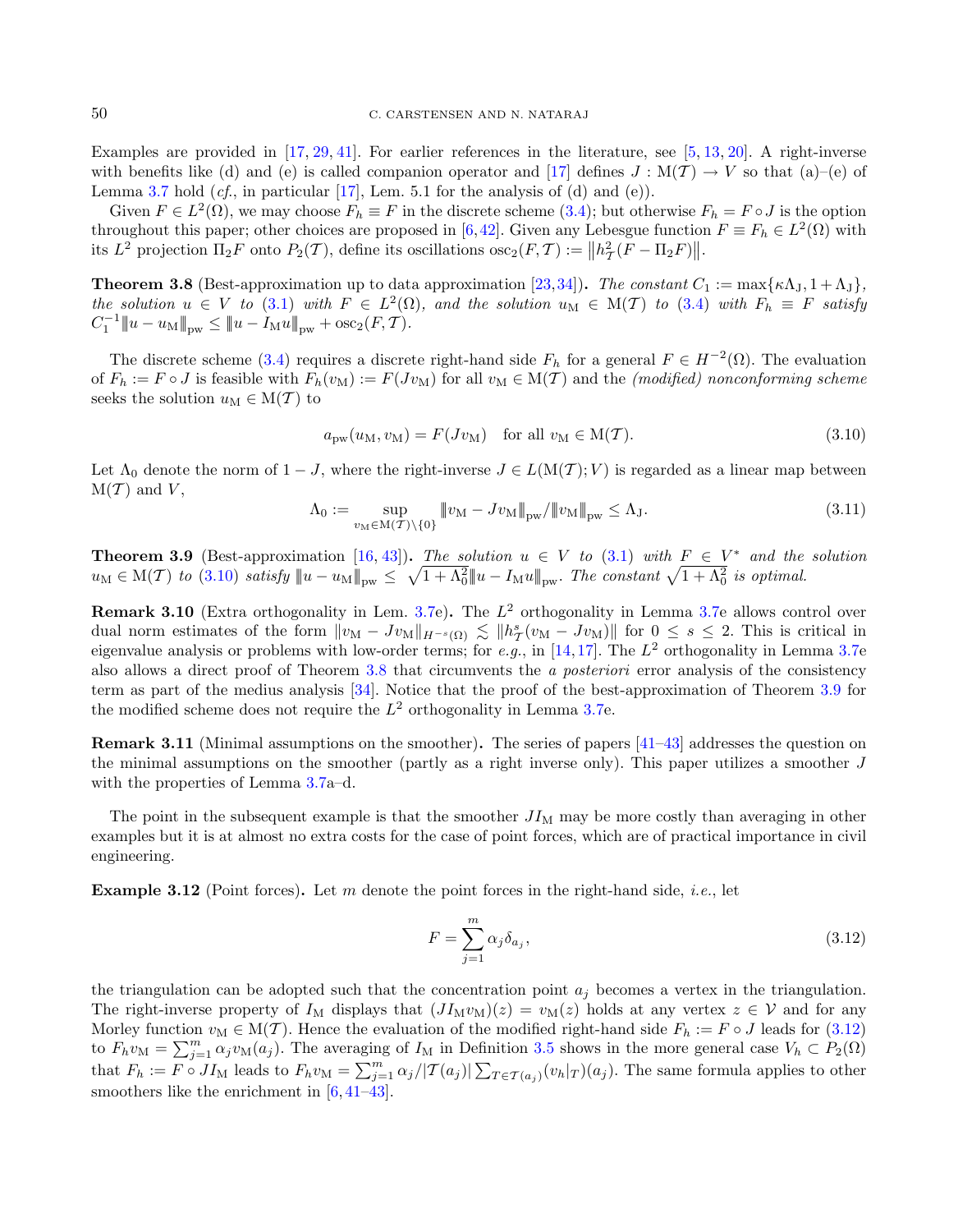Examples are provided in [17, 29, 41]. For earlier references in the literature, see [5, 13, 20]. A right-inverse with benefits like (d) and (e) is called companion operator and [17] defines $J : \mathrm{M}(\mathcal{T}) \to V$ so that (a)–(e) of Lemma 3.7 hold (*cf.*, in particular [17], Lem. 5.1 for the analysis of (d) and (e)).

Given $F \in L^2(\Omega)$, we may choose $F_h \equiv F$ in the discrete scheme (3.4); but otherwise $F_h = F \circ J$ is the option throughout this paper; other choices are proposed in [6, 42]. Given any Lebesgue function $F \equiv F_h \in L^2(\Omega)$ with its $L^2$ projection $\Pi_2 F$ onto $P_2(\mathcal{T})$, define its oscillations $\mathrm{osc}_2(F, \mathcal{T}) := \left\| h_{\mathcal{T}}^2 (F - \Pi_2 F) \right\|$.

**Theorem 3.8** (Best-approximation up to data approximation [23, 34])**.** *The constant $C_1 := \max\{\kappa \Lambda_{\mathrm{J}}, 1 + \Lambda_{\mathrm{J}}\}$, the solution $u \in V$ to (3.1) with $F \in L^2(\Omega)$, and the solution $u_{\mathrm{M}} \in \mathrm{M}(\mathcal{T})$ to (3.4) with $F_h \equiv F$ satisfy $C_1^{-1} |||u - u_{\mathrm{M}}|||_{\mathrm{pw}} \leq |||u - I_{\mathrm{M}} u|||_{\mathrm{pw}} + \mathrm{osc}_2(F, \mathcal{T})$.*

The discrete scheme (3.4) requires a discrete right-hand side $F_h$ for a general $F \in H^{-2}(\Omega)$. The evaluation of $F_h := F \circ J$ is feasible with $F_h(v_{\mathrm{M}}) := F(J v_{\mathrm{M}})$ for all $v_{\mathrm{M}} \in \mathrm{M}(\mathcal{T})$ and the *(modified) nonconforming scheme* seeks the solution $u_{\mathrm{M}} \in \mathrm{M}(\mathcal{T})$ to

$$a_{\mathrm{pw}}(u_{\mathrm{M}}, v_{\mathrm{M}}) = F(J v_{\mathrm{M}}) \quad \text{for all } v_{\mathrm{M}} \in \mathrm{M}(\mathcal{T}). \tag{3.10}$$

Let $\Lambda_0$ denote the norm of $1 - J$, where the right-inverse $J \in L(\mathrm{M}(\mathcal{T}); V)$ is regarded as a linear map between $\mathrm{M}(\mathcal{T})$ and $V$,

$$\Lambda_0 := \sup_{v_{\mathrm{M}} \in \mathrm{M}(\mathcal{T}) \setminus \{0\}} |||v_{\mathrm{M}} - J v_{\mathrm{M}}|||_{\mathrm{pw}} / |||v_{\mathrm{M}}|||_{\mathrm{pw}} \leq \Lambda_{\mathrm{J}}. \tag{3.11}$$

**Theorem 3.9** (Best-approximation [16, 43])**.** *The solution $u \in V$ to (3.1) with $F \in V^*$ and the solution $u_{\mathrm{M}} \in \mathrm{M}(\mathcal{T})$ to (3.10) satisfy $|||u - u_{\mathrm{M}}|||_{\mathrm{pw}} \leq \sqrt{1 + \Lambda_0^2} |||u - I_{\mathrm{M}} u|||_{\mathrm{pw}}$. The constant $\sqrt{1 + \Lambda_0^2}$ is optimal.*

**Remark 3.10** (Extra orthogonality in Lem. 3.7e)**.** The $L^2$ orthogonality in Lemma 3.7e allows control over dual norm estimates of the form $\|v_{\mathrm{M}} - J v_{\mathrm{M}}\|_{H^{-s}(\Omega)} \lesssim \|h_{\mathcal{T}}^s (v_{\mathrm{M}} - J v_{\mathrm{M}})\|$ for $0 \leq s \leq 2$. This is critical in eigenvalue analysis or problems with low-order terms; for *e.g.*, in [14, 17]. The $L^2$ orthogonality in Lemma 3.7e also allows a direct proof of Theorem 3.8 that circumvents the *a posteriori* error analysis of the consistency term as part of the medius analysis [34]. Notice that the proof of the best-approximation of Theorem 3.9 for the modified scheme does not require the $L^2$ orthogonality in Lemma 3.7e.

**Remark 3.11** (Minimal assumptions on the smoother)**.** The series of papers [41–43] addresses the question on the minimal assumptions on the smoother (partly as a right inverse only). This paper utilizes a smoother $J$ with the properties of Lemma 3.7a–d.

The point in the subsequent example is that the smoother $J I_{\mathrm{M}}$ may be more costly than averaging in other examples but it is at almost no extra costs for the case of point forces, which are of practical importance in civil engineering.

**Example 3.12** (Point forces)**.** Let $m$ denote the point forces in the right-hand side, *i.e.*, let

$$F = \sum_{j=1}^{m} \alpha_j \delta_{a_j}, \tag{3.12}$$

the triangulation can be adopted such that the concentration point $a_j$ becomes a vertex in the triangulation. The right-inverse property of $I_{\mathrm{M}}$ displays that $(J I_{\mathrm{M}} v_{\mathrm{M}})(z) = v_{\mathrm{M}}(z)$ holds at any vertex $z \in \mathcal{V}$ and for any Morley function $v_{\mathrm{M}} \in \mathrm{M}(\mathcal{T})$. Hence the evaluation of the modified right-hand side $F_h := F \circ J$ leads for (3.12) to $F_h v_{\mathrm{M}} = \sum_{j=1}^{m} \alpha_j v_{\mathrm{M}}(a_j)$. The averaging of $I_{\mathrm{M}}$ in Definition 3.5 shows in the more general case $V_h \subset P_2(\Omega)$ that $F_h := F \circ J I_{\mathrm{M}}$ leads to $F_h v_{\mathrm{M}} = \sum_{j=1}^{m} \alpha_j / |\mathcal{T}(a_j)| \sum_{T \in \mathcal{T}(a_j)} (v_h|_T)(a_j)$. The same formula applies to other smoothers like the enrichment in [6, 41–43].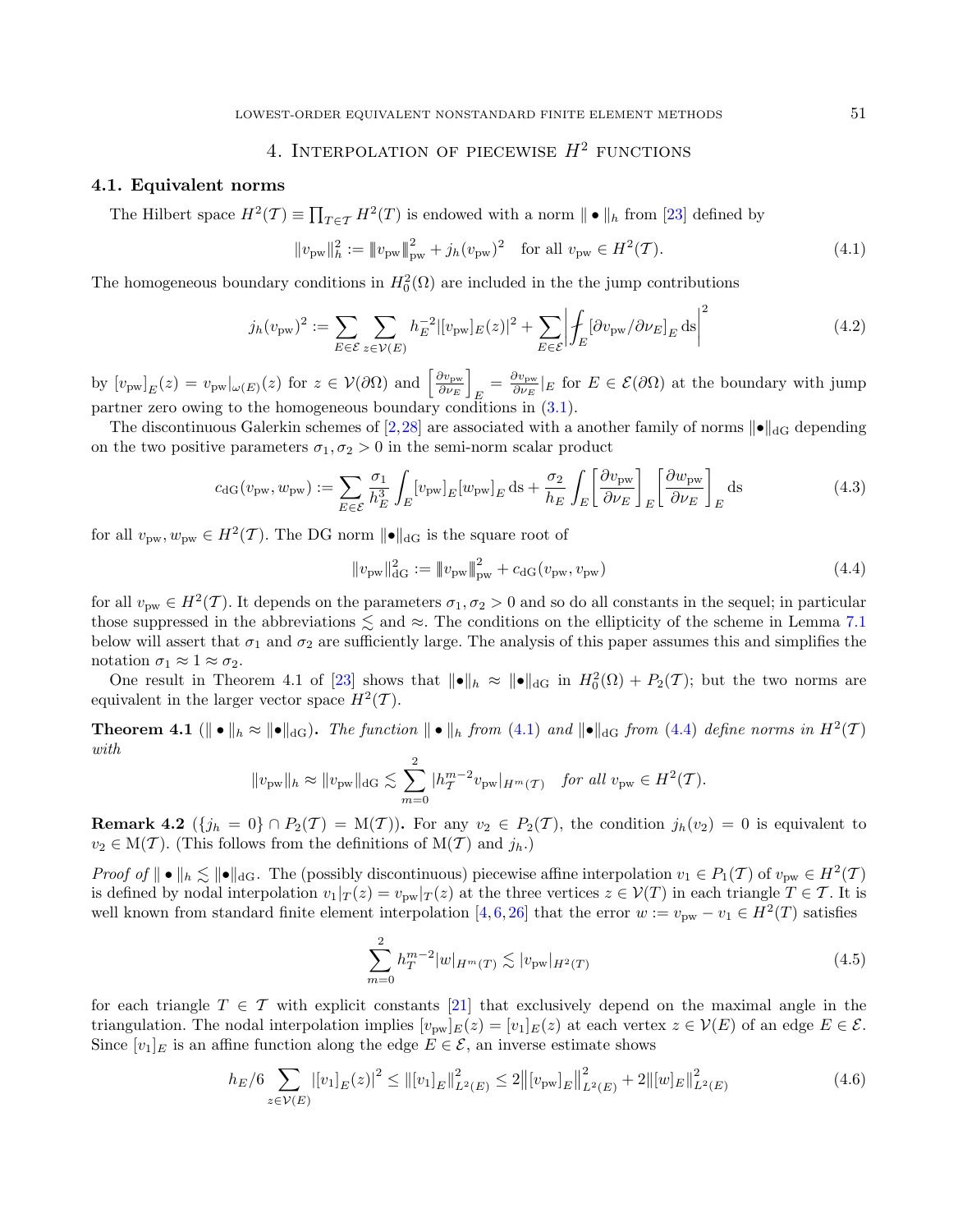## 4. Interpolation of piecewise $H^2$ functions

### 4.1. Equivalent norms

The Hilbert space $H^2(\mathcal{T}) \equiv \prod_{T\in\mathcal{T}} H^2(T)$ is endowed with a norm $\| \bullet \|_h$ from [23] defined by

$$\|v_{\rm pw}\|_h^2 := \|\!|v_{\rm pw}|\!\|_{\rm pw}^2 + j_h(v_{\rm pw})^2 \quad \text{for all } v_{\rm pw} \in H^2(\mathcal{T}). \tag{4.1}$$

The homogeneous boundary conditions in $H^2_0(\Omega)$ are included in the the jump contributions

$$j_h(v_{\rm pw})^2 := \sum_{E\in\mathcal{E}} \sum_{z\in\mathcal{V}(E)} h_E^{-2} |[v_{\rm pw}]_E(z)|^2 + \sum_{E\in\mathcal{E}} \left| ⨍_E [\partial v_{\rm pw}/\partial \nu_E]_E \,{\rm d}s \right|^2 \tag{4.2}$$

by $[v_{\rm pw}]_E(z) = v_{\rm pw}|_{\omega(E)}(z)$ for $z \in \mathcal{V}(\partial\Omega)$ and $\left[\frac{\partial v_{\rm pw}}{\partial \nu_E}\right]_E = \frac{\partial v_{\rm pw}}{\partial \nu_E}|_E$ for $E \in \mathcal{E}(\partial\Omega)$ at the boundary with jump partner zero owing to the homogeneous boundary conditions in (3.1).

The discontinuous Galerkin schemes of [2,28] are associated with a another family of norms $\|\bullet\|_{\rm dG}$ depending on the two positive parameters $\sigma_1, \sigma_2 > 0$ in the semi-norm scalar product

$$c_{\rm dG}(v_{\rm pw}, w_{\rm pw}) := \sum_{E\in\mathcal{E}} \frac{\sigma_1}{h_E^3} \int_E [v_{\rm pw}]_E [w_{\rm pw}]_E \,{\rm d}s + \frac{\sigma_2}{h_E} \int_E \left[\frac{\partial v_{\rm pw}}{\partial \nu_E}\right]_E \left[\frac{\partial w_{\rm pw}}{\partial \nu_E}\right]_E {\rm d}s \tag{4.3}$$

for all $v_{\rm pw}, w_{\rm pw} \in H^2(\mathcal{T})$. The DG norm $\|\bullet\|_{\rm dG}$ is the square root of

$$\|v_{\rm pw}\|_{\rm dG}^2 := \|\!|v_{\rm pw}|\!\|_{\rm pw}^2 + c_{\rm dG}(v_{\rm pw}, v_{\rm pw}) \tag{4.4}$$

for all $v_{\rm pw} \in H^2(\mathcal{T})$. It depends on the parameters $\sigma_1, \sigma_2 > 0$ and so do all constants in the sequel; in particular those suppressed in the abbreviations $\lesssim$ and $\approx$. The conditions on the ellipticity of the scheme in Lemma 7.1 below will assert that $\sigma_1$ and $\sigma_2$ are sufficiently large. The analysis of this paper assumes this and simplifies the notation $\sigma_1 \approx 1 \approx \sigma_2$.

One result in Theorem 4.1 of [23] shows that $\|\bullet\|_h \approx \|\bullet\|_{\rm dG}$ in $H^2_0(\Omega) + P_2(\mathcal{T})$; but the two norms are equivalent in the larger vector space $H^2(\mathcal{T})$.

**Theorem 4.1** ($\| \bullet \|_h \approx \|\bullet\|_{\rm dG}$). *The function $\| \bullet \|_h$ from (4.1) and $\|\bullet\|_{\rm dG}$ from (4.4) define norms in $H^2(\mathcal{T})$ with*

$$\|v_{\rm pw}\|_h \approx \|v_{\rm pw}\|_{\rm dG} \lesssim \sum_{m=0}^{2} |h_{\mathcal{T}}^{m-2} v_{\rm pw}|_{H^m(\mathcal{T})} \quad \textit{for all } v_{\rm pw} \in H^2(\mathcal{T}).$$

**Remark 4.2** ($\{j_h = 0\} \cap P_2(\mathcal{T}) = {\rm M}(\mathcal{T})$)**.** For any $v_2 \in P_2(\mathcal{T})$, the condition $j_h(v_2) = 0$ is equivalent to $v_2 \in {\rm M}(\mathcal{T})$. (This follows from the definitions of ${\rm M}(\mathcal{T})$ and $j_h$.)

*Proof of* $\| \bullet \|_h \lesssim \|\bullet\|_{\rm dG}$. The (possibly discontinuous) piecewise affine interpolation $v_1 \in P_1(\mathcal{T})$ of $v_{\rm pw} \in H^2(\mathcal{T})$ is defined by nodal interpolation $v_1|_T(z) = v_{\rm pw}|_T(z)$ at the three vertices $z \in \mathcal{V}(T)$ in each triangle $T \in \mathcal{T}$. It is well known from standard finite element interpolation [4,6,26] that the error $w := v_{\rm pw} - v_1 \in H^2(\mathcal{T})$ satisfies

$$\sum_{m=0}^{2} h_T^{m-2} |w|_{H^m(T)} \lesssim |v_{\rm pw}|_{H^2(T)} \tag{4.5}$$

for each triangle $T \in \mathcal{T}$ with explicit constants [21] that exclusively depend on the maximal angle in the triangulation. The nodal interpolation implies $[v_{\rm pw}]_E(z) = [v_1]_E(z)$ at each vertex $z \in \mathcal{V}(E)$ of an edge $E \in \mathcal{E}$. Since $[v_1]_E$ is an affine function along the edge $E \in \mathcal{E}$, an inverse estimate shows

$$h_E/6 \sum_{z\in\mathcal{V}(E)} |[v_1]_E(z)|^2 \le \|[v_1]_E\|_{L^2(E)}^2 \le 2\big\|[v_{\rm pw}]_E\big\|_{L^2(E)}^2 + 2\|[w]_E\|_{L^2(E)}^2 \tag{4.6}$$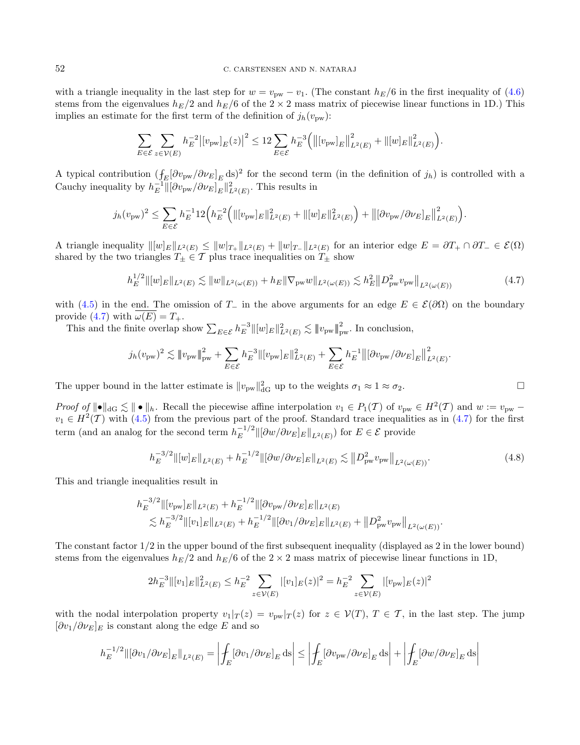with a triangle inequality in the last step for $w = v_{\mathrm{pw}} - v_1$. (The constant $h_E/6$ in the first inequality of (4.6) stems from the eigenvalues $h_E/2$ and $h_E/6$ of the $2\times 2$ mass matrix of piecewise linear functions in 1D.) This implies an estimate for the first term of the definition of $j_h(v_{\mathrm{pw}})$:

$$\sum_{E\in\mathcal{E}}\sum_{z\in\mathcal{V}(E)} h_E^{-2}\big|[v_{\mathrm{pw}}]_E(z)\big|^2 \le 12\sum_{E\in\mathcal{E}} h_E^{-3}\Big(\big\|[v_{\mathrm{pw}}]_E\big\|^2_{L^2(E)} + \|[w]_E\|^2_{L^2(E)}\Big).$$

A typical contribution $(\fint_E [\partial v_{\mathrm{pw}}/\partial\nu_E]_E\,\mathrm{d}s)^2$ for the second term (in the definition of $j_h$) is controlled with a Cauchy inequality by $h_E^{-1}\|[\partial v_{\mathrm{pw}}/\partial\nu_E]_E\|^2_{L^2(E)}$. This results in

$$j_h(v_{\mathrm{pw}})^2 \le \sum_{E\in\mathcal{E}} h_E^{-1}12\Big(h_E^{-2}\Big(\|[v_{\mathrm{pw}}]_E\|^2_{L^2(E)} + \|[w]_E\|^2_{L^2(E)}\Big) + \big\|[\partial v_{\mathrm{pw}}/\partial\nu_E]_E\big\|^2_{L^2(E)}\Big).$$

A triangle inequality $\|[w]_E\|_{L^2(E)} \le \|w|_{T_+}\|_{L^2(E)} + \|w|_{T_-}\|_{L^2(E)}$ for an interior edge $E = \partial T_+ \cap \partial T_- \in \mathcal{E}(\Omega)$ shared by the two triangles $T_\pm \in \mathcal{T}$ plus trace inequalities on $T_\pm$ show

$$h_E^{1/2}\|[w]_E\|_{L^2(E)} \lesssim \|w\|_{L^2(\omega(E))} + h_E\|\nabla_{\mathrm{pw}} w\|_{L^2(\omega(E))} \lesssim h_E^2\big\|D^2_{\mathrm{pw}} v_{\mathrm{pw}}\big\|_{L^2(\omega(E))} \tag{4.7}$$

with (4.5) in the end. The omission of $T_-$ in the above arguments for an edge $E \in \mathcal{E}(\partial\Omega)$ on the boundary provide (4.7) with $\overline{\omega(E)} = T_+$.

This and the finite overlap show $\sum_{E\in\mathcal{E}} h_E^{-3}\|[w]_E\|^2_{L^2(E)} \lesssim \|v_{\mathrm{pw}}\|^2_{\mathrm{pw}}$. In conclusion,

$$j_h(v_{\mathrm{pw}})^2 \lesssim \|v_{\mathrm{pw}}\|^2_{\mathrm{pw}} + \sum_{E\in\mathcal{E}} h_E^{-3}\|[v_{\mathrm{pw}}]_E\|^2_{L^2(E)} + \sum_{E\in\mathcal{E}} h_E^{-1}\big\|[\partial v_{\mathrm{pw}}/\partial\nu_E]_E\big\|^2_{L^2(E)}.$$

The upper bound in the latter estimate is $\|v_{\mathrm{pw}}\|^2_{\mathrm{dG}}$ up to the weights $\sigma_1 \approx 1 \approx \sigma_2$. $\square$

*Proof of* $\|\bullet\|_{\mathrm{dG}} \lesssim \|\bullet\|_h$. Recall the piecewise affine interpolation $v_1 \in P_1(\mathcal{T})$ of $v_{\mathrm{pw}} \in H^2(\mathcal{T})$ and $w := v_{\mathrm{pw}} - v_1 \in H^2(\mathcal{T})$ with (4.5) from the previous part of the proof. Standard trace inequalities as in (4.7) for the first term (and an analog for the second term $h_E^{-1/2}\|[\partial w/\partial\nu_E]_E\|_{L^2(E)}$) for $E \in \mathcal{E}$ provide

$$h_E^{-3/2}\|[w]_E\|_{L^2(E)} + h_E^{-1/2}\|[\partial w/\partial\nu_E]_E\|_{L^2(E)} \lesssim \big\|D^2_{\mathrm{pw}} v_{\mathrm{pw}}\big\|_{L^2(\omega(E))}. \tag{4.8}$$

This and triangle inequalities result in

$$\begin{aligned} &h_E^{-3/2}\|[v_{\mathrm{pw}}]_E\|_{L^2(E)} + h_E^{-1/2}\|[\partial v_{\mathrm{pw}}/\partial\nu_E]_E\|_{L^2(E)} \\ &\quad\lesssim h_E^{-3/2}\|[v_1]_E\|_{L^2(E)} + h_E^{-1/2}\|[\partial v_1/\partial\nu_E]_E\|_{L^2(E)} + \big\|D^2_{\mathrm{pw}} v_{\mathrm{pw}}\big\|_{L^2(\omega(E))}. \end{aligned}$$

The constant factor $1/2$ in the upper bound of the first subsequent inequality (displayed as 2 in the lower bound) stems from the eigenvalues $h_E/2$ and $h_E/6$ of the $2\times 2$ mass matrix of piecewise linear functions in 1D,

$$2h_E^{-3}\|[v_1]_E\|^2_{L^2(E)} \le h_E^{-2}\sum_{z\in\mathcal{V}(E)}|[v_1]_E(z)|^2 = h_E^{-2}\sum_{z\in\mathcal{V}(E)}|[v_{\mathrm{pw}}]_E(z)|^2$$

with the nodal interpolation property $v_1|_T(z) = v_{\mathrm{pw}}|_T(z)$ for $z \in \mathcal{V}(T)$, $T \in \mathcal{T}$, in the last step. The jump $[\partial v_1/\partial\nu_E]_E$ is constant along the edge $E$ and so

$$h_E^{-1/2}\|[\partial v_1/\partial\nu_E]_E\|_{L^2(E)} = \left|\fint_E [\partial v_1/\partial\nu_E]_E\,\mathrm{d}s\right| \le \left|\fint_E [\partial v_{\mathrm{pw}}/\partial\nu_E]_E\,\mathrm{d}s\right| + \left|\fint_E [\partial w/\partial\nu_E]_E\,\mathrm{d}s\right|$$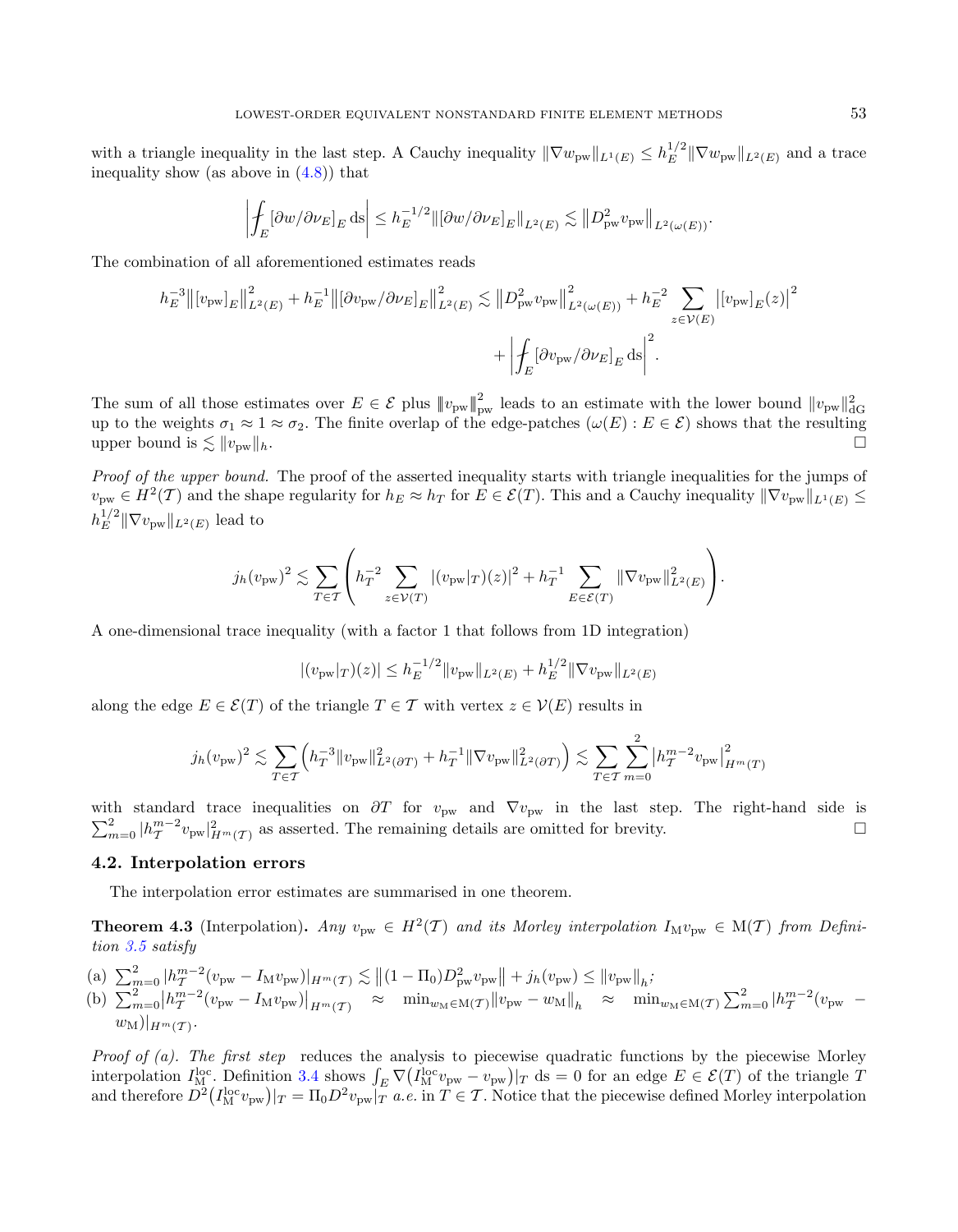with a triangle inequality in the last step. A Cauchy inequality $\|\nabla w_{\rm pw}\|_{L^1(E)} \le h_E^{1/2}\|\nabla w_{\rm pw}\|_{L^2(E)}$ and a trace inequality show (as above in (4.8)) that

$$\left|\fint_E [\partial w/\partial \nu_E]_E \,\mathrm{d}s\right| \le h_E^{-1/2}\|[\partial w/\partial \nu_E]_E\|_{L^2(E)} \lesssim \left\|D^2_{\rm pw} v_{\rm pw}\right\|_{L^2(\omega(E))}.$$

The combination of all aforementioned estimates reads

$$h_E^{-3}\left\|[v_{\rm pw}]_E\right\|^2_{L^2(E)} + h_E^{-1}\left\|[\partial v_{\rm pw}/\partial \nu_E]_E\right\|^2_{L^2(E)} \lesssim \left\|D^2_{\rm pw} v_{\rm pw}\right\|^2_{L^2(\omega(E))} + h_E^{-2}\sum_{z\in\mathcal{V}(E)}\left|[v_{\rm pw}]_E(z)\right|^2 + \left|\fint_E [\partial v_{\rm pw}/\partial \nu_E]_E \,\mathrm{d}s\right|^2.$$

The sum of all those estimates over $E \in \mathcal{E}$ plus $\|v_{\rm pw}\|^2_{\rm pw}$ leads to an estimate with the lower bound $\|v_{\rm pw}\|^2_{\rm dG}$ up to the weights $\sigma_1 \approx 1 \approx \sigma_2$. The finite overlap of the edge-patches $(\omega(E) : E \in \mathcal{E})$ shows that the resulting upper bound is $\lesssim \|v_{\rm pw}\|_h$. $\square$

*Proof of the upper bound.* The proof of the asserted inequality starts with triangle inequalities for the jumps of $v_{\rm pw} \in H^2(\mathcal{T})$ and the shape regularity for $h_E \approx h_T$ for $E \in \mathcal{E}(T)$. This and a Cauchy inequality $\|\nabla v_{\rm pw}\|_{L^1(E)} \le h_E^{1/2}\|\nabla v_{\rm pw}\|_{L^2(E)}$ lead to

$$j_h(v_{\rm pw})^2 \lesssim \sum_{T\in\mathcal{T}}\left(h_T^{-2}\sum_{z\in\mathcal{V}(T)}|(v_{\rm pw}|_T)(z)|^2 + h_T^{-1}\sum_{E\in\mathcal{E}(T)}\|\nabla v_{\rm pw}\|^2_{L^2(E)}\right).$$

A one-dimensional trace inequality (with a factor 1 that follows from 1D integration)

$$|(v_{\rm pw}|_T)(z)| \le h_E^{-1/2}\|v_{\rm pw}\|_{L^2(E)} + h_E^{1/2}\|\nabla v_{\rm pw}\|_{L^2(E)}$$

along the edge $E \in \mathcal{E}(T)$ of the triangle $T \in \mathcal{T}$ with vertex $z \in \mathcal{V}(E)$ results in

$$j_h(v_{\rm pw})^2 \lesssim \sum_{T\in\mathcal{T}}\left(h_T^{-3}\|v_{\rm pw}\|^2_{L^2(\partial T)} + h_T^{-1}\|\nabla v_{\rm pw}\|^2_{L^2(\partial T)}\right) \lesssim \sum_{T\in\mathcal{T}}\sum_{m=0}^{2}\left|h_{\mathcal{T}}^{m-2} v_{\rm pw}\right|^2_{H^m(T)}$$

with standard trace inequalities on $\partial T$ for $v_{\rm pw}$ and $\nabla v_{\rm pw}$ in the last step. The right-hand side is $\sum_{m=0}^{2}|h_{\mathcal{T}}^{m-2} v_{\rm pw}|^2_{H^m(\mathcal{T})}$ as asserted. The remaining details are omitted for brevity. $\square$

## 4.2. Interpolation errors

The interpolation error estimates are summarised in one theorem.

**Theorem 4.3** (Interpolation)**.** *Any $v_{\rm pw} \in H^2(\mathcal{T})$ and its Morley interpolation $I_{\rm M} v_{\rm pw} \in \mathrm{M}(\mathcal{T})$ from Definition 3.5 satisfy*

(a) $\sum_{m=0}^{2}|h_{\mathcal{T}}^{m-2}(v_{\rm pw} - I_{\rm M} v_{\rm pw})|_{H^m(\mathcal{T})} \lesssim \left\|(1-\Pi_0)D^2_{\rm pw} v_{\rm pw}\right\| + j_h(v_{\rm pw}) \le \|v_{\rm pw}\|_h$;

(b) $\sum_{m=0}^{2}\left|h_{\mathcal{T}}^{m-2}(v_{\rm pw} - I_{\rm M} v_{\rm pw})\right|_{H^m(\mathcal{T})} \approx \min_{w_{\rm M}\in \mathrm{M}(\mathcal{T})}\|v_{\rm pw} - w_{\rm M}\|_h \approx \min_{w_{\rm M}\in \mathrm{M}(\mathcal{T})}\sum_{m=0}^{2}|h_{\mathcal{T}}^{m-2}(v_{\rm pw} - w_{\rm M})|_{H^m(\mathcal{T})}$.

*Proof of (a). The first step* reduces the analysis to piecewise quadratic functions by the piecewise Morley interpolation $I_{\rm M}^{\rm loc}$. Definition 3.4 shows $\int_E \nabla\big(I_{\rm M}^{\rm loc} v_{\rm pw} - v_{\rm pw}\big)|_T \,\mathrm{d}s = 0$ for an edge $E \in \mathcal{E}(T)$ of the triangle $T$ and therefore $D^2\big(I_{\rm M}^{\rm loc} v_{\rm pw}\big)|_T = \Pi_0 D^2 v_{\rm pw}|_T$ *a.e.* in $T \in \mathcal{T}$. Notice that the piecewise defined Morley interpolation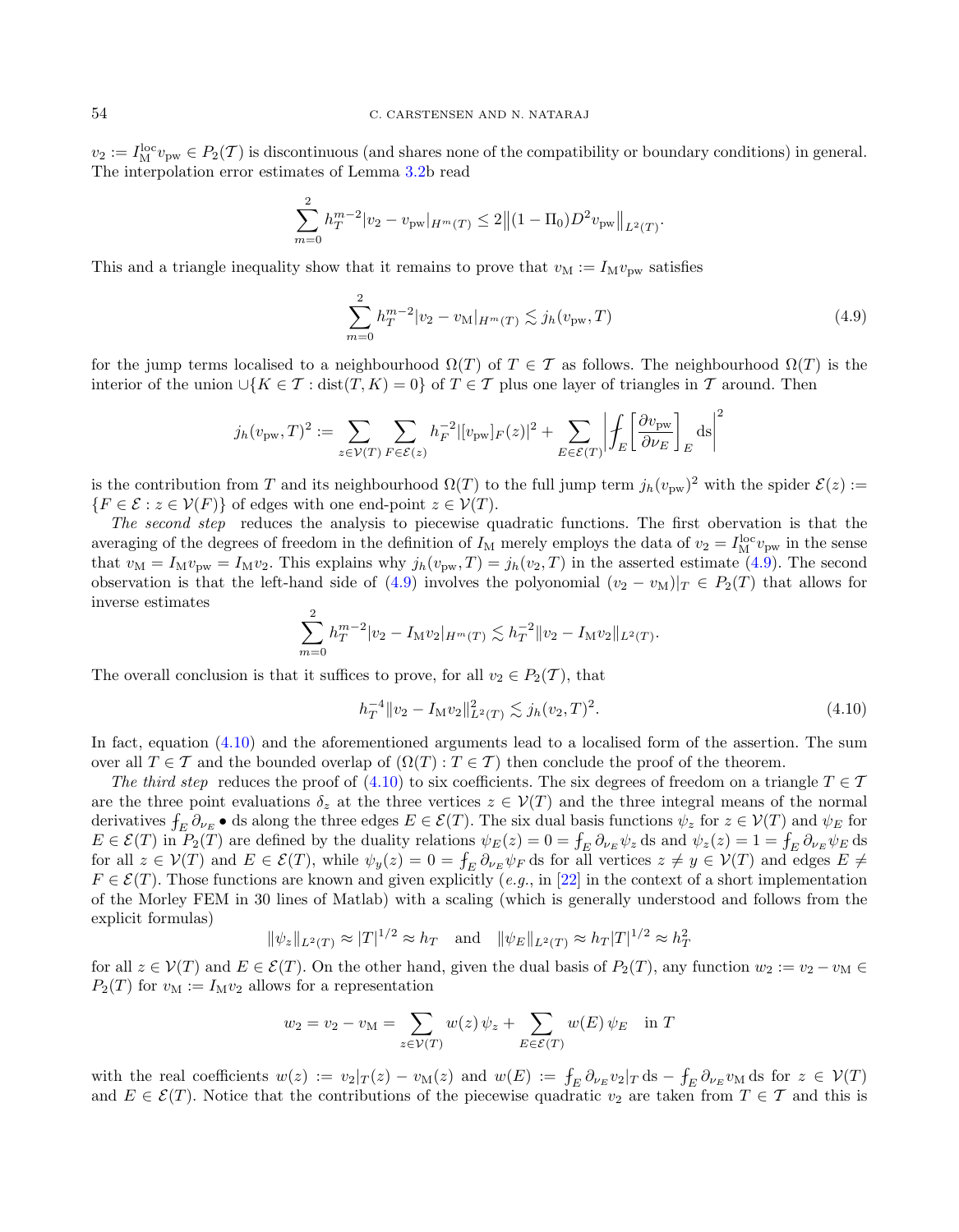$v_2 := I_{\mathrm{M}}^{\mathrm{loc}} v_{\mathrm{pw}} \in P_2(\mathcal{T})$ is discontinuous (and shares none of the compatibility or boundary conditions) in general. The interpolation error estimates of Lemma 3.2b read

$$\sum_{m=0}^{2} h_T^{m-2} |v_2 - v_{\mathrm{pw}}|_{H^m(T)} \leq 2 \big\| (1 - \Pi_0) D^2 v_{\mathrm{pw}} \big\|_{L^2(T)}.$$

This and a triangle inequality show that it remains to prove that $v_{\mathrm{M}} := I_{\mathrm{M}} v_{\mathrm{pw}}$ satisfies

$$\sum_{m=0}^{2} h_T^{m-2} |v_2 - v_{\mathrm{M}}|_{H^m(T)} \lesssim j_h(v_{\mathrm{pw}}, T) \tag{4.9}$$

for the jump terms localised to a neighbourhood $\Omega(T)$ of $T \in \mathcal{T}$ as follows. The neighbourhood $\Omega(T)$ is the interior of the union $\cup\{K \in \mathcal{T} : \mathrm{dist}(T, K) = 0\}$ of $T \in \mathcal{T}$ plus one layer of triangles in $\mathcal{T}$ around. Then

$$j_h(v_{\mathrm{pw}}, T)^2 := \sum_{z \in \mathcal{V}(T)} \sum_{F \in \mathcal{E}(z)} h_F^{-2} |[v_{\mathrm{pw}}]_F(z)|^2 + \sum_{E \in \mathcal{E}(T)} \left| ⨍_E \left[ \frac{\partial v_{\mathrm{pw}}}{\partial \nu_E} \right]_E \mathrm{d}s \right|^2$$

is the contribution from $T$ and its neighbourhood $\Omega(T)$ to the full jump term $j_h(v_{\mathrm{pw}})^2$ with the spider $\mathcal{E}(z) := \{F \in \mathcal{E} : z \in \mathcal{V}(F)\}$ of edges with one end-point $z \in \mathcal{V}(T)$.

*The second step* reduces the analysis to piecewise quadratic functions. The first obervation is that the averaging of the degrees of freedom in the definition of $I_{\mathrm{M}}$ merely employs the data of $v_2 = I_{\mathrm{M}}^{\mathrm{loc}} v_{\mathrm{pw}}$ in the sense that $v_{\mathrm{M}} = I_{\mathrm{M}} v_{\mathrm{pw}} = I_{\mathrm{M}} v_2$. This explains why $j_h(v_{\mathrm{pw}}, T) = j_h(v_2, T)$ in the asserted estimate (4.9). The second observation is that the left-hand side of (4.9) involves the polyonomial $(v_2 - v_{\mathrm{M}})|_T \in P_2(T)$ that allows for inverse estimates

$$\sum_{m=0}^{2} h_T^{m-2} |v_2 - I_{\mathrm{M}} v_2|_{H^m(T)} \lesssim h_T^{-2} \|v_2 - I_{\mathrm{M}} v_2\|_{L^2(T)}.$$

The overall conclusion is that it suffices to prove, for all $v_2 \in P_2(\mathcal{T})$, that

$$h_T^{-4} \|v_2 - I_{\mathrm{M}} v_2\|_{L^2(T)}^2 \lesssim j_h(v_2, T)^2. \tag{4.10}$$

In fact, equation (4.10) and the aforementioned arguments lead to a localised form of the assertion. The sum over all $T \in \mathcal{T}$ and the bounded overlap of $(\Omega(T) : T \in \mathcal{T})$ then conclude the proof of the theorem.

*The third step* reduces the proof of (4.10) to six coefficients. The six degrees of freedom on a triangle $T \in \mathcal{T}$ are the three point evaluations $\delta_z$ at the three vertices $z \in \mathcal{V}(T)$ and the three integral means of the normal derivatives $⨍_E \partial_{\nu_E} \bullet \,\mathrm{d}s$ along the three edges $E \in \mathcal{E}(T)$. The six dual basis functions $\psi_z$ for $z \in \mathcal{V}(T)$ and $\psi_E$ for $E \in \mathcal{E}(T)$ in $P_2(T)$ are defined by the duality relations $\psi_E(z) = 0 = ⨍_E \partial_{\nu_E} \psi_z \,\mathrm{d}s$ and $\psi_z(z) = 1 = ⨍_E \partial_{\nu_E} \psi_E \,\mathrm{d}s$ for all $z \in \mathcal{V}(T)$ and $E \in \mathcal{E}(T)$, while $\psi_y(z) = 0 = ⨍_E \partial_{\nu_E} \psi_F \,\mathrm{d}s$ for all vertices $z \neq y \in \mathcal{V}(T)$ and edges $E \neq F \in \mathcal{E}(T)$. Those functions are known and given explicitly (*e.g.*, in [22] in the context of a short implementation of the Morley FEM in 30 lines of Matlab) with a scaling (which is generally understood and follows from the explicit formulas)

$$\|\psi_z\|_{L^2(T)} \approx |T|^{1/2} \approx h_T \quad \text{and} \quad \|\psi_E\|_{L^2(T)} \approx h_T |T|^{1/2} \approx h_T^2$$

for all $z \in \mathcal{V}(T)$ and $E \in \mathcal{E}(T)$. On the other hand, given the dual basis of $P_2(T)$, any function $w_2 := v_2 - v_{\mathrm{M}} \in P_2(T)$ for $v_{\mathrm{M}} := I_{\mathrm{M}} v_2$ allows for a representation

$$w_2 = v_2 - v_{\mathrm{M}} = \sum_{z \in \mathcal{V}(T)} w(z)\, \psi_z + \sum_{E \in \mathcal{E}(T)} w(E)\, \psi_E \quad \text{in } T$$

with the real coefficients $w(z) := v_2|_T(z) - v_{\mathrm{M}}(z)$ and $w(E) := ⨍_E \partial_{\nu_E} v_2|_T \,\mathrm{d}s - ⨍_E \partial_{\nu_E} v_{\mathrm{M}} \,\mathrm{d}s$ for $z \in \mathcal{V}(T)$ and $E \in \mathcal{E}(T)$. Notice that the contributions of the piecewise quadratic $v_2$ are taken from $T \in \mathcal{T}$ and this is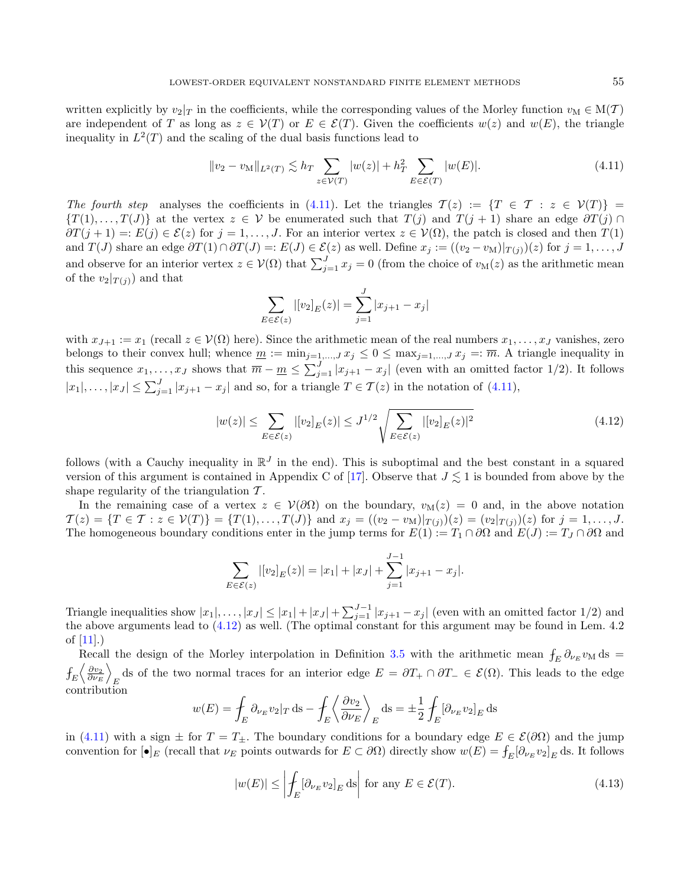written explicitly by $v_2|_T$ in the coefficients, while the corresponding values of the Morley function $v_{\mathrm{M}} \in \mathrm{M}(\mathcal{T})$ are independent of $T$ as long as $z \in \mathcal{V}(T)$ or $E \in \mathcal{E}(T)$. Given the coefficients $w(z)$ and $w(E)$, the triangle inequality in $L^2(T)$ and the scaling of the dual basis functions lead to

$$\|v_2 - v_{\mathrm{M}}\|_{L^2(T)} \lesssim h_T \sum_{z\in\mathcal{V}(T)} |w(z)| + h_T^2 \sum_{E\in\mathcal{E}(T)} |w(E)|. \tag{4.11}$$

*The fourth step* analyses the coefficients in (4.11). Let the triangles $\mathcal{T}(z) := \{T \in \mathcal{T} : z \in \mathcal{V}(T)\} = \{T(1), \ldots, T(J)\}$ at the vertex $z \in \mathcal{V}$ be enumerated such that $T(j)$ and $T(j+1)$ share an edge $\partial T(j) \cap \partial T(j+1) =: E(j) \in \mathcal{E}(z)$ for $j = 1, \ldots, J$. For an interior vertex $z \in \mathcal{V}(\Omega)$, the patch is closed and then $T(1)$ and $T(J)$ share an edge $\partial T(1) \cap \partial T(J) =: E(J) \in \mathcal{E}(z)$ as well. Define $x_j := ((v_2 - v_{\mathrm{M}})|_{T(j)})(z)$ for $j = 1, \ldots, J$ and observe for an interior vertex $z \in \mathcal{V}(\Omega)$ that $\sum_{j=1}^J x_j = 0$ (from the choice of $v_{\mathrm{M}}(z)$ as the arithmetic mean of the $v_2|_{T(j)}$) and that

$$\sum_{E\in\mathcal{E}(z)} |[v_2]_E(z)| = \sum_{j=1}^{J} |x_{j+1} - x_j|$$

with $x_{J+1} := x_1$ (recall $z \in \mathcal{V}(\Omega)$ here). Since the arithmetic mean of the real numbers $x_1, \ldots, x_J$ vanishes, zero belongs to their convex hull; whence $\underline{m} := \min_{j=1,\ldots,J} x_j \le 0 \le \max_{j=1,\ldots,J} x_j =: \overline{m}$. A triangle inequality in this sequence $x_1, \ldots, x_J$ shows that $\overline{m} - \underline{m} \le \sum_{j=1}^J |x_{j+1} - x_j|$ (even with an omitted factor 1/2). It follows $|x_1|, \ldots, |x_J| \le \sum_{j=1}^J |x_{j+1} - x_j|$ and so, for a triangle $T \in \mathcal{T}(z)$ in the notation of (4.11),

$$|w(z)| \le \sum_{E\in\mathcal{E}(z)} |[v_2]_E(z)| \le J^{1/2} \sqrt{\sum_{E\in\mathcal{E}(z)} |[v_2]_E(z)|^2} \tag{4.12}$$

follows (with a Cauchy inequality in $\mathbb{R}^J$ in the end). This is suboptimal and the best constant in a squared version of this argument is contained in Appendix C of [17]. Observe that $J \lesssim 1$ is bounded from above by the shape regularity of the triangulation $\mathcal{T}$.

In the remaining case of a vertex $z \in \mathcal{V}(\partial\Omega)$ on the boundary, $v_{\mathrm{M}}(z) = 0$ and, in the above notation $\mathcal{T}(z) = \{T \in \mathcal{T} : z \in \mathcal{V}(T)\} = \{T(1), \ldots, T(J)\}$ and $x_j = ((v_2 - v_{\mathrm{M}})|_{T(j)})(z) = (v_2|_{T(j)})(z)$ for $j = 1, \ldots, J$. The homogeneous boundary conditions enter in the jump terms for $E(1) := T_1 \cap \partial\Omega$ and $E(J) := T_J \cap \partial\Omega$ and

$$\sum_{E\in\mathcal{E}(z)} |[v_2]_E(z)| = |x_1| + |x_J| + \sum_{j=1}^{J-1} |x_{j+1} - x_j|.$$

Triangle inequalities show $|x_1|, \ldots, |x_J| \le |x_1| + |x_J| + \sum_{j=1}^{J-1} |x_{j+1} - x_j|$ (even with an omitted factor 1/2) and the above arguments lead to (4.12) as well. (The optimal constant for this argument may be found in Lem. 4.2 of [11].)

Recall the design of the Morley interpolation in Definition 3.5 with the arithmetic mean $⨍_E \partial_{\nu_E} v_{\mathrm{M}} \,\mathrm{d}s = ⨍_E \left\langle \frac{\partial v_2}{\partial \nu_E} \right\rangle_E \mathrm{d}s$ of the two normal traces for an interior edge $E = \partial T_+ \cap \partial T_- \in \mathcal{E}(\Omega)$. This leads to the edge contribution

$$w(E) = ⨍_E \partial_{\nu_E} v_2|_T \,\mathrm{d}s - ⨍_E \left\langle \frac{\partial v_2}{\partial \nu_E} \right\rangle_E \mathrm{d}s = \pm\frac{1}{2} ⨍_E [\partial_{\nu_E} v_2]_E \,\mathrm{d}s$$

in (4.11) with a sign $\pm$ for $T = T_\pm$. The boundary conditions for a boundary edge $E \in \mathcal{E}(\partial\Omega)$ and the jump convention for $[\bullet]_E$ (recall that $\nu_E$ points outwards for $E \subset \partial\Omega$) directly show $w(E) = ⨍_E [\partial_{\nu_E} v_2]_E \,\mathrm{d}s$. It follows

$$|w(E)| \le \left| ⨍_E [\partial_{\nu_E} v_2]_E \,\mathrm{d}s \right| \text{ for any } E \in \mathcal{E}(T). \tag{4.13}$$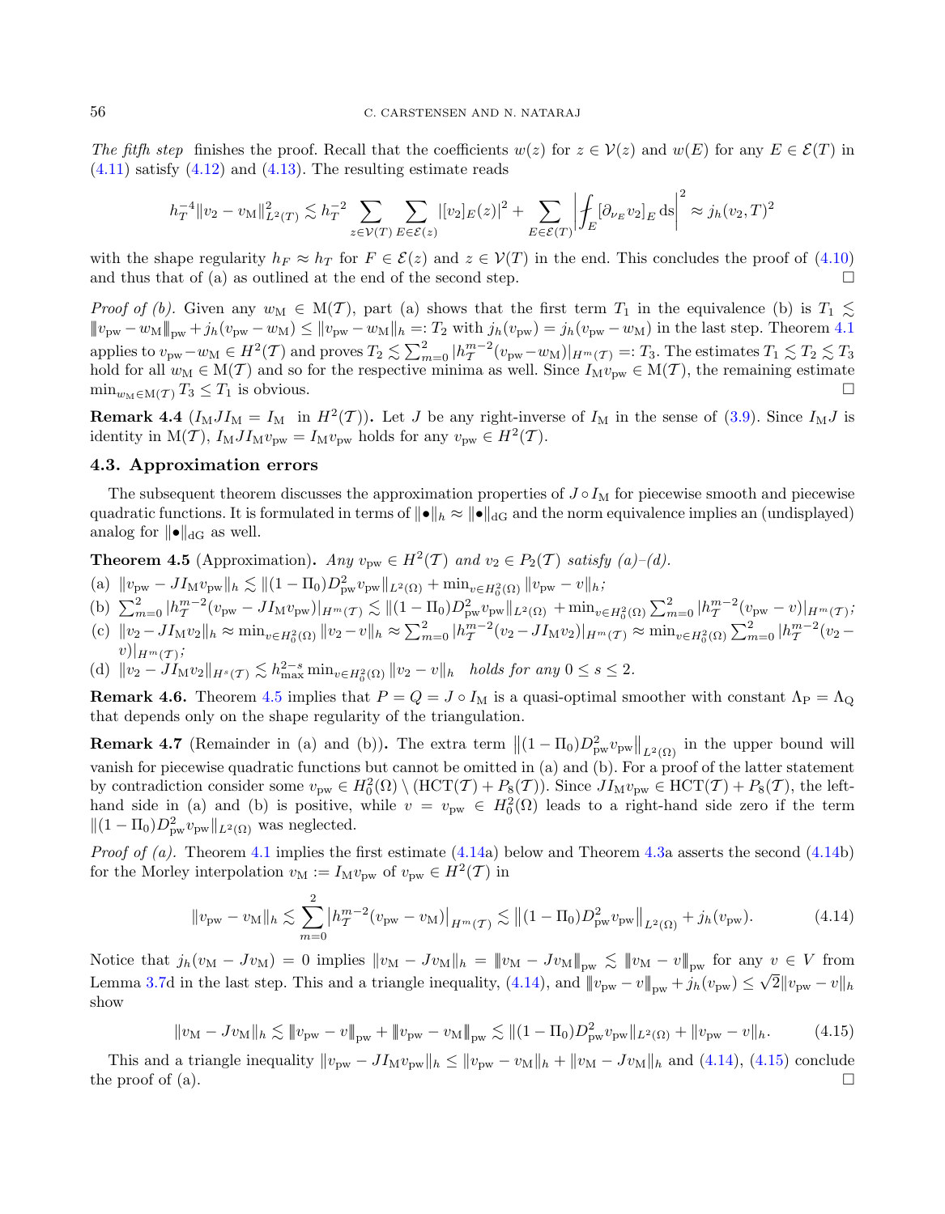*The fitfh step* finishes the proof. Recall that the coefficients $w(z)$ for $z \in \mathcal{V}(z)$ and $w(E)$ for any $E \in \mathcal{E}(T)$ in (4.11) satisfy (4.12) and (4.13). The resulting estimate reads

$$h_T^{-4}\|v_2 - v_{\mathrm{M}}\|_{L^2(T)}^2 \lesssim h_T^{-2} \sum_{z\in\mathcal{V}(T)} \sum_{E\in\mathcal{E}(z)} |[v_2]_E(z)|^2 + \sum_{E\in\mathcal{E}(T)} \left| \fint_E [\partial_{\nu_E} v_2]_E \, \mathrm{d}s \right|^2 \approx j_h(v_2, T)^2$$

with the shape regularity $h_F \approx h_T$ for $F \in \mathcal{E}(z)$ and $z \in \mathcal{V}(T)$ in the end. This concludes the proof of (4.10) and thus that of (a) as outlined at the end of the second step. $\square$

*Proof of (b).* Given any $w_{\mathrm{M}} \in \mathrm{M}(\mathcal{T})$, part (a) shows that the first term $T_1$ in the equivalence (b) is $T_1 \lesssim \|v_{\mathrm{pw}} - w_{\mathrm{M}}\|_{\mathrm{pw}} + j_h(v_{\mathrm{pw}} - w_{\mathrm{M}}) \leq \|v_{\mathrm{pw}} - w_{\mathrm{M}}\|_h =: T_2$ with $j_h(v_{\mathrm{pw}}) = j_h(v_{\mathrm{pw}} - w_{\mathrm{M}})$ in the last step. Theorem 4.1 applies to $v_{\mathrm{pw}} - w_{\mathrm{M}} \in H^2(\mathcal{T})$ and proves $T_2 \lesssim \sum_{m=0}^2 |h_{\mathcal{T}}^{m-2}(v_{\mathrm{pw}} - w_{\mathrm{M}})|_{H^m(\mathcal{T})} =: T_3$. The estimates $T_1 \lesssim T_2 \lesssim T_3$ hold for all $w_{\mathrm{M}} \in \mathrm{M}(\mathcal{T})$ and so for the respective minima as well. Since $I_{\mathrm{M}} v_{\mathrm{pw}} \in \mathrm{M}(\mathcal{T})$, the remaining estimate $\min_{w_{\mathrm{M}}\in\mathrm{M}(\mathcal{T})} T_3 \leq T_1$ is obvious. $\square$

**Remark 4.4** ($I_{\mathrm{M}} J I_{\mathrm{M}} = I_{\mathrm{M}}$ in $H^2(\mathcal{T})$)**.** Let $J$ be any right-inverse of $I_{\mathrm{M}}$ in the sense of (3.9). Since $I_{\mathrm{M}} J$ is identity in $\mathrm{M}(\mathcal{T})$, $I_{\mathrm{M}} J I_{\mathrm{M}} v_{\mathrm{pw}} = I_{\mathrm{M}} v_{\mathrm{pw}}$ holds for any $v_{\mathrm{pw}} \in H^2(\mathcal{T})$.

### 4.3. Approximation errors

The subsequent theorem discusses the approximation properties of $J \circ I_{\mathrm{M}}$ for piecewise smooth and piecewise quadratic functions. It is formulated in terms of $\|\bullet\|_h \approx \|\bullet\|_{\mathrm{dG}}$ and the norm equivalence implies an (undisplayed) analog for $\|\bullet\|_{\mathrm{dG}}$ as well.

**Theorem 4.5** (Approximation)**.** *Any $v_{\mathrm{pw}} \in H^2(\mathcal{T})$ and $v_2 \in P_2(\mathcal{T})$ satisfy (a)–(d).*

(a) $\|v_{\mathrm{pw}} - J I_{\mathrm{M}} v_{\mathrm{pw}}\|_h \lesssim \|(1 - \Pi_0) D_{\mathrm{pw}}^2 v_{\mathrm{pw}}\|_{L^2(\Omega)} + \min_{v\in H_0^2(\Omega)} \|v_{\mathrm{pw}} - v\|_h$;

(b) $\sum_{m=0}^2 |h_{\mathcal{T}}^{m-2}(v_{\mathrm{pw}} - J I_{\mathrm{M}} v_{\mathrm{pw}})|_{H^m(\mathcal{T})} \lesssim \|(1 - \Pi_0) D_{\mathrm{pw}}^2 v_{\mathrm{pw}}\|_{L^2(\Omega)} + \min_{v\in H_0^2(\Omega)} \sum_{m=0}^2 |h_{\mathcal{T}}^{m-2}(v_{\mathrm{pw}} - v)|_{H^m(\mathcal{T})}$;

(c) $\|v_2 - J I_{\mathrm{M}} v_2\|_h \approx \min_{v\in H_0^2(\Omega)} \|v_2 - v\|_h \approx \sum_{m=0}^2 |h_{\mathcal{T}}^{m-2}(v_2 - J I_{\mathrm{M}} v_2)|_{H^m(\mathcal{T})} \approx \min_{v\in H_0^2(\Omega)} \sum_{m=0}^2 |h_{\mathcal{T}}^{m-2}(v_2 - v)|_{H^m(\mathcal{T})}$;

(d) $\|v_2 - J I_{\mathrm{M}} v_2\|_{H^s(\mathcal{T})} \lesssim h_{\max}^{2-s} \min_{v\in H_0^2(\Omega)} \|v_2 - v\|_h$ *holds for any* $0 \leq s \leq 2$.

**Remark 4.6.** Theorem 4.5 implies that $P = Q = J \circ I_{\mathrm{M}}$ is a quasi-optimal smoother with constant $\Lambda_{\mathrm{P}} = \Lambda_{\mathrm{Q}}$ that depends only on the shape regularity of the triangulation.

**Remark 4.7** (Remainder in (a) and (b))**.** The extra term $\left\|(1 - \Pi_0) D_{\mathrm{pw}}^2 v_{\mathrm{pw}}\right\|_{L^2(\Omega)}$ in the upper bound will vanish for piecewise quadratic functions but cannot be omitted in (a) and (b). For a proof of the latter statement by contradiction consider some $v_{\mathrm{pw}} \in H_0^2(\Omega) \setminus (\mathrm{HCT}(\mathcal{T}) + P_8(\mathcal{T}))$. Since $J I_{\mathrm{M}} v_{\mathrm{pw}} \in \mathrm{HCT}(\mathcal{T}) + P_8(\mathcal{T})$, the left-hand side in (a) and (b) is positive, while $v = v_{\mathrm{pw}} \in H_0^2(\Omega)$ leads to a right-hand side zero if the term $\|(1 - \Pi_0) D_{\mathrm{pw}}^2 v_{\mathrm{pw}}\|_{L^2(\Omega)}$ was neglected.

*Proof of (a).* Theorem 4.1 implies the first estimate (4.14a) below and Theorem 4.3a asserts the second (4.14b) for the Morley interpolation $v_{\mathrm{M}} := I_{\mathrm{M}} v_{\mathrm{pw}}$ of $v_{\mathrm{pw}} \in H^2(\mathcal{T})$ in

$$\|v_{\mathrm{pw}} - v_{\mathrm{M}}\|_h \lesssim \sum_{m=0}^2 \left|h_{\mathcal{T}}^{m-2}(v_{\mathrm{pw}} - v_{\mathrm{M}})\right|_{H^m(\mathcal{T})} \lesssim \left\|(1 - \Pi_0) D_{\mathrm{pw}}^2 v_{\mathrm{pw}}\right\|_{L^2(\Omega)} + j_h(v_{\mathrm{pw}}). \tag{4.14}$$

Notice that $j_h(v_{\mathrm{M}} - J v_{\mathrm{M}}) = 0$ implies $\|v_{\mathrm{M}} - J v_{\mathrm{M}}\|_h = \|v_{\mathrm{M}} - J v_{\mathrm{M}}\|_{\mathrm{pw}} \lesssim \|v_{\mathrm{M}} - v\|_{\mathrm{pw}}$ for any $v \in V$ from Lemma 3.7d in the last step. This and a triangle inequality, (4.14), and $\|v_{\mathrm{pw}} - v\|_{\mathrm{pw}} + j_h(v_{\mathrm{pw}}) \leq \sqrt{2}\|v_{\mathrm{pw}} - v\|_h$ show

$$\|v_{\mathrm{M}} - J v_{\mathrm{M}}\|_h \lesssim \|v_{\mathrm{pw}} - v\|_{\mathrm{pw}} + \|v_{\mathrm{pw}} - v_{\mathrm{M}}\|_{\mathrm{pw}} \lesssim \|(1 - \Pi_0) D_{\mathrm{pw}}^2 v_{\mathrm{pw}}\|_{L^2(\Omega)} + \|v_{\mathrm{pw}} - v\|_h. \tag{4.15}$$

This and a triangle inequality $\|v_{\mathrm{pw}} - J I_{\mathrm{M}} v_{\mathrm{pw}}\|_h \leq \|v_{\mathrm{pw}} - v_{\mathrm{M}}\|_h + \|v_{\mathrm{M}} - J v_{\mathrm{M}}\|_h$ and (4.14), (4.15) conclude the proof of (a). $\square$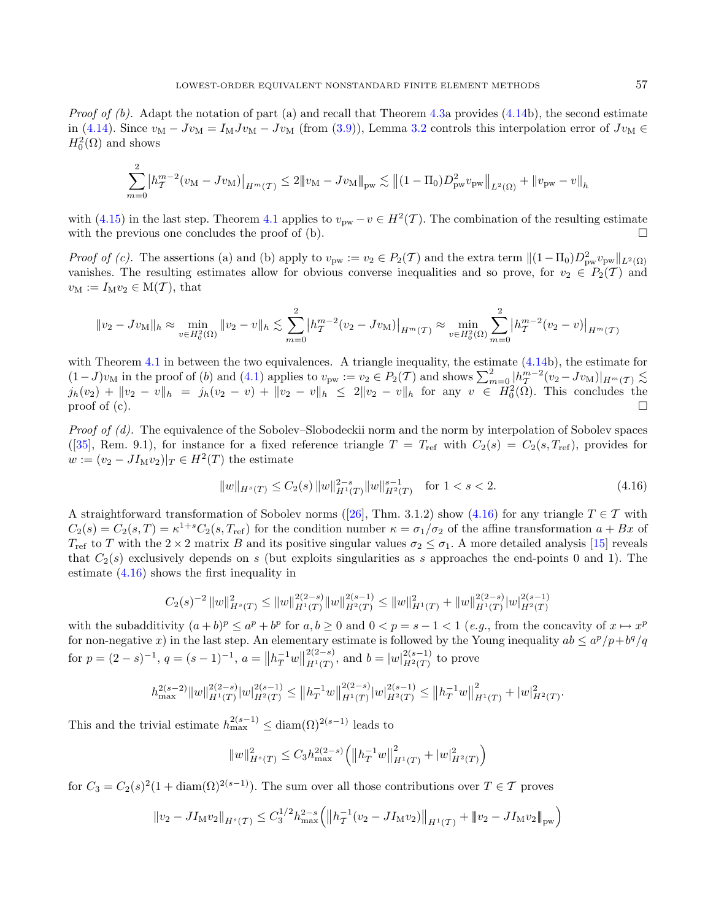*Proof of (b).* Adapt the notation of part (a) and recall that Theorem 4.3a provides (4.14b), the second estimate in (4.14). Since $v_{\mathrm{M}} - Jv_{\mathrm{M}} = I_{\mathrm{M}}Jv_{\mathrm{M}} - Jv_{\mathrm{M}}$ (from (3.9)), Lemma 3.2 controls this interpolation error of $Jv_{\mathrm{M}} \in H_0^2(\Omega)$ and shows

$$\sum_{m=0}^{2} \left|h_{\mathcal{T}}^{m-2}(v_{\mathrm{M}} - Jv_{\mathrm{M}})\right|_{H^m(\mathcal{T})} \le 2 \| v_{\mathrm{M}} - Jv_{\mathrm{M}} \|_{\mathrm{pw}} \lesssim \left\|(1-\Pi_0) D^2_{\mathrm{pw}} v_{\mathrm{pw}}\right\|_{L^2(\Omega)} + \|v_{\mathrm{pw}} - v\|_h$$

with (4.15) in the last step. Theorem 4.1 applies to $v_{\mathrm{pw}} - v \in H^2(\mathcal{T})$. The combination of the resulting estimate with the previous one concludes the proof of (b). $\square$

*Proof of (c).* The assertions (a) and (b) apply to $v_{\mathrm{pw}} := v_2 \in P_2(\mathcal{T})$ and the extra term $\|(1-\Pi_0)D^2_{\mathrm{pw}} v_{\mathrm{pw}}\|_{L^2(\Omega)}$ vanishes. The resulting estimates allow for obvious converse inequalities and so prove, for $v_2 \in P_2(\mathcal{T})$ and $v_{\mathrm{M}} := I_{\mathrm{M}} v_2 \in \mathrm{M}(\mathcal{T})$, that

$$\|v_2 - Jv_{\mathrm{M}}\|_h \approx \min_{v \in H_0^2(\Omega)} \|v_2 - v\|_h \lesssim \sum_{m=0}^{2} \left|h_{\mathcal{T}}^{m-2}(v_2 - Jv_{\mathrm{M}})\right|_{H^m(\mathcal{T})} \approx \min_{v \in H_0^2(\Omega)} \sum_{m=0}^{2} \left|h_{\mathcal{T}}^{m-2}(v_2 - v)\right|_{H^m(\mathcal{T})}$$

with Theorem 4.1 in between the two equivalences. A triangle inequality, the estimate (4.14b), the estimate for $(1-J)v_{\mathrm{M}}$ in the proof of (b) and (4.1) applies to $v_{\mathrm{pw}} := v_2 \in P_2(\mathcal{T})$ and shows $\sum_{m=0}^{2} |h_{\mathcal{T}}^{m-2}(v_2 - Jv_{\mathrm{M}})|_{H^m(\mathcal{T})} \lesssim j_h(v_2) + \|v_2 - v\|_h = j_h(v_2 - v) + \|v_2 - v\|_h \le 2\|v_2 - v\|_h$ for any $v \in H_0^2(\Omega)$. This concludes the proof of (c). $\square$

*Proof of (d).* The equivalence of the Sobolev–Slobodeckii norm and the norm by interpolation of Sobolev spaces ([35], Rem. 9.1), for instance for a fixed reference triangle $T = T_{\mathrm{ref}}$ with $C_2(s) = C_2(s, T_{\mathrm{ref}})$, provides for $w := (v_2 - JI_{\mathrm{M}}v_2)|_T \in H^2(T)$ the estimate

$$\|w\|_{H^s(T)} \le C_2(s) \, \|w\|_{H^1(T)}^{2-s} \|w\|_{H^2(T)}^{s-1} \quad \text{for } 1 < s < 2. \tag{4.16}$$

A straightforward transformation of Sobolev norms ([26], Thm. 3.1.2) show (4.16) for any triangle $T \in \mathcal{T}$ with $C_2(s) = C_2(s, T) = \kappa^{1+s} C_2(s, T_{\mathrm{ref}})$ for the condition number $\kappa = \sigma_1/\sigma_2$ of the affine transformation $a + Bx$ of $T_{\mathrm{ref}}$ to $T$ with the $2 \times 2$ matrix $B$ and its positive singular values $\sigma_2 \le \sigma_1$. A more detailed analysis [15] reveals that $C_2(s)$ exclusively depends on $s$ (but exploits singularities as $s$ approaches the end-points 0 and 1). The estimate (4.16) shows the first inequality in

$$C_2(s)^{-2} \, \|w\|_{H^s(T)}^2 \le \|w\|_{H^1(T)}^{2(2-s)} \|w\|_{H^2(T)}^{2(s-1)} \le \|w\|_{H^1(T)}^2 + \|w\|_{H^1(T)}^{2(2-s)} |w|_{H^2(T)}^{2(s-1)}$$

with the subadditivity $(a+b)^p \le a^p + b^p$ for $a, b \ge 0$ and $0 < p = s-1 < 1$ (*e.g.*, from the concavity of $x \mapsto x^p$ for non-negative $x$) in the last step. An elementary estimate is followed by the Young inequality $ab \le a^p/p + b^q/q$ for $p = (2-s)^{-1}$, $q = (s-1)^{-1}$, $a = \left\|h_T^{-1} w\right\|_{H^1(T)}^{2(2-s)}$, and $b = |w|_{H^2(T)}^{2(s-1)}$ to prove

$$h_{\max}^{2(s-2)} \|w\|_{H^1(T)}^{2(2-s)} |w|_{H^2(T)}^{2(s-1)} \le \left\|h_T^{-1} w\right\|_{H^1(T)}^{2(2-s)} |w|_{H^2(T)}^{2(s-1)} \le \left\|h_T^{-1} w\right\|_{H^1(T)}^2 + |w|_{H^2(T)}^2.$$

This and the trivial estimate $h_{\max}^{2(s-1)} \le \mathrm{diam}(\Omega)^{2(s-1)}$ leads to

$$\|w\|_{H^s(T)}^2 \le C_3 h_{\max}^{2(2-s)} \left( \left\|h_T^{-1} w\right\|_{H^1(T)}^2 + |w|_{H^2(T)}^2 \right)$$

for $C_3 = C_2(s)^2 (1 + \mathrm{diam}(\Omega)^{2(s-1)})$. The sum over all those contributions over $T \in \mathcal{T}$ proves

$$\|v_2 - JI_{\mathrm{M}}v_2\|_{H^s(\mathcal{T})} \le C_3^{1/2} h_{\max}^{2-s} \left( \left\|h_{\mathcal{T}}^{-1}(v_2 - JI_{\mathrm{M}}v_2)\right\|_{H^1(\mathcal{T})} + \| v_2 - JI_{\mathrm{M}}v_2 \|_{\mathrm{pw}} \right)$$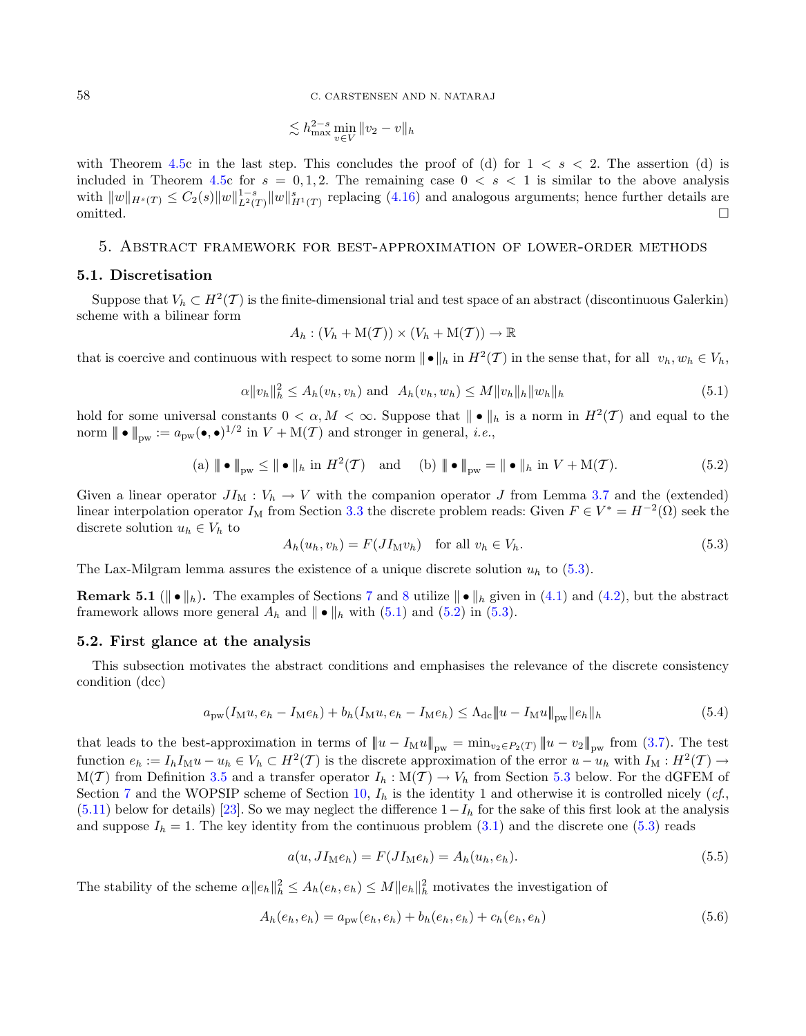$$\lesssim h_{\max}^{2-s} \min_{v\in V} \|v_2 - v\|_h$$

with Theorem 4.5c in the last step. This concludes the proof of (d) for $1 < s < 2$. The assertion (d) is included in Theorem 4.5c for $s = 0, 1, 2$. The remaining case $0 < s < 1$ is similar to the above analysis with $\|w\|_{H^s(\mathcal{T})} \le C_2(s)\|w\|_{L^2(\mathcal{T})}^{1-s}\|w\|_{H^1(\mathcal{T})}^s$ replacing (4.16) and analogous arguments; hence further details are omitted. $\square$

## 5. Abstract framework for best-approximation of lower-order methods

### 5.1. Discretisation

Suppose that $V_h \subset H^2(\mathcal{T})$ is the finite-dimensional trial and test space of an abstract (discontinuous Galerkin) scheme with a bilinear form

$$A_h : (V_h + \mathrm{M}(\mathcal{T})) \times (V_h + \mathrm{M}(\mathcal{T})) \to \mathbb{R}$$

that is coercive and continuous with respect to some norm $\|\bullet\|_h$ in $H^2(\mathcal{T})$ in the sense that, for all $v_h, w_h \in V_h$,

$$\alpha\|v_h\|_h^2 \le A_h(v_h, v_h) \text{ and } A_h(v_h, w_h) \le M\|v_h\|_h\|w_h\|_h \tag{5.1}$$

hold for some universal constants $0 < \alpha, M < \infty$. Suppose that $\|\bullet\|_h$ is a norm in $H^2(\mathcal{T})$ and equal to the norm $\|\bullet\|_{\mathrm{pw}} := a_{\mathrm{pw}}(\bullet,\bullet)^{1/2}$ in $V + \mathrm{M}(\mathcal{T})$ and stronger in general, *i.e.*,

$$\text{(a) } \|\bullet\|_{\mathrm{pw}} \le \|\bullet\|_h \text{ in } H^2(\mathcal{T}) \quad \text{and} \quad \text{(b) } \|\bullet\|_{\mathrm{pw}} = \|\bullet\|_h \text{ in } V + \mathrm{M}(\mathcal{T}). \tag{5.2}$$

Given a linear operator $JI_{\mathrm{M}} : V_h \to V$ with the companion operator $J$ from Lemma 3.7 and the (extended) linear interpolation operator $I_{\mathrm{M}}$ from Section 3.3 the discrete problem reads: Given $F \in V^* = H^{-2}(\Omega)$ seek the discrete solution $u_h \in V_h$ to

$$A_h(u_h, v_h) = F(JI_{\mathrm{M}}v_h) \quad \text{for all } v_h \in V_h. \tag{5.3}$$

The Lax-Milgram lemma assures the existence of a unique discrete solution $u_h$ to (5.3).

**Remark 5.1** ($\|\bullet\|_h$)**.** The examples of Sections 7 and 8 utilize $\|\bullet\|_h$ given in (4.1) and (4.2), but the abstract framework allows more general $A_h$ and $\|\bullet\|_h$ with (5.1) and (5.2) in (5.3).

### 5.2. First glance at the analysis

This subsection motivates the abstract conditions and emphasises the relevance of the discrete consistency condition (dcc)

$$a_{\mathrm{pw}}(I_{\mathrm{M}}u, e_h - I_{\mathrm{M}}e_h) + b_h(I_{\mathrm{M}}u, e_h - I_{\mathrm{M}}e_h) \le \Lambda_{\mathrm{dc}}\|u - I_{\mathrm{M}}u\|_{\mathrm{pw}}\|e_h\|_h \tag{5.4}$$

that leads to the best-approximation in terms of $\|u - I_{\mathrm{M}}u\|_{\mathrm{pw}} = \min_{v_2\in P_2(\mathcal{T})} \|u - v_2\|_{\mathrm{pw}}$ from (3.7). The test function $e_h := I_h I_{\mathrm{M}}u - u_h \in V_h \subset H^2(\mathcal{T})$ is the discrete approximation of the error $u - u_h$ with $I_{\mathrm{M}} : H^2(\mathcal{T}) \to \mathrm{M}(\mathcal{T})$ from Definition 3.5 and a transfer operator $I_h : \mathrm{M}(\mathcal{T}) \to V_h$ from Section 5.3 below. For the dGFEM of Section 7 and the WOPSIP scheme of Section 10, $I_h$ is the identity 1 and otherwise it is controlled nicely (*cf.*, (5.11) below for details) [23]. So we may neglect the difference $1 - I_h$ for the sake of this first look at the analysis and suppose $I_h = 1$. The key identity from the continuous problem (3.1) and the discrete one (5.3) reads

$$a(u, JI_{\mathrm{M}}e_h) = F(JI_{\mathrm{M}}e_h) = A_h(u_h, e_h). \tag{5.5}$$

The stability of the scheme $\alpha\|e_h\|_h^2 \le A_h(e_h, e_h) \le M\|e_h\|_h^2$ motivates the investigation of

$$A_h(e_h, e_h) = a_{\mathrm{pw}}(e_h, e_h) + b_h(e_h, e_h) + c_h(e_h, e_h) \tag{5.6}$$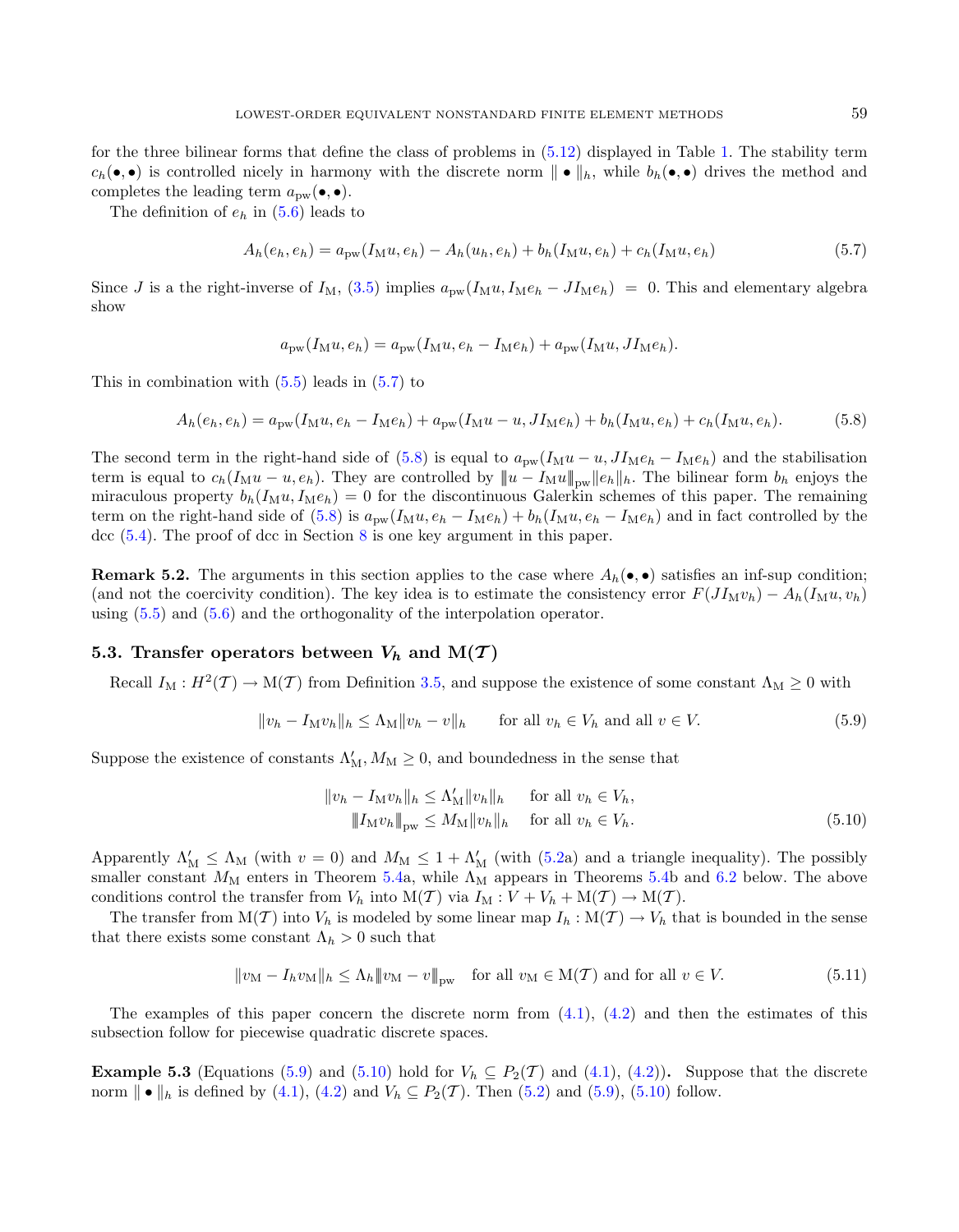for the three bilinear forms that define the class of problems in (5.12) displayed in Table 1. The stability term $c_h(\bullet,\bullet)$ is controlled nicely in harmony with the discrete norm $\| \bullet \|_h$, while $b_h(\bullet,\bullet)$ drives the method and completes the leading term $a_{\mathrm{pw}}(\bullet,\bullet)$.

The definition of $e_h$ in (5.6) leads to

$$A_h(e_h, e_h) = a_{\mathrm{pw}}(I_{\mathrm{M}}u, e_h) - A_h(u_h, e_h) + b_h(I_{\mathrm{M}}u, e_h) + c_h(I_{\mathrm{M}}u, e_h) \tag{5.7}$$

Since $J$ is a the right-inverse of $I_{\mathrm{M}}$, (3.5) implies $a_{\mathrm{pw}}(I_{\mathrm{M}}u, I_{\mathrm{M}}e_h - JI_{\mathrm{M}}e_h) = 0$. This and elementary algebra show

$$a_{\mathrm{pw}}(I_{\mathrm{M}}u, e_h) = a_{\mathrm{pw}}(I_{\mathrm{M}}u, e_h - I_{\mathrm{M}}e_h) + a_{\mathrm{pw}}(I_{\mathrm{M}}u, JI_{\mathrm{M}}e_h).$$

This in combination with (5.5) leads in (5.7) to

$$A_h(e_h, e_h) = a_{\mathrm{pw}}(I_{\mathrm{M}}u, e_h - I_{\mathrm{M}}e_h) + a_{\mathrm{pw}}(I_{\mathrm{M}}u - u, JI_{\mathrm{M}}e_h) + b_h(I_{\mathrm{M}}u, e_h) + c_h(I_{\mathrm{M}}u, e_h). \tag{5.8}$$

The second term in the right-hand side of (5.8) is equal to $a_{\mathrm{pw}}(I_{\mathrm{M}}u - u, JI_{\mathrm{M}}e_h - I_{\mathrm{M}}e_h)$ and the stabilisation term is equal to $c_h(I_{\mathrm{M}}u - u, e_h)$. They are controlled by $|||u - I_{\mathrm{M}}u|||_{\mathrm{pw}} \|e_h\|_h$. The bilinear form $b_h$ enjoys the miraculous property $b_h(I_{\mathrm{M}}u, I_{\mathrm{M}}e_h) = 0$ for the discontinuous Galerkin schemes of this paper. The remaining term on the right-hand side of (5.8) is $a_{\mathrm{pw}}(I_{\mathrm{M}}u, e_h - I_{\mathrm{M}}e_h) + b_h(I_{\mathrm{M}}u, e_h - I_{\mathrm{M}}e_h)$ and in fact controlled by the dcc (5.4). The proof of dcc in Section 8 is one key argument in this paper.

**Remark 5.2.** The arguments in this section applies to the case where $A_h(\bullet,\bullet)$ satisfies an inf-sup condition; (and not the coercivity condition). The key idea is to estimate the consistency error $F(JI_{\mathrm{M}}v_h) - A_h(I_{\mathrm{M}}u, v_h)$ using (5.5) and (5.6) and the orthogonality of the interpolation operator.

### 5.3. Transfer operators between $V_h$ and $\mathrm{M}(\mathcal{T})$

Recall $I_{\mathrm{M}} : H^2(\mathcal{T}) \to \mathrm{M}(\mathcal{T})$ from Definition 3.5, and suppose the existence of some constant $\Lambda_{\mathrm{M}} \geq 0$ with

$$\|v_h - I_{\mathrm{M}}v_h\|_h \leq \Lambda_{\mathrm{M}} \|v_h - v\|_h \qquad \text{for all } v_h \in V_h \text{ and all } v \in V. \tag{5.9}$$

Suppose the existence of constants $\Lambda'_{\mathrm{M}}, M_{\mathrm{M}} \geq 0$, and boundedness in the sense that

$$\begin{aligned} \|v_h - I_{\mathrm{M}}v_h\|_h &\leq \Lambda'_{\mathrm{M}} \|v_h\|_h \quad \text{ for all } v_h \in V_h, \\ |||I_{\mathrm{M}}v_h|||_{\mathrm{pw}} &\leq M_{\mathrm{M}} \|v_h\|_h \quad \text{ for all } v_h \in V_h. \end{aligned} \tag{5.10}$$

Apparently $\Lambda'_{\mathrm{M}} \leq \Lambda_{\mathrm{M}}$ (with $v = 0$) and $M_{\mathrm{M}} \leq 1 + \Lambda'_{\mathrm{M}}$ (with (5.2a) and a triangle inequality). The possibly smaller constant $M_{\mathrm{M}}$ enters in Theorem 5.4a, while $\Lambda_{\mathrm{M}}$ appears in Theorems 5.4b and 6.2 below. The above conditions control the transfer from $V_h$ into $\mathrm{M}(\mathcal{T})$ via $I_{\mathrm{M}} : V + V_h + \mathrm{M}(\mathcal{T}) \to \mathrm{M}(\mathcal{T})$.

The transfer from $\mathrm{M}(\mathcal{T})$ into $V_h$ is modeled by some linear map $I_h : \mathrm{M}(\mathcal{T}) \to V_h$ that is bounded in the sense that there exists some constant $\Lambda_h > 0$ such that

$$\|v_{\mathrm{M}} - I_h v_{\mathrm{M}}\|_h \leq \Lambda_h |||v_{\mathrm{M}} - v|||_{\mathrm{pw}} \quad \text{for all } v_{\mathrm{M}} \in \mathrm{M}(\mathcal{T}) \text{ and for all } v \in V. \tag{5.11}$$

The examples of this paper concern the discrete norm from (4.1), (4.2) and then the estimates of this subsection follow for piecewise quadratic discrete spaces.

**Example 5.3** (Equations (5.9) and (5.10) hold for $V_h \subseteq P_2(\mathcal{T})$ and (4.1), (4.2))**.** Suppose that the discrete norm $\| \bullet \|_h$ is defined by (4.1), (4.2) and $V_h \subseteq P_2(\mathcal{T})$. Then (5.2) and (5.9), (5.10) follow.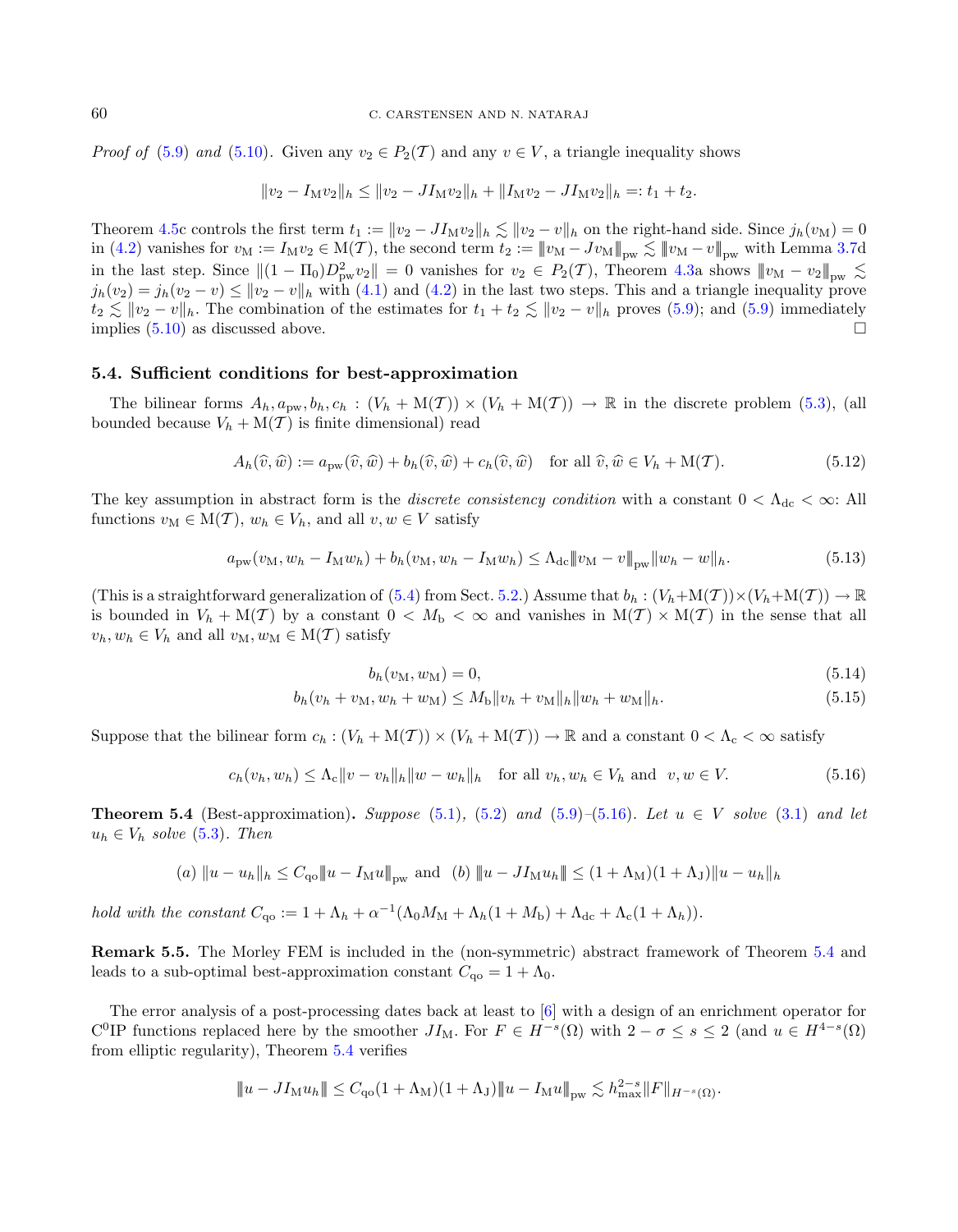*Proof of* (5.9) *and* (5.10). Given any $v_2 \in P_2(\mathcal{T})$ and any $v \in V$, a triangle inequality shows

$$\|v_2 - I_{\mathrm{M}} v_2\|_h \leq \|v_2 - JI_{\mathrm{M}} v_2\|_h + \|I_{\mathrm{M}} v_2 - JI_{\mathrm{M}} v_2\|_h =: t_1 + t_2.$$

Theorem 4.5c controls the first term $t_1 := \|v_2 - JI_{\mathrm{M}} v_2\|_h \lesssim \|v_2 - v\|_h$ on the right-hand side. Since $j_h(v_{\mathrm{M}}) = 0$ in (4.2) vanishes for $v_{\mathrm{M}} := I_{\mathrm{M}} v_2 \in \mathrm{M}(\mathcal{T})$, the second term $t_2 := \|v_{\mathrm{M}} - Jv_{\mathrm{M}}\|_{\mathrm{pw}} \lesssim \|v_{\mathrm{M}} - v\|_{\mathrm{pw}}$ with Lemma 3.7d in the last step. Since $\|(1-\Pi_0)D^2_{\mathrm{pw}} v_2\| = 0$ vanishes for $v_2 \in P_2(\mathcal{T})$, Theorem 4.3a shows $\|v_{\mathrm{M}} - v_2\|_{\mathrm{pw}} \lesssim j_h(v_2) = j_h(v_2 - v) \leq \|v_2 - v\|_h$ with (4.1) and (4.2) in the last two steps. This and a triangle inequality prove $t_2 \lesssim \|v_2 - v\|_h$. The combination of the estimates for $t_1 + t_2 \lesssim \|v_2 - v\|_h$ proves (5.9); and (5.9) immediately implies (5.10) as discussed above. $\square$

### 5.4. Sufficient conditions for best-approximation

The bilinear forms $A_h, a_{\mathrm{pw}}, b_h, c_h : (V_h + \mathrm{M}(\mathcal{T})) \times (V_h + \mathrm{M}(\mathcal{T})) \to \mathbb{R}$ in the discrete problem (5.3), (all bounded because $V_h + \mathrm{M}(\mathcal{T})$ is finite dimensional) read

$$A_h(\widehat{v}, \widehat{w}) := a_{\mathrm{pw}}(\widehat{v}, \widehat{w}) + b_h(\widehat{v}, \widehat{w}) + c_h(\widehat{v}, \widehat{w}) \quad \text{for all } \widehat{v}, \widehat{w} \in V_h + \mathrm{M}(\mathcal{T}). \tag{5.12}$$

The key assumption in abstract form is the *discrete consistency condition* with a constant $0 < \Lambda_{\mathrm{dc}} < \infty$: All functions $v_{\mathrm{M}} \in \mathrm{M}(\mathcal{T})$, $w_h \in V_h$, and all $v, w \in V$ satisfy

$$a_{\mathrm{pw}}(v_{\mathrm{M}}, w_h - I_{\mathrm{M}} w_h) + b_h(v_{\mathrm{M}}, w_h - I_{\mathrm{M}} w_h) \leq \Lambda_{\mathrm{dc}} \|v_{\mathrm{M}} - v\|_{\mathrm{pw}} \|w_h - w\|_h. \tag{5.13}$$

(This is a straightforward generalization of (5.4) from Sect. 5.2.) Assume that $b_h : (V_h + \mathrm{M}(\mathcal{T})) \times (V_h + \mathrm{M}(\mathcal{T})) \to \mathbb{R}$ is bounded in $V_h + \mathrm{M}(\mathcal{T})$ by a constant $0 < M_{\mathrm{b}} < \infty$ and vanishes in $\mathrm{M}(\mathcal{T}) \times \mathrm{M}(\mathcal{T})$ in the sense that all $v_h, w_h \in V_h$ and all $v_{\mathrm{M}}, w_{\mathrm{M}} \in \mathrm{M}(\mathcal{T})$ satisfy

$$b_h(v_{\mathrm{M}}, w_{\mathrm{M}}) = 0, \tag{5.14}$$

$$b_h(v_h + v_{\mathrm{M}}, w_h + w_{\mathrm{M}}) \leq M_{\mathrm{b}} \|v_h + v_{\mathrm{M}}\|_h \|w_h + w_{\mathrm{M}}\|_h. \tag{5.15}$$

Suppose that the bilinear form $c_h : (V_h + \mathrm{M}(\mathcal{T})) \times (V_h + \mathrm{M}(\mathcal{T})) \to \mathbb{R}$ and a constant $0 < \Lambda_{\mathrm{c}} < \infty$ satisfy

$$c_h(v_h, w_h) \leq \Lambda_{\mathrm{c}} \|v - v_h\|_h \|w - w_h\|_h \quad \text{for all } v_h, w_h \in V_h \text{ and } \; v, w \in V. \tag{5.16}$$

**Theorem 5.4** (Best-approximation)**.** *Suppose* (5.1), (5.2) *and* (5.9)–(5.16). *Let $u \in V$ solve* (3.1) *and let $u_h \in V_h$ solve* (5.3). *Then*

$$(a)\ \|u - u_h\|_h \leq C_{\mathrm{qo}} \|u - I_{\mathrm{M}} u\|_{\mathrm{pw}} \text{ and } \ (b)\ \|u - JI_{\mathrm{M}} u_h\| \leq (1 + \Lambda_{\mathrm{M}})(1 + \Lambda_{\mathrm{J}}) \|u - u_h\|_h$$

*hold with the constant* $C_{\mathrm{qo}} := 1 + \Lambda_h + \alpha^{-1}(\Lambda_0 M_{\mathrm{M}} + \Lambda_h(1 + M_{\mathrm{b}}) + \Lambda_{\mathrm{dc}} + \Lambda_{\mathrm{c}}(1 + \Lambda_h))$.

**Remark 5.5.** The Morley FEM is included in the (non-symmetric) abstract framework of Theorem 5.4 and leads to a sub-optimal best-approximation constant $C_{\mathrm{qo}} = 1 + \Lambda_0$.

The error analysis of a post-processing dates back at least to [6] with a design of an enrichment operator for C$^0$IP functions replaced here by the smoother $JI_{\mathrm{M}}$. For $F \in H^{-s}(\Omega)$ with $2 - \sigma \leq s \leq 2$ (and $u \in H^{4-s}(\Omega)$ from elliptic regularity), Theorem 5.4 verifies

$$\|u - JI_{\mathrm{M}} u_h\| \leq C_{\mathrm{qo}}(1 + \Lambda_{\mathrm{M}})(1 + \Lambda_{\mathrm{J}}) \|u - I_{\mathrm{M}} u\|_{\mathrm{pw}} \lesssim h_{\max}^{2-s} \|F\|_{H^{-s}(\Omega)}.$$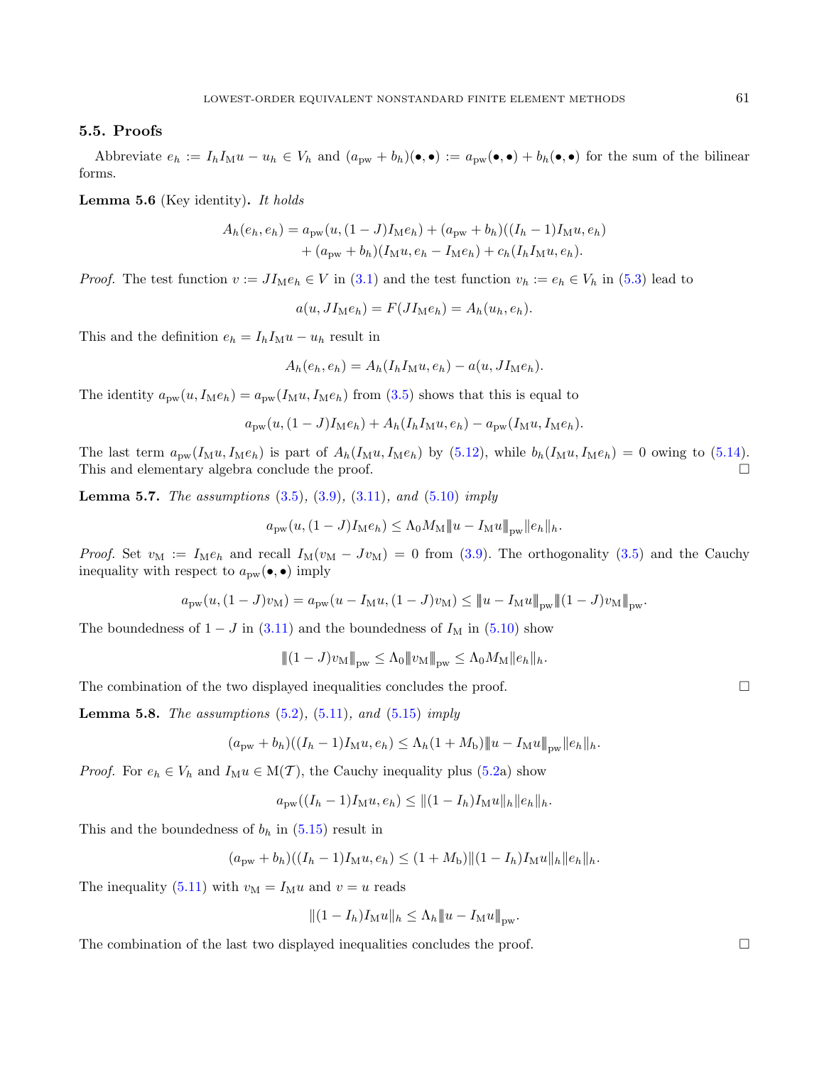### 5.5. Proofs

Abbreviate $e_h := I_h I_{\mathrm{M}} u - u_h \in V_h$ and $(a_{\mathrm{pw}} + b_h)(\bullet, \bullet) := a_{\mathrm{pw}}(\bullet, \bullet) + b_h(\bullet, \bullet)$ for the sum of the bilinear forms.

**Lemma 5.6** (Key identity)**.** *It holds*

$$A_h(e_h, e_h) = a_{\mathrm{pw}}(u, (1 - J) I_{\mathrm{M}} e_h) + (a_{\mathrm{pw}} + b_h)((I_h - 1) I_{\mathrm{M}} u, e_h) \\ + (a_{\mathrm{pw}} + b_h)(I_{\mathrm{M}} u, e_h - I_{\mathrm{M}} e_h) + c_h(I_h I_{\mathrm{M}} u, e_h).$$

*Proof.* The test function $v := J I_{\mathrm{M}} e_h \in V$ in (3.1) and the test function $v_h := e_h \in V_h$ in (5.3) lead to

$$a(u, J I_{\mathrm{M}} e_h) = F(J I_{\mathrm{M}} e_h) = A_h(u_h, e_h).$$

This and the definition $e_h = I_h I_{\mathrm{M}} u - u_h$ result in

$$A_h(e_h, e_h) = A_h(I_h I_{\mathrm{M}} u, e_h) - a(u, J I_{\mathrm{M}} e_h).$$

The identity $a_{\mathrm{pw}}(u, I_{\mathrm{M}} e_h) = a_{\mathrm{pw}}(I_{\mathrm{M}} u, I_{\mathrm{M}} e_h)$ from (3.5) shows that this is equal to

$$a_{\mathrm{pw}}(u, (1 - J) I_{\mathrm{M}} e_h) + A_h(I_h I_{\mathrm{M}} u, e_h) - a_{\mathrm{pw}}(I_{\mathrm{M}} u, I_{\mathrm{M}} e_h).$$

The last term $a_{\mathrm{pw}}(I_{\mathrm{M}} u, I_{\mathrm{M}} e_h)$ is part of $A_h(I_{\mathrm{M}} u, I_{\mathrm{M}} e_h)$ by (5.12), while $b_h(I_{\mathrm{M}} u, I_{\mathrm{M}} e_h) = 0$ owing to (5.14). This and elementary algebra conclude the proof. □

**Lemma 5.7.** *The assumptions* (3.5)*,* (3.9)*,* (3.11)*, and* (5.10) *imply*

$$a_{\mathrm{pw}}(u, (1 - J) I_{\mathrm{M}} e_h) \le \Lambda_0 M_{\mathrm{M}} |||u - I_{\mathrm{M}} u|||_{\mathrm{pw}} \|e_h\|_h.$$

*Proof.* Set $v_{\mathrm{M}} := I_{\mathrm{M}} e_h$ and recall $I_{\mathrm{M}}(v_{\mathrm{M}} - J v_{\mathrm{M}}) = 0$ from (3.9). The orthogonality (3.5) and the Cauchy inequality with respect to $a_{\mathrm{pw}}(\bullet, \bullet)$ imply

$$a_{\mathrm{pw}}(u, (1 - J) v_{\mathrm{M}}) = a_{\mathrm{pw}}(u - I_{\mathrm{M}} u, (1 - J) v_{\mathrm{M}}) \le |||u - I_{\mathrm{M}} u|||_{\mathrm{pw}} |||(1 - J) v_{\mathrm{M}}|||_{\mathrm{pw}}.$$

The boundedness of $1 - J$ in (3.11) and the boundedness of $I_{\mathrm{M}}$ in (5.10) show

$$|||(1 - J) v_{\mathrm{M}}|||_{\mathrm{pw}} \le \Lambda_0 |||v_{\mathrm{M}}|||_{\mathrm{pw}} \le \Lambda_0 M_{\mathrm{M}} \|e_h\|_h.$$

The combination of the two displayed inequalities concludes the proof. □

**Lemma 5.8.** *The assumptions* (5.2)*,* (5.11)*, and* (5.15) *imply*

$$(a_{\mathrm{pw}} + b_h)((I_h - 1) I_{\mathrm{M}} u, e_h) \le \Lambda_h (1 + M_{\mathrm{b}}) |||u - I_{\mathrm{M}} u|||_{\mathrm{pw}} \|e_h\|_h.$$

*Proof.* For $e_h \in V_h$ and $I_{\mathrm{M}} u \in \mathrm{M}(\mathcal{T})$, the Cauchy inequality plus (5.2a) show

$$a_{\mathrm{pw}}((I_h - 1) I_{\mathrm{M}} u, e_h) \le \|(1 - I_h) I_{\mathrm{M}} u\|_h \|e_h\|_h.$$

This and the boundedness of $b_h$ in (5.15) result in

$$(a_{\mathrm{pw}} + b_h)((I_h - 1) I_{\mathrm{M}} u, e_h) \le (1 + M_{\mathrm{b}}) \|(1 - I_h) I_{\mathrm{M}} u\|_h \|e_h\|_h.$$

The inequality (5.11) with $v_{\mathrm{M}} = I_{\mathrm{M}} u$ and $v = u$ reads

$$\|(1 - I_h) I_{\mathrm{M}} u\|_h \le \Lambda_h |||u - I_{\mathrm{M}} u|||_{\mathrm{pw}}.$$

The combination of the last two displayed inequalities concludes the proof. □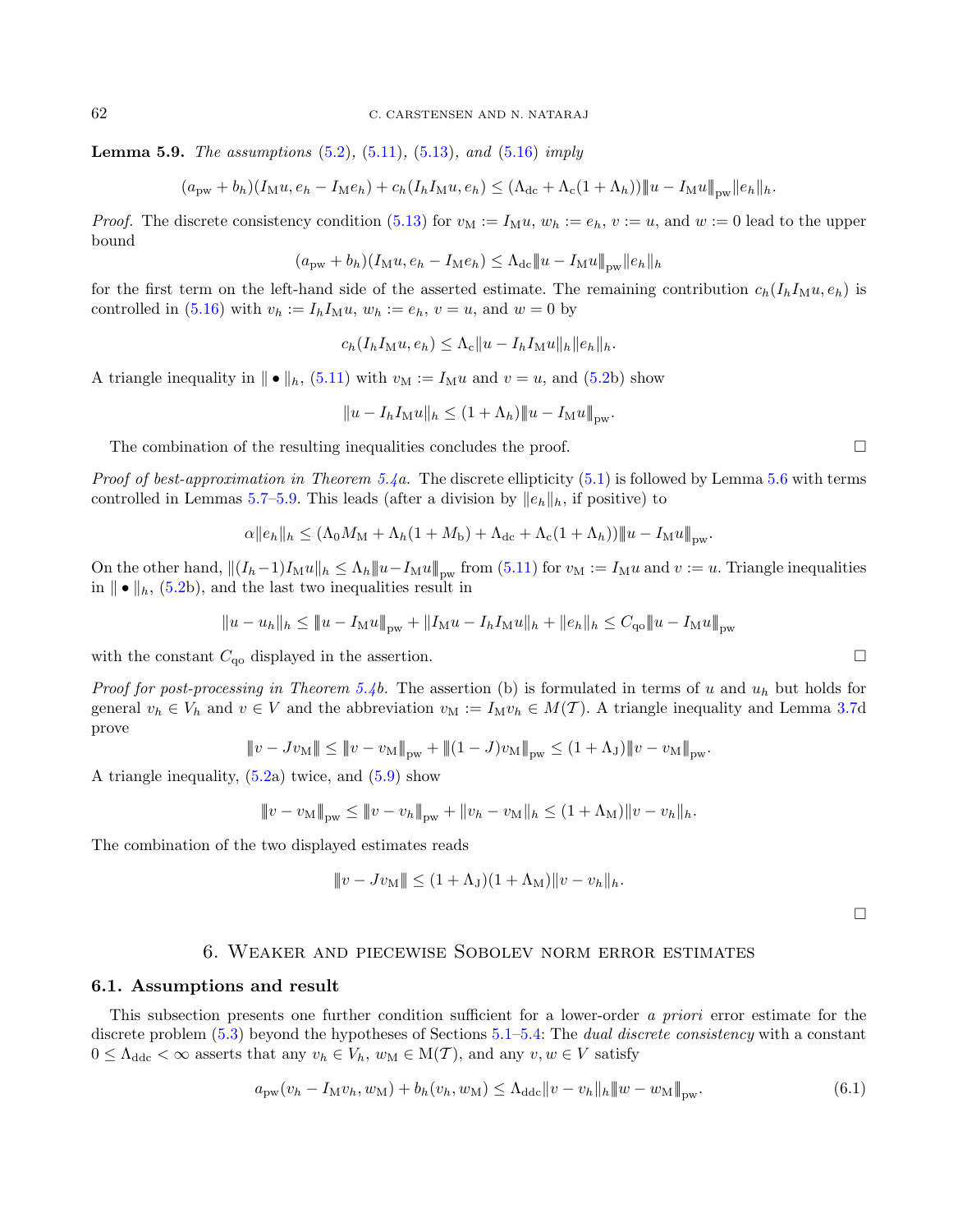**Lemma 5.9.** *The assumptions* (5.2), (5.11), (5.13), *and* (5.16) *imply*

$$(a_{\mathrm{pw}} + b_h)(I_{\mathrm{M}} u, e_h - I_{\mathrm{M}} e_h) + c_h(I_h I_{\mathrm{M}} u, e_h) \leq (\Lambda_{\mathrm{dc}} + \Lambda_{\mathrm{c}}(1 + \Lambda_h)) \|u - I_{\mathrm{M}} u\|_{\mathrm{pw}} \|e_h\|_h.$$

*Proof.* The discrete consistency condition (5.13) for $v_{\mathrm{M}} := I_{\mathrm{M}} u$, $w_h := e_h$, $v := u$, and $w := 0$ lead to the upper bound

$$(a_{\mathrm{pw}} + b_h)(I_{\mathrm{M}} u, e_h - I_{\mathrm{M}} e_h) \leq \Lambda_{\mathrm{dc}} \|u - I_{\mathrm{M}} u\|_{\mathrm{pw}} \|e_h\|_h$$

for the first term on the left-hand side of the asserted estimate. The remaining contribution $c_h(I_h I_{\mathrm{M}} u, e_h)$ is controlled in (5.16) with $v_h := I_h I_{\mathrm{M}} u$, $w_h := e_h$, $v = u$, and $w = 0$ by

$$c_h(I_h I_{\mathrm{M}} u, e_h) \leq \Lambda_{\mathrm{c}} \|u - I_h I_{\mathrm{M}} u\|_h \|e_h\|_h.$$

A triangle inequality in $\| \bullet \|_h$, (5.11) with $v_{\mathrm{M}} := I_{\mathrm{M}} u$ and $v = u$, and (5.2b) show

$$\|u - I_h I_{\mathrm{M}} u\|_h \leq (1 + \Lambda_h) \|u - I_{\mathrm{M}} u\|_{\mathrm{pw}}.$$

The combination of the resulting inequalities concludes the proof. $\square$

*Proof of best-approximation in Theorem 5.4a.* The discrete ellipticity (5.1) is followed by Lemma 5.6 with terms controlled in Lemmas 5.7–5.9. This leads (after a division by $\|e_h\|_h$, if positive) to

$$\alpha \|e_h\|_h \leq (\Lambda_0 M_{\mathrm{M}} + \Lambda_h(1 + M_{\mathrm{b}}) + \Lambda_{\mathrm{dc}} + \Lambda_{\mathrm{c}}(1 + \Lambda_h)) \|u - I_{\mathrm{M}} u\|_{\mathrm{pw}}.$$

On the other hand, $\|(I_h - 1) I_{\mathrm{M}} u\|_h \leq \Lambda_h \|u - I_{\mathrm{M}} u\|_{\mathrm{pw}}$ from (5.11) for $v_{\mathrm{M}} := I_{\mathrm{M}} u$ and $v := u$. Triangle inequalities in $\| \bullet \|_h$, (5.2b), and the last two inequalities result in

$$\|u - u_h\|_h \leq \|u - I_{\mathrm{M}} u\|_{\mathrm{pw}} + \|I_{\mathrm{M}} u - I_h I_{\mathrm{M}} u\|_h + \|e_h\|_h \leq C_{\mathrm{qo}} \|u - I_{\mathrm{M}} u\|_{\mathrm{pw}}$$

with the constant $C_{\mathrm{qo}}$ displayed in the assertion. $\square$

*Proof for post-processing in Theorem 5.4b.* The assertion (b) is formulated in terms of $u$ and $u_h$ but holds for general $v_h \in V_h$ and $v \in V$ and the abbreviation $v_{\mathrm{M}} := I_{\mathrm{M}} v_h \in M(\mathcal{T})$. A triangle inequality and Lemma 3.7d prove

$$\|v - J v_{\mathrm{M}}\| \leq \|v - v_{\mathrm{M}}\|_{\mathrm{pw}} + \|(1 - J) v_{\mathrm{M}}\|_{\mathrm{pw}} \leq (1 + \Lambda_{\mathrm{J}}) \|v - v_{\mathrm{M}}\|_{\mathrm{pw}}.$$

A triangle inequality, (5.2a) twice, and (5.9) show

$$\|v - v_{\mathrm{M}}\|_{\mathrm{pw}} \leq \|v - v_h\|_{\mathrm{pw}} + \|v_h - v_{\mathrm{M}}\|_h \leq (1 + \Lambda_{\mathrm{M}}) \|v - v_h\|_h.$$

The combination of the two displayed estimates reads

$$\|v - J v_{\mathrm{M}}\| \leq (1 + \Lambda_{\mathrm{J}})(1 + \Lambda_{\mathrm{M}}) \|v - v_h\|_h.$$

$\square$

## 6. Weaker and piecewise Sobolev norm error estimates

### 6.1. Assumptions and result

This subsection presents one further condition sufficient for a lower-order *a priori* error estimate for the discrete problem (5.3) beyond the hypotheses of Sections 5.1–5.4: The *dual discrete consistency* with a constant $0 \leq \Lambda_{\mathrm{ddc}} < \infty$ asserts that any $v_h \in V_h$, $w_{\mathrm{M}} \in \mathrm{M}(\mathcal{T})$, and any $v, w \in V$ satisfy

$$a_{\mathrm{pw}}(v_h - I_{\mathrm{M}} v_h, w_{\mathrm{M}}) + b_h(v_h, w_{\mathrm{M}}) \leq \Lambda_{\mathrm{ddc}} \|v - v_h\|_h \|w - w_{\mathrm{M}}\|_{\mathrm{pw}}. \tag{6.1}$$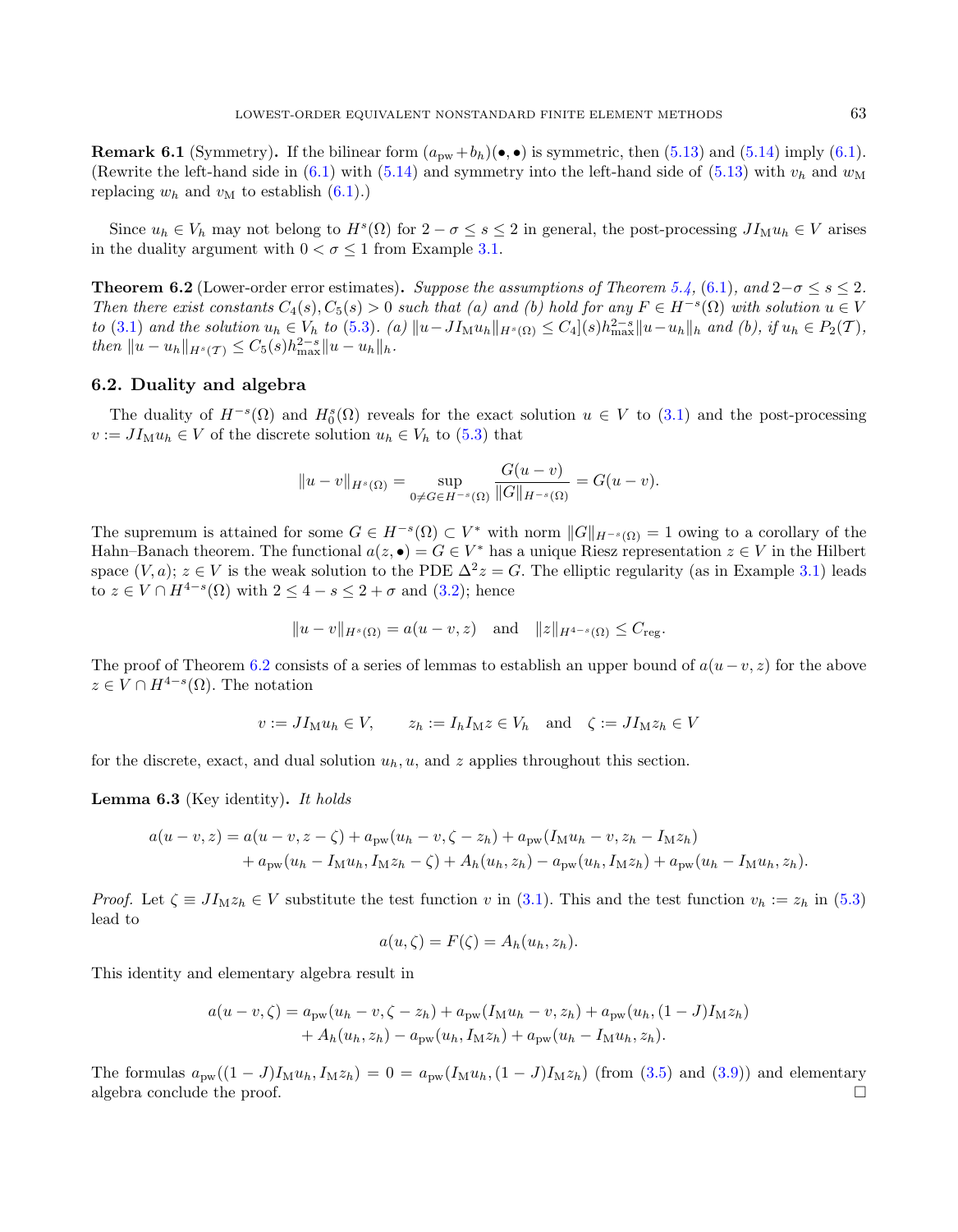**Remark 6.1** (Symmetry)**.** If the bilinear form $(a_{\rm pw}+b_h)(\bullet,\bullet)$ is symmetric, then (5.13) and (5.14) imply (6.1). (Rewrite the left-hand side in (6.1) with (5.14) and symmetry into the left-hand side of (5.13) with $v_h$ and $w_{\rm M}$ replacing $w_h$ and $v_{\rm M}$ to establish (6.1).)

Since $u_h \in V_h$ may not belong to $H^s(\Omega)$ for $2-\sigma \le s \le 2$ in general, the post-processing $JI_{\rm M}u_h \in V$ arises in the duality argument with $0 < \sigma \le 1$ from Example 3.1.

**Theorem 6.2** (Lower-order error estimates)**.** *Suppose the assumptions of Theorem 5.4, (6.1), and $2-\sigma \le s \le 2$. Then there exist constants $C_4(s), C_5(s) > 0$ such that (a) and (b) hold for any $F \in H^{-s}(\Omega)$ with solution $u \in V$ to (3.1) and the solution $u_h \in V_h$ to (5.3). (a) $\|u - JI_{\rm M}u_h\|_{H^s(\Omega)} \le C_4](s) h_{\max}^{2-s}\|u-u_h\|_h$ and (b), if $u_h \in P_2(\mathcal{T})$, then $\|u-u_h\|_{H^s(\mathcal{T})} \le C_5(s) h_{\max}^{2-s}\|u-u_h\|_h$.*

## 6.2. Duality and algebra

The duality of $H^{-s}(\Omega)$ and $H^s_0(\Omega)$ reveals for the exact solution $u \in V$ to (3.1) and the post-processing $v := JI_{\rm M}u_h \in V$ of the discrete solution $u_h \in V_h$ to (5.3) that

$$\|u-v\|_{H^s(\Omega)} = \sup_{0\neq G\in H^{-s}(\Omega)} \frac{G(u-v)}{\|G\|_{H^{-s}(\Omega)}} = G(u-v).$$

The supremum is attained for some $G \in H^{-s}(\Omega) \subset V^*$ with norm $\|G\|_{H^{-s}(\Omega)} = 1$ owing to a corollary of the Hahn–Banach theorem. The functional $a(z,\bullet) = G \in V^*$ has a unique Riesz representation $z \in V$ in the Hilbert space $(V,a)$; $z \in V$ is the weak solution to the PDE $\Delta^2 z = G$. The elliptic regularity (as in Example 3.1) leads to $z \in V \cap H^{4-s}(\Omega)$ with $2 \le 4-s \le 2+\sigma$ and (3.2); hence

$$\|u-v\|_{H^s(\Omega)} = a(u-v,z) \quad\text{and}\quad \|z\|_{H^{4-s}(\Omega)} \le C_{\rm reg}.$$

The proof of Theorem 6.2 consists of a series of lemmas to establish an upper bound of $a(u-v,z)$ for the above $z \in V \cap H^{4-s}(\Omega)$. The notation

$$v := JI_{\rm M}u_h \in V, \qquad z_h := I_h I_{\rm M} z \in V_h \quad\text{and}\quad \zeta := JI_{\rm M}z_h \in V$$

for the discrete, exact, and dual solution $u_h, u$, and $z$ applies throughout this section.

**Lemma 6.3** (Key identity)**.** *It holds*

$$\begin{aligned} a(u-v,z) = {} & a(u-v,z-\zeta) + a_{\rm pw}(u_h - v, \zeta - z_h) + a_{\rm pw}(I_{\rm M}u_h - v, z_h - I_{\rm M}z_h) \\ & + a_{\rm pw}(u_h - I_{\rm M}u_h, I_{\rm M}z_h - \zeta) + A_h(u_h,z_h) - a_{\rm pw}(u_h, I_{\rm M}z_h) + a_{\rm pw}(u_h - I_{\rm M}u_h, z_h). \end{aligned}$$

*Proof.* Let $\zeta \equiv JI_{\rm M}z_h \in V$ substitute the test function $v$ in (3.1). This and the test function $v_h := z_h$ in (5.3) lead to

$$a(u,\zeta) = F(\zeta) = A_h(u_h,z_h).$$

This identity and elementary algebra result in

$$\begin{aligned} a(u-v,\zeta) = {} & a_{\rm pw}(u_h - v, \zeta - z_h) + a_{\rm pw}(I_{\rm M}u_h - v, z_h) + a_{\rm pw}(u_h, (1-J)I_{\rm M}z_h) \\ & + A_h(u_h,z_h) - a_{\rm pw}(u_h, I_{\rm M}z_h) + a_{\rm pw}(u_h - I_{\rm M}u_h, z_h). \end{aligned}$$

The formulas $a_{\rm pw}((1-J)I_{\rm M}u_h, I_{\rm M}z_h) = 0 = a_{\rm pw}(I_{\rm M}u_h, (1-J)I_{\rm M}z_h)$ (from (3.5) and (3.9)) and elementary algebra conclude the proof. $\square$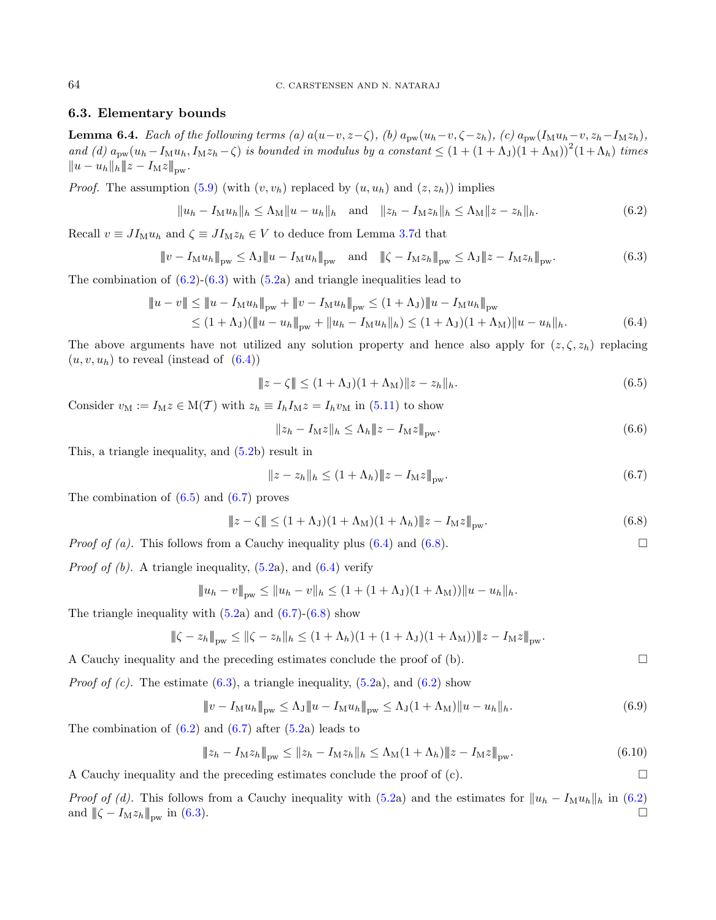### 6.3. Elementary bounds

**Lemma 6.4.** *Each of the following terms (a) $a(u-v, z-\zeta)$, (b) $a_{\rm pw}(u_h-v, \zeta-z_h)$, (c) $a_{\rm pw}(I_{\rm M}u_h-v, z_h-I_{\rm M}z_h)$, and (d) $a_{\rm pw}(u_h-I_{\rm M}u_h, I_{\rm M}z_h-\zeta)$ is bounded in modulus by a constant $\le (1+(1+\Lambda_{\rm J})(1+\Lambda_{\rm M}))^2(1+\Lambda_h)$ times $\|u-u_h\|_h \|\!|z-I_{\rm M}z|\!\|_{\rm pw}$.*

*Proof.* The assumption (5.9) (with $(v, v_h)$ replaced by $(u, u_h)$ and $(z, z_h)$) implies

$$\|u_h - I_{\rm M}u_h\|_h \le \Lambda_{\rm M}\|u-u_h\|_h \quad \text{and} \quad \|z_h - I_{\rm M}z_h\|_h \le \Lambda_{\rm M}\|z-z_h\|_h. \tag{6.2}$$

Recall $v \equiv JI_{\rm M}u_h$ and $\zeta \equiv JI_{\rm M}z_h \in V$ to deduce from Lemma 3.7d that

$$\|\!|v - I_{\rm M}u_h|\!\|_{\rm pw} \le \Lambda_{\rm J}\|\!|u-I_{\rm M}u_h|\!\|_{\rm pw} \quad \text{and} \quad \|\!|\zeta - I_{\rm M}z_h|\!\|_{\rm pw} \le \Lambda_{\rm J}\|\!|z-I_{\rm M}z_h|\!\|_{\rm pw}. \tag{6.3}$$

The combination of (6.2)-(6.3) with (5.2a) and triangle inequalities lead to

$$\begin{aligned}\|\!|u-v|\!\| &\le \|\!|u-I_{\rm M}u_h|\!\|_{\rm pw} + \|\!|v-I_{\rm M}u_h|\!\|_{\rm pw} \le (1+\Lambda_{\rm J})\|\!|u-I_{\rm M}u_h|\!\|_{\rm pw}\\ &\le (1+\Lambda_{\rm J})(\|\!|u-u_h|\!\|_{\rm pw} + \|u_h - I_{\rm M}u_h\|_h) \le (1+\Lambda_{\rm J})(1+\Lambda_{\rm M})\|u-u_h\|_h.\end{aligned} \tag{6.4}$$

The above arguments have not utilized any solution property and hence also apply for $(z, \zeta, z_h)$ replacing $(u, v, u_h)$ to reveal (instead of (6.4))

$$\|\!|z-\zeta|\!\| \le (1+\Lambda_{\rm J})(1+\Lambda_{\rm M})\|z-z_h\|_h. \tag{6.5}$$

Consider $v_{\rm M} := I_{\rm M}z \in {\rm M}(\mathcal{T})$ with $z_h \equiv I_hI_{\rm M}z = I_hv_{\rm M}$ in (5.11) to show

$$\|z_h - I_{\rm M}z\|_h \le \Lambda_h \|\!|z-I_{\rm M}z|\!\|_{\rm pw}. \tag{6.6}$$

This, a triangle inequality, and (5.2b) result in

$$\|z-z_h\|_h \le (1+\Lambda_h)\|\!|z-I_{\rm M}z|\!\|_{\rm pw}. \tag{6.7}$$

The combination of (6.5) and (6.7) proves

$$\|\!|z-\zeta|\!\| \le (1+\Lambda_{\rm J})(1+\Lambda_{\rm M})(1+\Lambda_h)\|\!|z-I_{\rm M}z|\!\|_{\rm pw}. \tag{6.8}$$

*Proof of (a).* This follows from a Cauchy inequality plus (6.4) and (6.8). $\square$

*Proof of (b).* A triangle inequality, (5.2a), and (6.4) verify

$$\|\!|u_h - v|\!\|_{\rm pw} \le \|u_h - v\|_h \le (1+(1+\Lambda_{\rm J})(1+\Lambda_{\rm M}))\|u-u_h\|_h.$$

The triangle inequality with (5.2a) and (6.7)-(6.8) show

$$\|\!|\zeta - z_h|\!\|_{\rm pw} \le \|\zeta - z_h\|_h \le (1+\Lambda_h)(1+(1+\Lambda_{\rm J})(1+\Lambda_{\rm M}))\|\!|z-I_{\rm M}z|\!\|_{\rm pw}.$$

A Cauchy inequality and the preceding estimates conclude the proof of (b). $\square$

*Proof of (c).* The estimate (6.3), a triangle inequality, (5.2a), and (6.2) show

$$\|\!|v - I_{\rm M}u_h|\!\|_{\rm pw} \le \Lambda_{\rm J}\|\!|u-I_{\rm M}u_h|\!\|_{\rm pw} \le \Lambda_{\rm J}(1+\Lambda_{\rm M})\|u-u_h\|_h. \tag{6.9}$$

The combination of (6.2) and (6.7) after (5.2a) leads to

$$\|\!|z_h - I_{\rm M}z_h|\!\|_{\rm pw} \le \|z_h - I_{\rm M}z_h\|_h \le \Lambda_{\rm M}(1+\Lambda_h)\|\!|z-I_{\rm M}z|\!\|_{\rm pw}. \tag{6.10}$$

A Cauchy inequality and the preceding estimates conclude the proof of (c). $\square$

*Proof of (d).* This follows from a Cauchy inequality with (5.2a) and the estimates for $\|u_h - I_{\rm M}u_h\|_h$ in (6.2) and $\|\!|\zeta - I_{\rm M}z_h|\!\|_{\rm pw}$ in (6.3). $\square$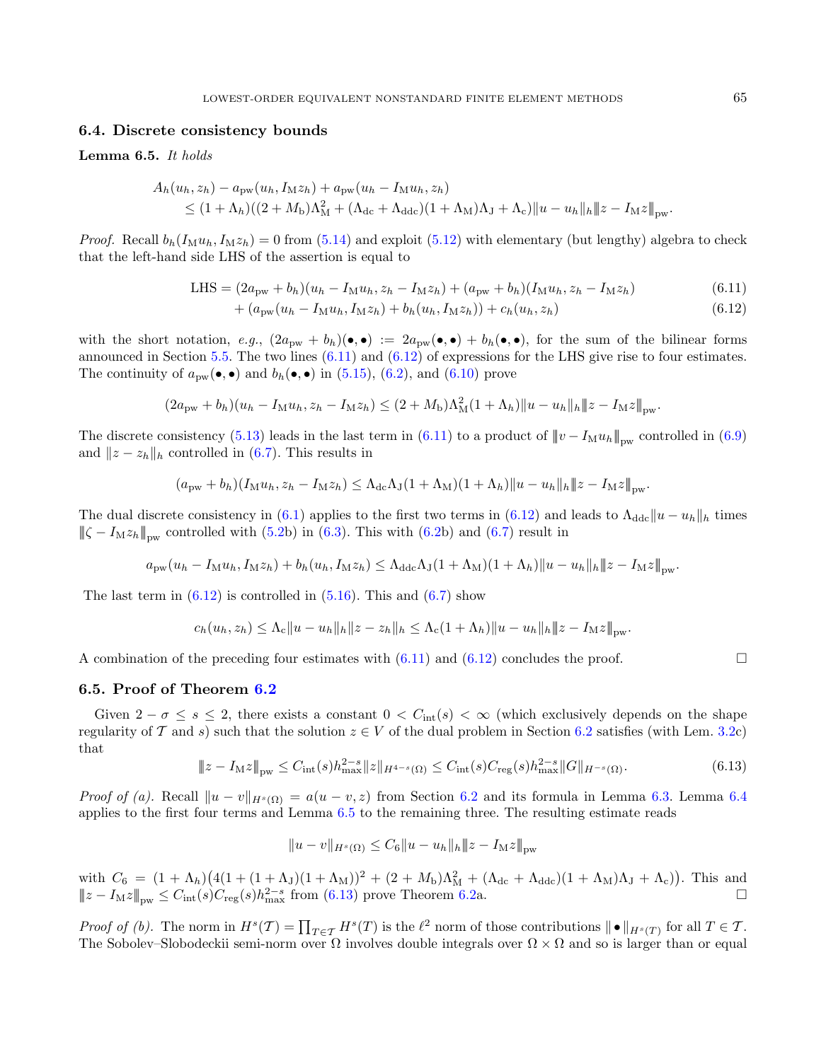### 6.4. Discrete consistency bounds

**Lemma 6.5.** *It holds*

$$
\begin{aligned}
&A_h(u_h, z_h) - a_{\mathrm{pw}}(u_h, I_{\mathrm{M}} z_h) + a_{\mathrm{pw}}(u_h - I_{\mathrm{M}} u_h, z_h) \\
&\quad \leq (1+\Lambda_h)\big((2+M_{\mathrm{b}})\Lambda_{\mathrm{M}}^2 + (\Lambda_{\mathrm{dc}} + \Lambda_{\mathrm{ddc}})(1+\Lambda_{\mathrm{M}})\Lambda_{\mathrm{J}} + \Lambda_{\mathrm{c}}\big)\|u - u_h\|_h \|z - I_{\mathrm{M}} z\|_{\mathrm{pw}}.
\end{aligned}
$$

*Proof.* Recall $b_h(I_{\mathrm{M}} u_h, I_{\mathrm{M}} z_h) = 0$ from (5.14) and exploit (5.12) with elementary (but lengthy) algebra to check that the left-hand side LHS of the assertion is equal to

$$
\begin{aligned}
\mathrm{LHS} &= (2a_{\mathrm{pw}} + b_h)(u_h - I_{\mathrm{M}} u_h, z_h - I_{\mathrm{M}} z_h) + (a_{\mathrm{pw}} + b_h)(I_{\mathrm{M}} u_h, z_h - I_{\mathrm{M}} z_h) &(6.11)\\
&\quad + (a_{\mathrm{pw}}(u_h - I_{\mathrm{M}} u_h, I_{\mathrm{M}} z_h) + b_h(u_h, I_{\mathrm{M}} z_h)) + c_h(u_h, z_h) &(6.12)
\end{aligned}
$$

with the short notation, *e.g.*, $(2a_{\mathrm{pw}} + b_h)(\bullet,\bullet) := 2a_{\mathrm{pw}}(\bullet,\bullet) + b_h(\bullet,\bullet)$, for the sum of the bilinear forms announced in Section 5.5. The two lines (6.11) and (6.12) of expressions for the LHS give rise to four estimates. The continuity of $a_{\mathrm{pw}}(\bullet,\bullet)$ and $b_h(\bullet,\bullet)$ in (5.15), (6.2), and (6.10) prove

$$
(2a_{\mathrm{pw}} + b_h)(u_h - I_{\mathrm{M}} u_h, z_h - I_{\mathrm{M}} z_h) \leq (2+M_{\mathrm{b}})\Lambda_{\mathrm{M}}^2(1+\Lambda_h)\|u - u_h\|_h \|z - I_{\mathrm{M}} z\|_{\mathrm{pw}}.
$$

The discrete consistency (5.13) leads in the last term in (6.11) to a product of $\|v - I_{\mathrm{M}} u_h\|_{\mathrm{pw}}$ controlled in (6.9) and $\|z - z_h\|_h$ controlled in (6.7). This results in

$$
(a_{\mathrm{pw}} + b_h)(I_{\mathrm{M}} u_h, z_h - I_{\mathrm{M}} z_h) \leq \Lambda_{\mathrm{dc}}\Lambda_{\mathrm{J}}(1+\Lambda_{\mathrm{M}})(1+\Lambda_h)\|u - u_h\|_h \|z - I_{\mathrm{M}} z\|_{\mathrm{pw}}.
$$

The dual discrete consistency in (6.1) applies to the first two terms in (6.12) and leads to $\Lambda_{\mathrm{ddc}}\|u - u_h\|_h$ times $\|\zeta - I_{\mathrm{M}} z_h\|_{\mathrm{pw}}$ controlled with (5.2b) in (6.3). This with (6.2b) and (6.7) result in

$$
a_{\mathrm{pw}}(u_h - I_{\mathrm{M}} u_h, I_{\mathrm{M}} z_h) + b_h(u_h, I_{\mathrm{M}} z_h) \leq \Lambda_{\mathrm{ddc}}\Lambda_{\mathrm{J}}(1+\Lambda_{\mathrm{M}})(1+\Lambda_h)\|u - u_h\|_h \|z - I_{\mathrm{M}} z\|_{\mathrm{pw}}.
$$

The last term in (6.12) is controlled in (5.16). This and (6.7) show

$$
c_h(u_h, z_h) \leq \Lambda_{\mathrm{c}}\|u - u_h\|_h \|z - z_h\|_h \leq \Lambda_{\mathrm{c}}(1+\Lambda_h)\|u - u_h\|_h \|z - I_{\mathrm{M}} z\|_{\mathrm{pw}}.
$$

A combination of the preceding four estimates with (6.11) and (6.12) concludes the proof. □

### 6.5. Proof of Theorem 6.2

Given $2 - \sigma \leq s \leq 2$, there exists a constant $0 < C_{\mathrm{int}}(s) < \infty$ (which exclusively depends on the shape regularity of $\mathcal{T}$ and $s$) such that the solution $z \in V$ of the dual problem in Section 6.2 satisfies (with Lem. 3.2c) that

$$
\|z - I_{\mathrm{M}} z\|_{\mathrm{pw}} \leq C_{\mathrm{int}}(s) h_{\max}^{2-s}\|z\|_{H^{4-s}(\Omega)} \leq C_{\mathrm{int}}(s) C_{\mathrm{reg}}(s) h_{\max}^{2-s}\|G\|_{H^{-s}(\Omega)}. \tag{6.13}
$$

*Proof of (a).* Recall $\|u - v\|_{H^s(\Omega)} = a(u - v, z)$ from Section 6.2 and its formula in Lemma 6.3. Lemma 6.4 applies to the first four terms and Lemma 6.5 to the remaining three. The resulting estimate reads

$$
\|u - v\|_{H^s(\Omega)} \leq C_6 \|u - u_h\|_h \|z - I_{\mathrm{M}} z\|_{\mathrm{pw}}
$$

with $C_6 = (1+\Lambda_h)\big(4(1+(1+\Lambda_{\mathrm{J}})(1+\Lambda_{\mathrm{M}}))^2 + (2+M_{\mathrm{b}})\Lambda_{\mathrm{M}}^2 + (\Lambda_{\mathrm{dc}} + \Lambda_{\mathrm{ddc}})(1+\Lambda_{\mathrm{M}})\Lambda_{\mathrm{J}} + \Lambda_{\mathrm{c}}\big)$. This and $\|z - I_{\mathrm{M}} z\|_{\mathrm{pw}} \leq C_{\mathrm{int}}(s) C_{\mathrm{reg}}(s) h_{\max}^{2-s}$ from (6.13) prove Theorem 6.2a. □

*Proof of (b).* The norm in $H^s(\mathcal{T}) = \prod_{T\in\mathcal{T}} H^s(T)$ is the $\ell^2$ norm of those contributions $\|\bullet\|_{H^s(T)}$ for all $T \in \mathcal{T}$. The Sobolev–Slobodeckii semi-norm over $\Omega$ involves double integrals over $\Omega \times \Omega$ and so is larger than or equal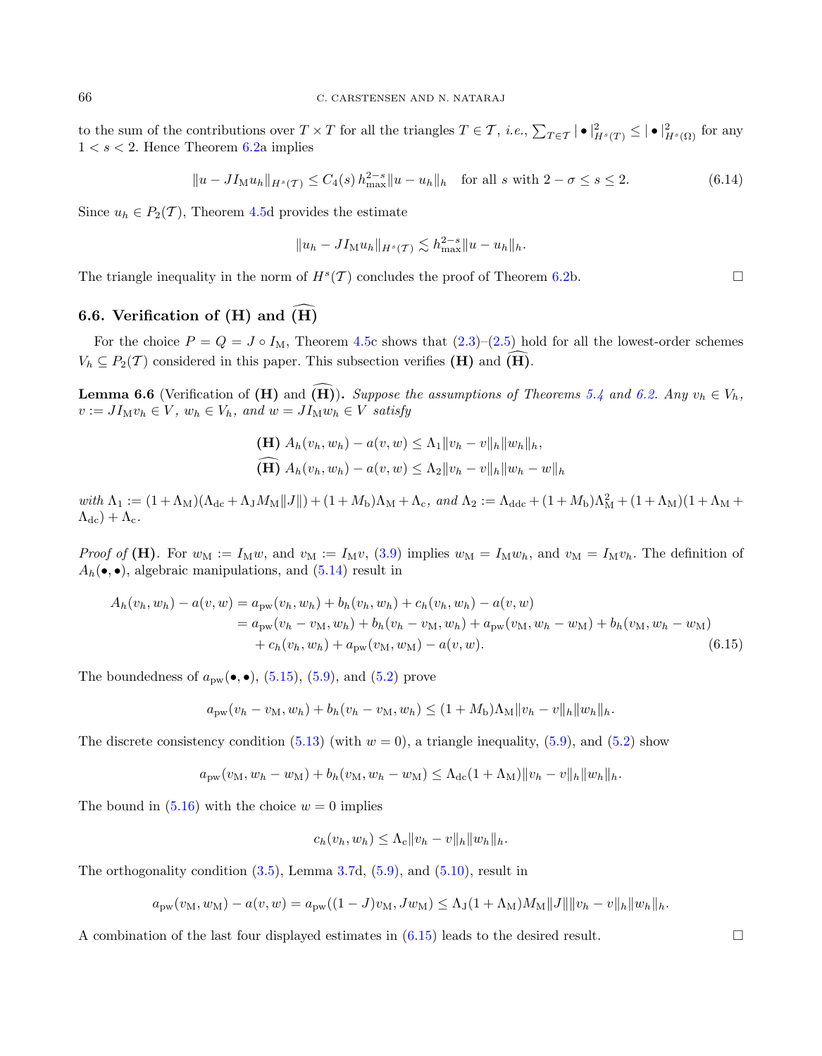to the sum of the contributions over $T \times T$ for all the triangles $T \in \mathcal{T}$, *i.e.*, $\sum_{T\in\mathcal{T}} |\bullet|^2_{H^s(T)} \leq |\bullet|^2_{H^s(\Omega)}$ for any $1 < s < 2$. Hence Theorem 6.2a implies

$$\|u - JI_{\mathrm{M}}u_h\|_{H^s(\mathcal{T})} \leq C_4(s)\, h_{\max}^{2-s} \|u - u_h\|_h \quad \text{for all } s \text{ with } 2-\sigma \leq s \leq 2. \tag{6.14}$$

Since $u_h \in P_2(\mathcal{T})$, Theorem 4.5d provides the estimate

$$\|u_h - JI_{\mathrm{M}}u_h\|_{H^s(\mathcal{T})} \lesssim h_{\max}^{2-s}\|u - u_h\|_h.$$

The triangle inequality in the norm of $H^s(\mathcal{T})$ concludes the proof of Theorem 6.2b. $\square$

### 6.6. Verification of (H) and $\widehat{(\mathbf{H})}$

For the choice $P = Q = J \circ I_{\mathrm{M}}$, Theorem 4.5c shows that (2.3)–(2.5) hold for all the lowest-order schemes $V_h \subseteq P_2(\mathcal{T})$ considered in this paper. This subsection verifies **(H)** and $\widehat{(\mathbf{H})}$.

**Lemma 6.6** (Verification of **(H)** and $\widehat{(\mathbf{H})}$)**.** *Suppose the assumptions of Theorems 5.4 and 6.2. Any $v_h \in V_h$, $v := JI_{\mathrm{M}}v_h \in V$, $w_h \in V_h$, and $w = JI_{\mathrm{M}}w_h \in V$ satisfy*

$$\textbf{(H)}\ A_h(v_h, w_h) - a(v, w) \leq \Lambda_1 \|v_h - v\|_h \|w_h\|_h,$$
$$\widehat{(\mathbf{H})}\ A_h(v_h, w_h) - a(v, w) \leq \Lambda_2 \|v_h - v\|_h \|w_h - w\|_h$$

*with* $\Lambda_1 := (1 + \Lambda_{\mathrm{M}})(\Lambda_{\mathrm{dc}} + \Lambda_{\mathrm{J}} M_{\mathrm{M}} \|J\|) + (1 + M_{\mathrm{b}})\Lambda_{\mathrm{M}} + \Lambda_{\mathrm{c}}$, *and* $\Lambda_2 := \Lambda_{\mathrm{ddc}} + (1 + M_{\mathrm{b}})\Lambda_{\mathrm{M}}^2 + (1 + \Lambda_{\mathrm{M}})(1 + \Lambda_{\mathrm{M}} + \Lambda_{\mathrm{dc}}) + \Lambda_{\mathrm{c}}$.

*Proof of* **(H)**. For $w_{\mathrm{M}} := I_{\mathrm{M}}w$, and $v_{\mathrm{M}} := I_{\mathrm{M}}v$, (3.9) implies $w_{\mathrm{M}} = I_{\mathrm{M}}w_h$, and $v_{\mathrm{M}} = I_{\mathrm{M}}v_h$. The definition of $A_h(\bullet,\bullet)$, algebraic manipulations, and (5.14) result in

$$\begin{aligned}
A_h(v_h, w_h) - a(v, w) &= a_{\mathrm{pw}}(v_h, w_h) + b_h(v_h, w_h) + c_h(v_h, w_h) - a(v, w) \\
&= a_{\mathrm{pw}}(v_h - v_{\mathrm{M}}, w_h) + b_h(v_h - v_{\mathrm{M}}, w_h) + a_{\mathrm{pw}}(v_{\mathrm{M}}, w_h - w_{\mathrm{M}}) + b_h(v_{\mathrm{M}}, w_h - w_{\mathrm{M}}) \\
&\quad + c_h(v_h, w_h) + a_{\mathrm{pw}}(v_{\mathrm{M}}, w_{\mathrm{M}}) - a(v, w).
\end{aligned} \tag{6.15}$$

The boundedness of $a_{\mathrm{pw}}(\bullet,\bullet)$, (5.15), (5.9), and (5.2) prove

$$a_{\mathrm{pw}}(v_h - v_{\mathrm{M}}, w_h) + b_h(v_h - v_{\mathrm{M}}, w_h) \leq (1 + M_{\mathrm{b}})\Lambda_{\mathrm{M}} \|v_h - v\|_h \|w_h\|_h.$$

The discrete consistency condition (5.13) (with $w = 0$), a triangle inequality, (5.9), and (5.2) show

$$a_{\mathrm{pw}}(v_{\mathrm{M}}, w_h - w_{\mathrm{M}}) + b_h(v_{\mathrm{M}}, w_h - w_{\mathrm{M}}) \leq \Lambda_{\mathrm{dc}}(1 + \Lambda_{\mathrm{M}})\|v_h - v\|_h \|w_h\|_h.$$

The bound in (5.16) with the choice $w = 0$ implies

$$c_h(v_h, w_h) \leq \Lambda_{\mathrm{c}} \|v_h - v\|_h \|w_h\|_h.$$

The orthogonality condition (3.5), Lemma 3.7d, (5.9), and (5.10), result in

$$a_{\mathrm{pw}}(v_{\mathrm{M}}, w_{\mathrm{M}}) - a(v, w) = a_{\mathrm{pw}}((1 - J)v_{\mathrm{M}}, Jw_{\mathrm{M}}) \leq \Lambda_{\mathrm{J}}(1 + \Lambda_{\mathrm{M}}) M_{\mathrm{M}} \|J\| \|v_h - v\|_h \|w_h\|_h.$$

A combination of the last four displayed estimates in (6.15) leads to the desired result. $\square$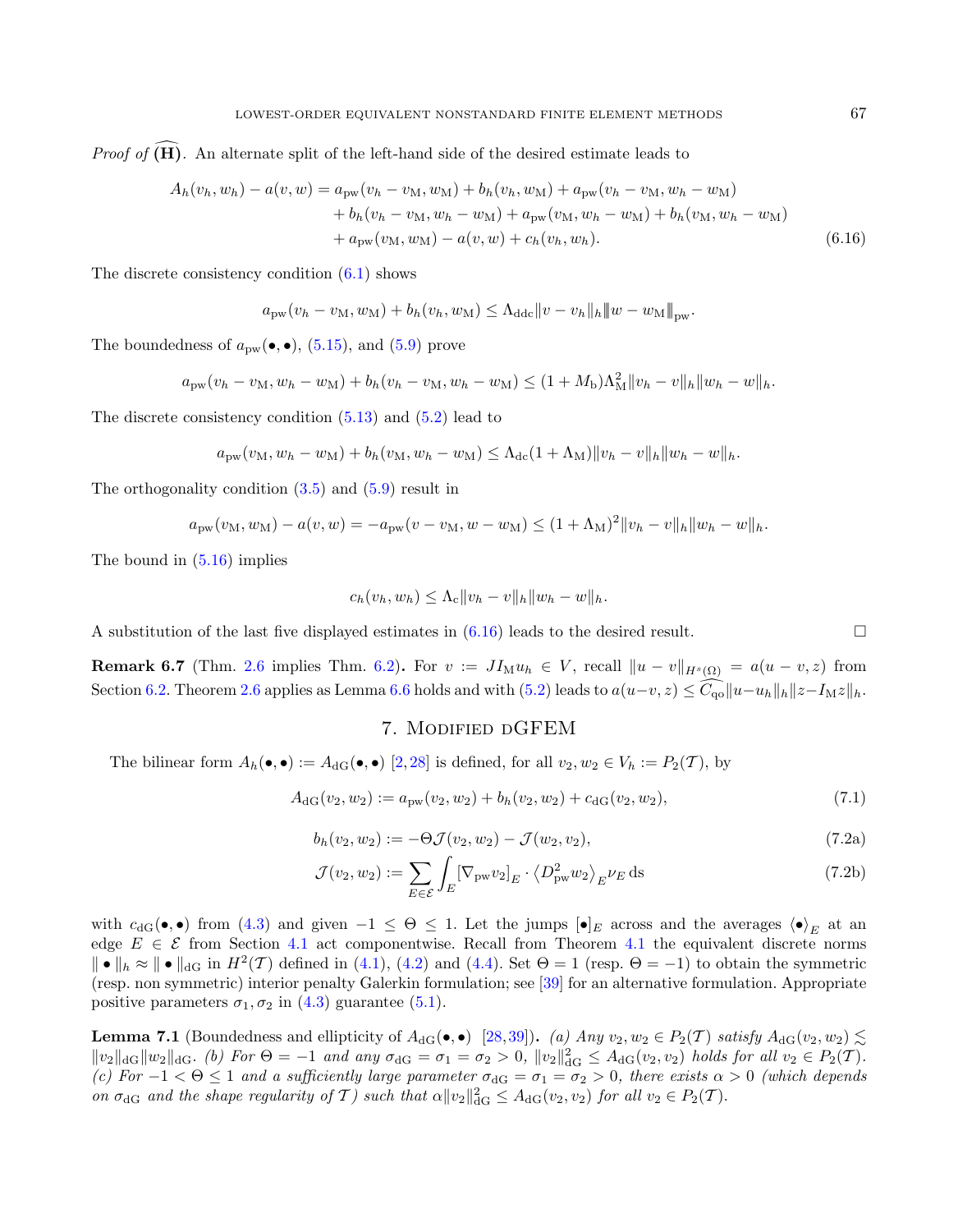*Proof of* $\widehat{\textbf{(H)}}$. An alternate split of the left-hand side of the desired estimate leads to

$$
\begin{aligned}
A_h(v_h, w_h) - a(v, w) = a_{\mathrm{pw}}(v_h - v_{\mathrm{M}}, w_{\mathrm{M}}) + b_h(v_h, w_{\mathrm{M}}) + a_{\mathrm{pw}}(v_h - v_{\mathrm{M}}, w_h - w_{\mathrm{M}}) \\
+ b_h(v_h - v_{\mathrm{M}}, w_h - w_{\mathrm{M}}) + a_{\mathrm{pw}}(v_{\mathrm{M}}, w_h - w_{\mathrm{M}}) + b_h(v_{\mathrm{M}}, w_h - w_{\mathrm{M}}) \\
+ a_{\mathrm{pw}}(v_{\mathrm{M}}, w_{\mathrm{M}}) - a(v, w) + c_h(v_h, w_h).
\end{aligned} \tag{6.16}
$$

The discrete consistency condition (6.1) shows

$$
a_{\mathrm{pw}}(v_h - v_{\mathrm{M}}, w_{\mathrm{M}}) + b_h(v_h, w_{\mathrm{M}}) \leq \Lambda_{\mathrm{ddc}} \|v - v_h\|_h \| w - w_{\mathrm{M}} \|_{\mathrm{pw}}.
$$

The boundedness of $a_{\mathrm{pw}}(\bullet, \bullet)$, (5.15), and (5.9) prove

$$
a_{\mathrm{pw}}(v_h - v_{\mathrm{M}}, w_h - w_{\mathrm{M}}) + b_h(v_h - v_{\mathrm{M}}, w_h - w_{\mathrm{M}}) \leq (1 + M_{\mathrm{b}}) \Lambda_{\mathrm{M}}^2 \|v_h - v\|_h \|w_h - w\|_h.
$$

The discrete consistency condition (5.13) and (5.2) lead to

$$
a_{\mathrm{pw}}(v_{\mathrm{M}}, w_h - w_{\mathrm{M}}) + b_h(v_{\mathrm{M}}, w_h - w_{\mathrm{M}}) \leq \Lambda_{\mathrm{dc}}(1 + \Lambda_{\mathrm{M}}) \|v_h - v\|_h \|w_h - w\|_h.
$$

The orthogonality condition (3.5) and (5.9) result in

$$
a_{\mathrm{pw}}(v_{\mathrm{M}}, w_{\mathrm{M}}) - a(v, w) = -a_{\mathrm{pw}}(v - v_{\mathrm{M}}, w - w_{\mathrm{M}}) \leq (1 + \Lambda_{\mathrm{M}})^2 \|v_h - v\|_h \|w_h - w\|_h.
$$

The bound in (5.16) implies

$$
c_h(v_h, w_h) \leq \Lambda_{\mathrm{c}} \|v_h - v\|_h \|w_h - w\|_h.
$$

A substitution of the last five displayed estimates in (6.16) leads to the desired result. □

**Remark 6.7** (Thm. 2.6 implies Thm. 6.2)**.** For $v := J I_{\mathrm{M}} u_h \in V$, recall $\|u - v\|_{H^s(\Omega)} = a(u - v, z)$ from Section 6.2. Theorem 2.6 applies as Lemma 6.6 holds and with (5.2) leads to $a(u - v, z) \leq \widehat{C_{\mathrm{qo}}} \|u - u_h\|_h \|z - I_{\mathrm{M}} z\|_h$.

## 7. Modified dGFEM

The bilinear form $A_h(\bullet, \bullet) := A_{\mathrm{dG}}(\bullet, \bullet)$ [2,28] is defined, for all $v_2, w_2 \in V_h := P_2(\mathcal{T})$, by

$$
A_{\mathrm{dG}}(v_2, w_2) := a_{\mathrm{pw}}(v_2, w_2) + b_h(v_2, w_2) + c_{\mathrm{dG}}(v_2, w_2), \tag{7.1}
$$

$$
b_h(v_2, w_2) := -\Theta \mathcal{J}(v_2, w_2) - \mathcal{J}(w_2, v_2), \tag{7.2a}
$$

$$
\mathcal{J}(v_2, w_2) := \sum_{E \in \mathcal{E}} \int_E [\nabla_{\mathrm{pw}} v_2]_E \cdot \langle D^2_{\mathrm{pw}} w_2 \rangle_E \nu_E \,\mathrm{d}s \tag{7.2b}
$$

with $c_{\mathrm{dG}}(\bullet, \bullet)$ from (4.3) and given $-1 \leq \Theta \leq 1$. Let the jumps $[\bullet]_E$ across and the averages $\langle \bullet \rangle_E$ at an edge $E \in \mathcal{E}$ from Section 4.1 act componentwise. Recall from Theorem 4.1 the equivalent discrete norms $\| \bullet \|_h \approx \| \bullet \|_{\mathrm{dG}}$ in $H^2(\mathcal{T})$ defined in (4.1), (4.2) and (4.4). Set $\Theta = 1$ (resp. $\Theta = -1$) to obtain the symmetric (resp. non symmetric) interior penalty Galerkin formulation; see [39] for an alternative formulation. Appropriate positive parameters $\sigma_1, \sigma_2$ in (4.3) guarantee (5.1).

**Lemma 7.1** (Boundedness and ellipticity of $A_{\mathrm{dG}}(\bullet, \bullet)$ [28,39])**.** *(a) Any $v_2, w_2 \in P_2(\mathcal{T})$ satisfy $A_{\mathrm{dG}}(v_2, w_2) \lesssim \|v_2\|_{\mathrm{dG}} \|w_2\|_{\mathrm{dG}}$. (b) For $\Theta = -1$ and any $\sigma_{\mathrm{dG}} = \sigma_1 = \sigma_2 > 0$, $\|v_2\|^2_{\mathrm{dG}} \leq A_{\mathrm{dG}}(v_2, v_2)$ holds for all $v_2 \in P_2(\mathcal{T})$. (c) For $-1 < \Theta \leq 1$ and a sufficiently large parameter $\sigma_{\mathrm{dG}} = \sigma_1 = \sigma_2 > 0$, there exists $\alpha > 0$ (which depends on $\sigma_{\mathrm{dG}}$ and the shape regularity of $\mathcal{T}$) such that $\alpha \|v_2\|^2_{\mathrm{dG}} \leq A_{\mathrm{dG}}(v_2, v_2)$ for all $v_2 \in P_2(\mathcal{T})$.*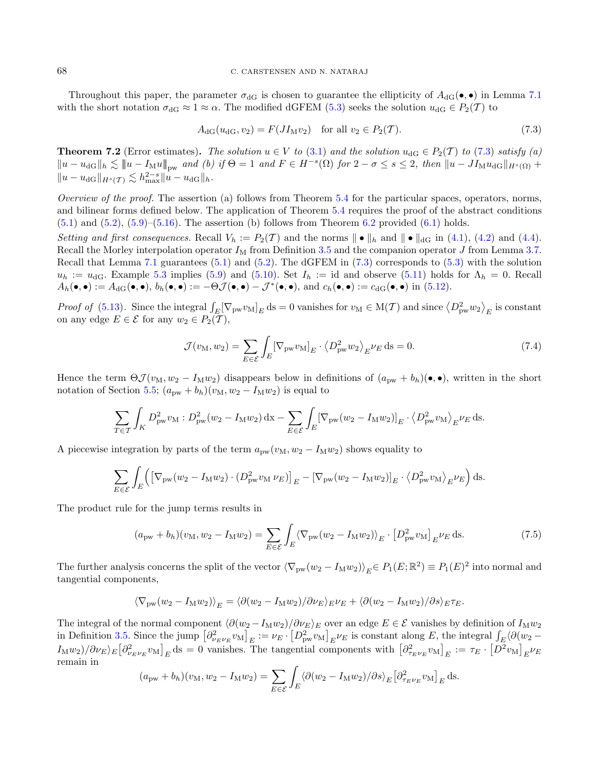Throughout this paper, the parameter $\sigma_{\rm dG}$ is chosen to guarantee the ellipticity of $A_{\rm dG}(\bullet,\bullet)$ in Lemma 7.1 with the short notation $\sigma_{\rm dG} \approx 1 \approx \alpha$. The modified dGFEM (5.3) seeks the solution $u_{\rm dG} \in P_2(\mathcal{T})$ to

$$A_{\rm dG}(u_{\rm dG}, v_2) = F(JI_{\rm M} v_2) \quad \text{for all } v_2 \in P_2(\mathcal{T}). \tag{7.3}$$

**Theorem 7.2** (Error estimates)**.** *The solution $u \in V$ to (3.1) and the solution $u_{\rm dG} \in P_2(\mathcal{T})$ to (7.3) satisfy (a) $\|u - u_{\rm dG}\|_h \lesssim \|u - I_{\rm M} u\|_{\rm pw}$ and (b) if $\Theta = 1$ and $F \in H^{-s}(\Omega)$ for $2-\sigma \le s \le 2$, then $\|u - JI_{\rm M}u_{\rm dG}\|_{H^s(\Omega)} + \|u - u_{\rm dG}\|_{H^s(\mathcal{T})} \lesssim h_{\max}^{2-s}\|u - u_{\rm dG}\|_h$.*

*Overview of the proof.* The assertion (a) follows from Theorem 5.4 for the particular spaces, operators, norms, and bilinear forms defined below. The application of Theorem 5.4 requires the proof of the abstract conditions (5.1) and (5.2), (5.9)–(5.16). The assertion (b) follows from Theorem 6.2 provided (6.1) holds.

*Setting and first consequences.* Recall $V_h := P_2(\mathcal{T})$ and the norms $\|\bullet\|_h$ and $\|\bullet\|_{\rm dG}$ in (4.1), (4.2) and (4.4). Recall the Morley interpolation operator $I_{\rm M}$ from Definition 3.5 and the companion operator $J$ from Lemma 3.7. Recall that Lemma 7.1 guarantees (5.1) and (5.2). The dGFEM in (7.3) corresponds to (5.3) with the solution $u_h := u_{\rm dG}$. Example 5.3 implies (5.9) and (5.10). Set $I_h :=$ id and observe (5.11) holds for $\Lambda_h = 0$. Recall $A_h(\bullet,\bullet) := A_{\rm dG}(\bullet,\bullet)$, $b_h(\bullet,\bullet) := -\Theta\mathcal{J}(\bullet,\bullet) - \mathcal{J}^*(\bullet,\bullet)$, and $c_h(\bullet,\bullet) := c_{\rm dG}(\bullet,\bullet)$ in (5.12).

*Proof of* (5.13)*.* Since the integral $\int_E [\nabla_{\rm pw} v_{\rm M}]_E \,{\rm d}s = 0$ vanishes for $v_{\rm M} \in {\rm M}(\mathcal{T})$ and since $\langle D^2_{\rm pw} w_2\rangle_E$ is constant on any edge $E \in \mathcal{E}$ for any $w_2 \in P_2(\mathcal{T})$,

$$\mathcal{J}(v_{\rm M}, w_2) = \sum_{E\in\mathcal{E}} \int_E [\nabla_{\rm pw} v_{\rm M}]_E \cdot \langle D^2_{\rm pw} w_2\rangle_E \nu_E \,{\rm d}s = 0. \tag{7.4}$$

Hence the term $\Theta\mathcal{J}(v_{\rm M}, w_2 - I_{\rm M}w_2)$ disappears below in definitions of $(a_{\rm pw} + b_h)(\bullet,\bullet)$, written in the short notation of Section 5.5; $(a_{\rm pw} + b_h)(v_{\rm M}, w_2 - I_{\rm M}w_2)$ is equal to

$$\sum_{T\in\mathcal{T}} \int_K D^2_{\rm pw} v_{\rm M} : D^2_{\rm pw}(w_2 - I_{\rm M}w_2)\,{\rm d}x - \sum_{E\in\mathcal{E}} \int_E [\nabla_{\rm pw}(w_2 - I_{\rm M}w_2)]_E \cdot \langle D^2_{\rm pw} v_{\rm M}\rangle_E \nu_E \,{\rm d}s.$$

A piecewise integration by parts of the term $a_{\rm pw}(v_{\rm M}, w_2 - I_{\rm M}w_2)$ shows equality to

$$\sum_{E\in\mathcal{E}} \int_E \Big( \big[\nabla_{\rm pw}(w_2 - I_{\rm M}w_2)\cdot (D^2_{\rm pw} v_{\rm M}\, \nu_E)\big]_E - [\nabla_{\rm pw}(w_2 - I_{\rm M}w_2)]_E \cdot \langle D^2_{\rm pw} v_{\rm M}\rangle_E \nu_E \Big)\,{\rm d}s.$$

The product rule for the jump terms results in

$$(a_{\rm pw} + b_h)(v_{\rm M}, w_2 - I_{\rm M}w_2) = \sum_{E\in\mathcal{E}} \int_E \langle \nabla_{\rm pw}(w_2 - I_{\rm M}w_2)\rangle_E \cdot \big[D^2_{\rm pw} v_{\rm M}\big]_E \nu_E \,{\rm d}s. \tag{7.5}$$

The further analysis concerns the split of the vector $\langle \nabla_{\rm pw}(w_2 - I_{\rm M}w_2)\rangle_E \in P_1(E;\mathbb{R}^2) \equiv P_1(E)^2$ into normal and tangential components,

$$\langle \nabla_{\rm pw}(w_2 - I_{\rm M}w_2)\rangle_E = \langle \partial(w_2 - I_{\rm M}w_2)/\partial\nu_E\rangle_E \nu_E + \langle \partial(w_2 - I_{\rm M}w_2)/\partial s\rangle_E \tau_E.$$

The integral of the normal component $\langle \partial(w_2 - I_{\rm M}w_2)/\partial\nu_E\rangle_E$ over an edge $E \in \mathcal{E}$ vanishes by definition of $I_{\rm M}w_2$ in Definition 3.5. Since the jump $\big[\partial^2_{\nu_E\nu_E} v_{\rm M}\big]_E := \nu_E \cdot \big[D^2_{\rm pw} v_{\rm M}\big]_E \nu_E$ is constant along $E$, the integral $\int_E \langle \partial(w_2 - I_{\rm M}w_2)/\partial\nu_E\rangle_E \big[\partial^2_{\nu_E\nu_E} v_{\rm M}\big]_E \,{\rm d}s = 0$ vanishes. The tangential components with $\big[\partial^2_{\tau_E\nu_E} v_{\rm M}\big]_E := \tau_E \cdot \big[D^2 v_{\rm M}\big]_E \nu_E$ remain in

$$(a_{\rm pw} + b_h)(v_{\rm M}, w_2 - I_{\rm M}w_2) = \sum_{E\in\mathcal{E}} \int_E \langle \partial(w_2 - I_{\rm M}w_2)/\partial s\rangle_E \big[\partial^2_{\tau_E\nu_E} v_{\rm M}\big]_E \,{\rm d}s.$$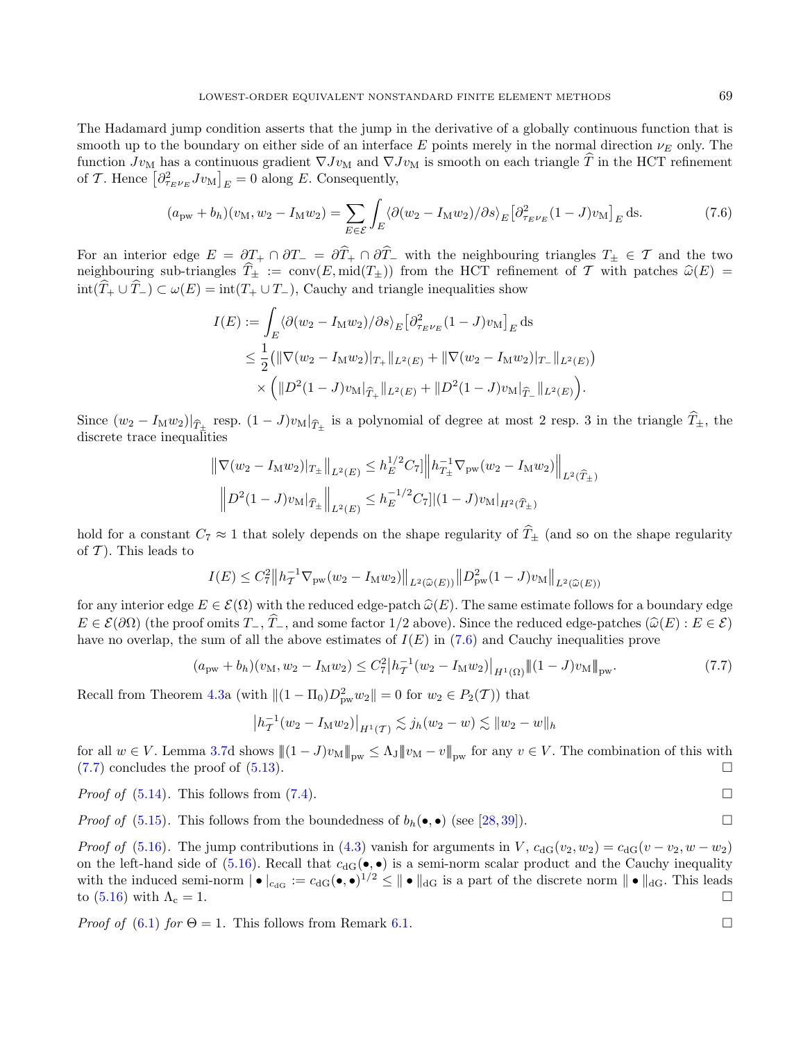The Hadamard jump condition asserts that the jump in the derivative of a globally continuous function that is smooth up to the boundary on either side of an interface $E$ points merely in the normal direction $\nu_E$ only. The function $Jv_{\mathrm{M}}$ has a continuous gradient $\nabla Jv_{\mathrm{M}}$ and $\nabla Jv_{\mathrm{M}}$ is smooth on each triangle $\widehat{T}$ in the HCT refinement of $\mathcal{T}$. Hence $\left[\partial^2_{\tau_E\nu_E} Jv_{\mathrm{M}}\right]_E = 0$ along $E$. Consequently,

$$(a_{\mathrm{pw}} + b_h)(v_{\mathrm{M}}, w_2 - I_{\mathrm{M}} w_2) = \sum_{E\in\mathcal{E}} \int_E \langle \partial(w_2 - I_{\mathrm{M}} w_2)/\partial s\rangle_E \left[\partial^2_{\tau_E\nu_E}(1-J)v_{\mathrm{M}}\right]_E \,\mathrm{ds}. \tag{7.6}$$

For an interior edge $E = \partial T_+ \cap \partial T_- = \partial\widehat{T}_+ \cap \partial\widehat{T}_-$ with the neighbouring triangles $T_\pm \in \mathcal{T}$ and the two neighbouring sub-triangles $\widehat{T}_\pm := \mathrm{conv}(E, \mathrm{mid}(T_\pm))$ from the HCT refinement of $\mathcal{T}$ with patches $\widehat{\omega}(E) = \mathrm{int}(\widehat{T}_+ \cup \widehat{T}_-) \subset \omega(E) = \mathrm{int}(T_+ \cup T_-)$, Cauchy and triangle inequalities show

$$\begin{aligned}
I(E) &:= \int_E \langle \partial(w_2 - I_{\mathrm{M}} w_2)/\partial s\rangle_E \left[\partial^2_{\tau_E\nu_E}(1-J)v_{\mathrm{M}}\right]_E \,\mathrm{ds} \\
&\le \frac{1}{2}\big(\|\nabla(w_2 - I_{\mathrm{M}}w_2)|_{T_+}\|_{L^2(E)} + \|\nabla(w_2 - I_{\mathrm{M}}w_2)|_{T_-}\|_{L^2(E)}\big) \\
&\quad \times \Big(\|D^2(1-J)v_{\mathrm{M}}|_{\widehat{T}_+}\|_{L^2(E)} + \|D^2(1-J)v_{\mathrm{M}}|_{\widehat{T}_-}\|_{L^2(E)}\Big).
\end{aligned}$$

Since $(w_2 - I_{\mathrm{M}}w_2)|_{\widehat{T}_\pm}$ resp. $(1-J)v_{\mathrm{M}}|_{\widehat{T}_\pm}$ is a polynomial of degree at most 2 resp. 3 in the triangle $\widehat{T}_\pm$, the discrete trace inequalities

$$\begin{aligned}
\big\|\nabla(w_2 - I_{\mathrm{M}}w_2)|_{T_\pm}\big\|_{L^2(E)} &\le h_E^{1/2} C_7] \Big\| h_{T_\pm}^{-1}\nabla_{\mathrm{pw}}(w_2 - I_{\mathrm{M}}w_2)\Big\|_{L^2(\widehat{T}_\pm)} \\
\Big\|D^2(1-J)v_{\mathrm{M}}|_{\widehat{T}_\pm}\Big\|_{L^2(E)} &\le h_E^{-1/2} C_7] |(1-J)v_{\mathrm{M}}|_{H^2(\widehat{T}_\pm)}
\end{aligned}$$

hold for a constant $C_7 \approx 1$ that solely depends on the shape regularity of $\widehat{T}_\pm$ (and so on the shape regularity of $\mathcal{T}$). This leads to

$$I(E) \le C_7^2 \big\|h_{\mathcal{T}}^{-1}\nabla_{\mathrm{pw}}(w_2 - I_{\mathrm{M}}w_2)\big\|_{L^2(\widehat{\omega}(E))} \big\|D^2_{\mathrm{pw}}(1-J)v_{\mathrm{M}}\big\|_{L^2(\widehat{\omega}(E))}$$

for any interior edge $E \in \mathcal{E}(\Omega)$ with the reduced edge-patch $\widehat{\omega}(E)$. The same estimate follows for a boundary edge $E \in \mathcal{E}(\partial\Omega)$ (the proof omits $T_-$, $\widehat{T}_-$, and some factor 1/2 above). Since the reduced edge-patches $(\widehat{\omega}(E) : E \in \mathcal{E})$ have no overlap, the sum of all the above estimates of $I(E)$ in (7.6) and Cauchy inequalities prove

$$(a_{\mathrm{pw}} + b_h)(v_{\mathrm{M}}, w_2 - I_{\mathrm{M}}w_2) \le C_7^2 \big|h_{\mathcal{T}}^{-1}(w_2 - I_{\mathrm{M}}w_2)\big|_{H^1(\Omega)} |||(1-J)v_{\mathrm{M}}|||_{\mathrm{pw}}. \tag{7.7}$$

Recall from Theorem 4.3a (with $\|(1-\Pi_0)D^2_{\mathrm{pw}}w_2\| = 0$ for $w_2 \in P_2(\mathcal{T})$) that

$$\big|h_{\mathcal{T}}^{-1}(w_2 - I_{\mathrm{M}}w_2)\big|_{H^1(\mathcal{T})} \lesssim j_h(w_2 - w) \lesssim \|w_2 - w\|_h$$

for all $w \in V$. Lemma 3.7d shows $|||(1-J)v_{\mathrm{M}}|||_{\mathrm{pw}} \le \Lambda_{\mathrm{J}} |||v_{\mathrm{M}} - v|||_{\mathrm{pw}}$ for any $v \in V$. The combination of this with (7.7) concludes the proof of (5.13). $\square$

*Proof of* (5.14). This follows from (7.4). $\square$

*Proof of* (5.15). This follows from the boundedness of $b_h(\bullet,\bullet)$ (see [28, 39]). $\square$

*Proof of* (5.16). The jump contributions in (4.3) vanish for arguments in $V$, $c_{\mathrm{dG}}(v_2, w_2) = c_{\mathrm{dG}}(v - v_2, w - w_2)$ on the left-hand side of (5.16). Recall that $c_{\mathrm{dG}}(\bullet,\bullet)$ is a semi-norm scalar product and the Cauchy inequality with the induced semi-norm $|\bullet|_{c_{\mathrm{dG}}} := c_{\mathrm{dG}}(\bullet,\bullet)^{1/2} \le \|\bullet\|_{\mathrm{dG}}$ is a part of the discrete norm $\|\bullet\|_{\mathrm{dG}}$. This leads to (5.16) with $\Lambda_{\mathrm{c}} = 1$. $\square$

*Proof of* (6.1) *for* $\Theta = 1$. This follows from Remark 6.1. $\square$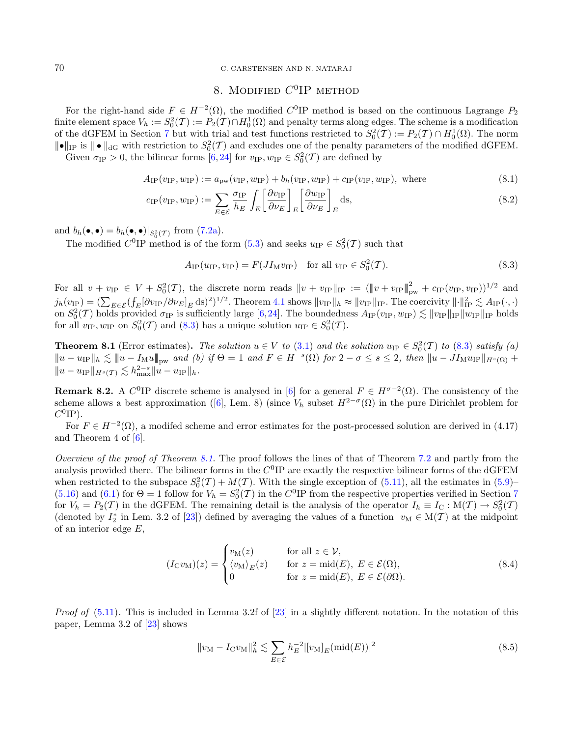## 8. Modified $C^0$IP method

For the right-hand side $F \in H^{-2}(\Omega)$, the modified $C^0$IP method is based on the continuous Lagrange $P_2$ finite element space $V_h := S_0^2(\mathcal{T}) := P_2(\mathcal{T}) \cap H_0^1(\Omega)$ and penalty terms along edges. The scheme is a modification of the dGFEM in Section 7 but with trial and test functions restricted to $S_0^2(\mathcal{T}) := P_2(\mathcal{T}) \cap H_0^1(\Omega)$. The norm $\|\bullet\|_{\mathrm{IP}}$ is $\|\bullet\|_{\mathrm{dG}}$ with restriction to $S_0^2(\mathcal{T})$ and excludes one of the penalty parameters of the modified dGFEM.

Given $\sigma_{\mathrm{IP}} > 0$, the bilinear forms [6,24] for $v_{\mathrm{IP}}, w_{\mathrm{IP}} \in S_0^2(\mathcal{T})$ are defined by

$$A_{\mathrm{IP}}(v_{\mathrm{IP}}, w_{\mathrm{IP}}) := a_{\mathrm{pw}}(v_{\mathrm{IP}}, w_{\mathrm{IP}}) + b_h(v_{\mathrm{IP}}, w_{\mathrm{IP}}) + c_{\mathrm{IP}}(v_{\mathrm{IP}}, w_{\mathrm{IP}}), \text{ where} \tag{8.1}$$

$$c_{\mathrm{IP}}(v_{\mathrm{IP}}, w_{\mathrm{IP}}) := \sum_{E \in \mathcal{E}} \frac{\sigma_{\mathrm{IP}}}{h_E} \int_E \left[\frac{\partial v_{\mathrm{IP}}}{\partial \nu_E}\right]_E \left[\frac{\partial w_{\mathrm{IP}}}{\partial \nu_E}\right]_E \mathrm{d}s, \tag{8.2}$$

and $b_h(\bullet,\bullet) = b_h(\bullet,\bullet)|_{S_0^2(\mathcal{T})}$ from (7.2a).

The modified $C^0$IP method is of the form (5.3) and seeks $u_{\mathrm{IP}} \in S_0^2(\mathcal{T})$ such that

$$A_{\mathrm{IP}}(u_{\mathrm{IP}}, v_{\mathrm{IP}}) = F(JI_{\mathrm{M}} v_{\mathrm{IP}}) \quad \text{for all } v_{\mathrm{IP}} \in S_0^2(\mathcal{T}). \tag{8.3}$$

For all $v + v_{\mathrm{IP}} \in V + S_0^2(\mathcal{T})$, the discrete norm reads $\|v + v_{\mathrm{IP}}\|_{\mathrm{IP}} := (|\!|\!| v + v_{\mathrm{IP}} |\!|\!|_{\mathrm{pw}}^2 + c_{\mathrm{IP}}(v_{\mathrm{IP}}, v_{\mathrm{IP}}))^{1/2}$ and $j_h(v_{\mathrm{IP}}) = (\sum_{E\in\mathcal{E}} (⨍_E [\partial v_{\mathrm{IP}}/\partial \nu_E]_E \,\mathrm{d}s)^2)^{1/2}$. Theorem 4.1 shows $\|v_{\mathrm{IP}}\|_h \approx \|v_{\mathrm{IP}}\|_{\mathrm{IP}}$. The coercivity $\|\cdot\|_{\mathrm{IP}}^2 \lesssim A_{\mathrm{IP}}(\cdot,\cdot)$ on $S_0^2(\mathcal{T})$ holds provided $\sigma_{\mathrm{IP}}$ is sufficiently large [6,24]. The boundedness $A_{\mathrm{IP}}(v_{\mathrm{IP}}, w_{\mathrm{IP}}) \lesssim \|v_{\mathrm{IP}}\|_{\mathrm{IP}} \|w_{\mathrm{IP}}\|_{\mathrm{IP}}$ holds for all $v_{\mathrm{IP}}, w_{\mathrm{IP}}$ on $S_0^2(\mathcal{T})$ and (8.3) has a unique solution $u_{\mathrm{IP}} \in S_0^2(\mathcal{T})$.

**Theorem 8.1** (Error estimates)**.** *The solution $u \in V$ to (3.1) and the solution $u_{\mathrm{IP}} \in S_0^2(\mathcal{T})$ to (8.3) satisfy (a) $\|u - u_{\mathrm{IP}}\|_h \lesssim |\!|\!| u - I_{\mathrm{M}} u |\!|\!|_{\mathrm{pw}}$ and (b) if $\Theta = 1$ and $F \in H^{-s}(\Omega)$ for $2 - \sigma \le s \le 2$, then $\|u - JI_{\mathrm{M}} u_{\mathrm{IP}}\|_{H^s(\Omega)} + \|u - u_{\mathrm{IP}}\|_{H^s(\mathcal{T})} \lesssim h_{\max}^{2-s} \|u - u_{\mathrm{IP}}\|_h$.*

**Remark 8.2.** A $C^0$IP discrete scheme is analysed in [6] for a general $F \in H^{\sigma-2}(\Omega)$. The consistency of the scheme allows a best approximation ([6], Lem. 8) (since $V_h$ subset $H^{2-\sigma}(\Omega)$ in the pure Dirichlet problem for $C^0$IP).

For $F \in H^{-2}(\Omega)$, a modifed scheme and error estimates for the post-processed solution are derived in (4.17) and Theorem 4 of [6].

*Overview of the proof of Theorem 8.1.* The proof follows the lines of that of Theorem 7.2 and partly from the analysis provided there. The bilinear forms in the $C^0$IP are exactly the respective bilinear forms of the dGFEM when restricted to the subspace $S_0^2(\mathcal{T}) + M(\mathcal{T})$. With the single exception of (5.11), all the estimates in (5.9)–(5.16) and (6.1) for $\Theta = 1$ follow for $V_h = S_0^2(\mathcal{T})$ in the $C^0$IP from the respective properties verified in Section 7 for $V_h = P_2(\mathcal{T})$ in the dGFEM. The remaining detail is the analysis of the operator $I_h \equiv I_{\mathrm{C}} : \mathrm{M}(\mathcal{T}) \to S_0^2(\mathcal{T})$ (denoted by $I_2^*$ in Lem. 3.2 of [23]) defined by averaging the values of a function $v_{\mathrm{M}} \in \mathrm{M}(\mathcal{T})$ at the midpoint of an interior edge $E$,

$$(I_{\mathrm{C}} v_{\mathrm{M}})(z) = \begin{cases} v_{\mathrm{M}}(z) & \text{for all } z \in \mathcal{V}, \\ \langle v_{\mathrm{M}} \rangle_E(z) & \text{for } z = \mathrm{mid}(E),\ E \in \mathcal{E}(\Omega), \\ 0 & \text{for } z = \mathrm{mid}(E),\ E \in \mathcal{E}(\partial\Omega). \end{cases} \tag{8.4}$$

*Proof of* (5.11). This is included in Lemma 3.2f of [23] in a slightly different notation. In the notation of this paper, Lemma 3.2 of [23] shows

$$\|v_{\mathrm{M}} - I_{\mathrm{C}} v_{\mathrm{M}}\|_h^2 \lesssim \sum_{E \in \mathcal{E}} h_E^{-2} |[v_{\mathrm{M}}]_E(\mathrm{mid}(E))|^2 \tag{8.5}$$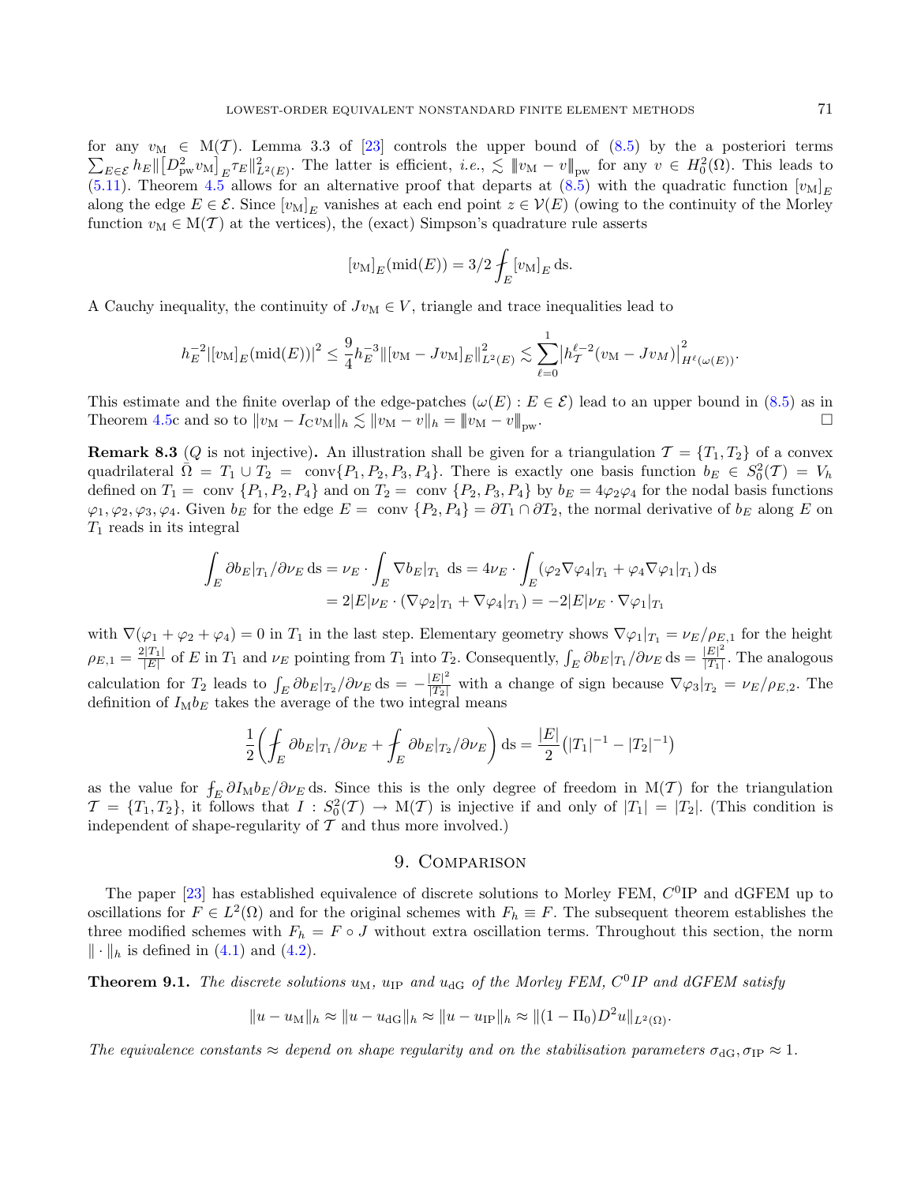for any $v_{\rm M} \in {\rm M}(\mathcal{T})$. Lemma 3.3 of [23] controls the upper bound of (8.5) by the a posteriori terms $\sum_{E\in\mathcal{E}} h_E \| [D^2_{\rm pw} v_{\rm M}]_E \tau_E \|^2_{L^2(E)}$. The latter is efficient, *i.e.*, $\lesssim \|\!| v_{\rm M} - v |\!\|_{\rm pw}$ for any $v \in H^2_0(\Omega)$. This leads to (5.11). Theorem 4.5 allows for an alternative proof that departs at (8.5) with the quadratic function $[v_{\rm M}]_E$ along the edge $E \in \mathcal{E}$. Since $[v_{\rm M}]_E$ vanishes at each end point $z \in \mathcal{V}(E)$ (owing to the continuity of the Morley function $v_{\rm M} \in {\rm M}(\mathcal{T})$ at the vertices), the (exact) Simpson's quadrature rule asserts

$$[v_{\rm M}]_E(\mathrm{mid}(E)) = 3/2 ⨍_E [v_{\rm M}]_E \,\mathrm{ds}.$$

A Cauchy inequality, the continuity of $Jv_{\rm M} \in V$, triangle and trace inequalities lead to

$$h_E^{-2} |[v_{\rm M}]_E(\mathrm{mid}(E))|^2 \le \frac{9}{4} h_E^{-3} \|[v_{\rm M} - Jv_{\rm M}]_E\|^2_{L^2(E)} \lesssim \sum_{\ell=0}^{1} \left| h_{\mathcal{T}}^{\ell-2}(v_{\rm M} - Jv_{M}) \right|^2_{H^\ell(\omega(E))}.$$

This estimate and the finite overlap of the edge-patches $(\omega(E) : E \in \mathcal{E})$ lead to an upper bound in (8.5) as in Theorem 4.5c and so to $\|v_{\rm M} - I_{\rm C} v_{\rm M}\|_h \lesssim \|v_{\rm M} - v\|_h = \|\!| v_{\rm M} - v |\!\|_{\rm pw}$. $\square$

**Remark 8.3** ($Q$ is not injective)**.** An illustration shall be given for a triangulation $\mathcal{T} = \{T_1, T_2\}$ of a convex quadrilateral $\bar\Omega = T_1 \cup T_2 = \mathrm{conv}\{P_1, P_2, P_3, P_4\}$. There is exactly one basis function $b_E \in S^2_0(\mathcal{T}) = V_h$ defined on $T_1 = \mathrm{conv}\ \{P_1, P_2, P_4\}$ and on $T_2 = \mathrm{conv}\ \{P_2, P_3, P_4\}$ by $b_E = 4\varphi_2\varphi_4$ for the nodal basis functions $\varphi_1, \varphi_2, \varphi_3, \varphi_4$. Given $b_E$ for the edge $E = \mathrm{conv}\ \{P_2, P_4\} = \partial T_1 \cap \partial T_2$, the normal derivative of $b_E$ along $E$ on $T_1$ reads in its integral

$$\begin{aligned}\int_E \partial b_E|_{T_1}/\partial\nu_E \,\mathrm{ds} &= \nu_E \cdot \int_E \nabla b_E|_{T_1} \,\mathrm{ds} = 4\nu_E \cdot \int_E (\varphi_2 \nabla\varphi_4|_{T_1} + \varphi_4\nabla\varphi_1|_{T_1})\,\mathrm{ds}\\ &= 2|E|\nu_E \cdot (\nabla\varphi_2|_{T_1} + \nabla\varphi_4|_{T_1}) = -2|E|\nu_E \cdot \nabla\varphi_1|_{T_1}\end{aligned}$$

with $\nabla(\varphi_1 + \varphi_2 + \varphi_4) = 0$ in $T_1$ in the last step. Elementary geometry shows $\nabla\varphi_1|_{T_1} = \nu_E/\rho_{E,1}$ for the height $\rho_{E,1} = \frac{2|T_1|}{|E|}$ of $E$ in $T_1$ and $\nu_E$ pointing from $T_1$ into $T_2$. Consequently, $\int_E \partial b_E|_{T_1}/\partial\nu_E \,\mathrm{ds} = \frac{|E|^2}{|T_1|}$. The analogous calculation for $T_2$ leads to $\int_E \partial b_E|_{T_2}/\partial\nu_E \,\mathrm{ds} = -\frac{|E|^2}{|T_2|}$ with a change of sign because $\nabla\varphi_3|_{T_2} = \nu_E/\rho_{E,2}$. The definition of $I_{\rm M} b_E$ takes the average of the two integral means

$$\frac{1}{2}\left( ⨍_E \partial b_E|_{T_1}/\partial\nu_E + ⨍_E \partial b_E|_{T_2}/\partial\nu_E \right)\mathrm{ds} = \frac{|E|}{2}\left(|T_1|^{-1} - |T_2|^{-1}\right)$$

as the value for $⨍_E \partial I_{\rm M} b_E/\partial\nu_E \,\mathrm{ds}$. Since this is the only degree of freedom in ${\rm M}(\mathcal{T})$ for the triangulation $\mathcal{T} = \{T_1, T_2\}$, it follows that $I : S^2_0(\mathcal{T}) \to {\rm M}(\mathcal{T})$ is injective if and only of $|T_1| = |T_2|$. (This condition is independent of shape-regularity of $\mathcal{T}$ and thus more involved.)

## 9. Comparison

The paper [23] has established equivalence of discrete solutions to Morley FEM, $C^0$IP and dGFEM up to oscillations for $F \in L^2(\Omega)$ and for the original schemes with $F_h \equiv F$. The subsequent theorem establishes the three modified schemes with $F_h = F \circ J$ without extra oscillation terms. Throughout this section, the norm $\|\cdot\|_h$ is defined in (4.1) and (4.2).

**Theorem 9.1.** *The discrete solutions $u_{\rm M}$, $u_{\rm IP}$ and $u_{\rm dG}$ of the Morley FEM, $C^0$IP and dGFEM satisfy*

$$\|u - u_{\rm M}\|_h \approx \|u - u_{\rm dG}\|_h \approx \|u - u_{\rm IP}\|_h \approx \|(1 - \Pi_0)D^2 u\|_{L^2(\Omega)}.$$

*The equivalence constants $\approx$ depend on shape regularity and on the stabilisation parameters $\sigma_{\rm dG}, \sigma_{\rm IP} \approx 1$.*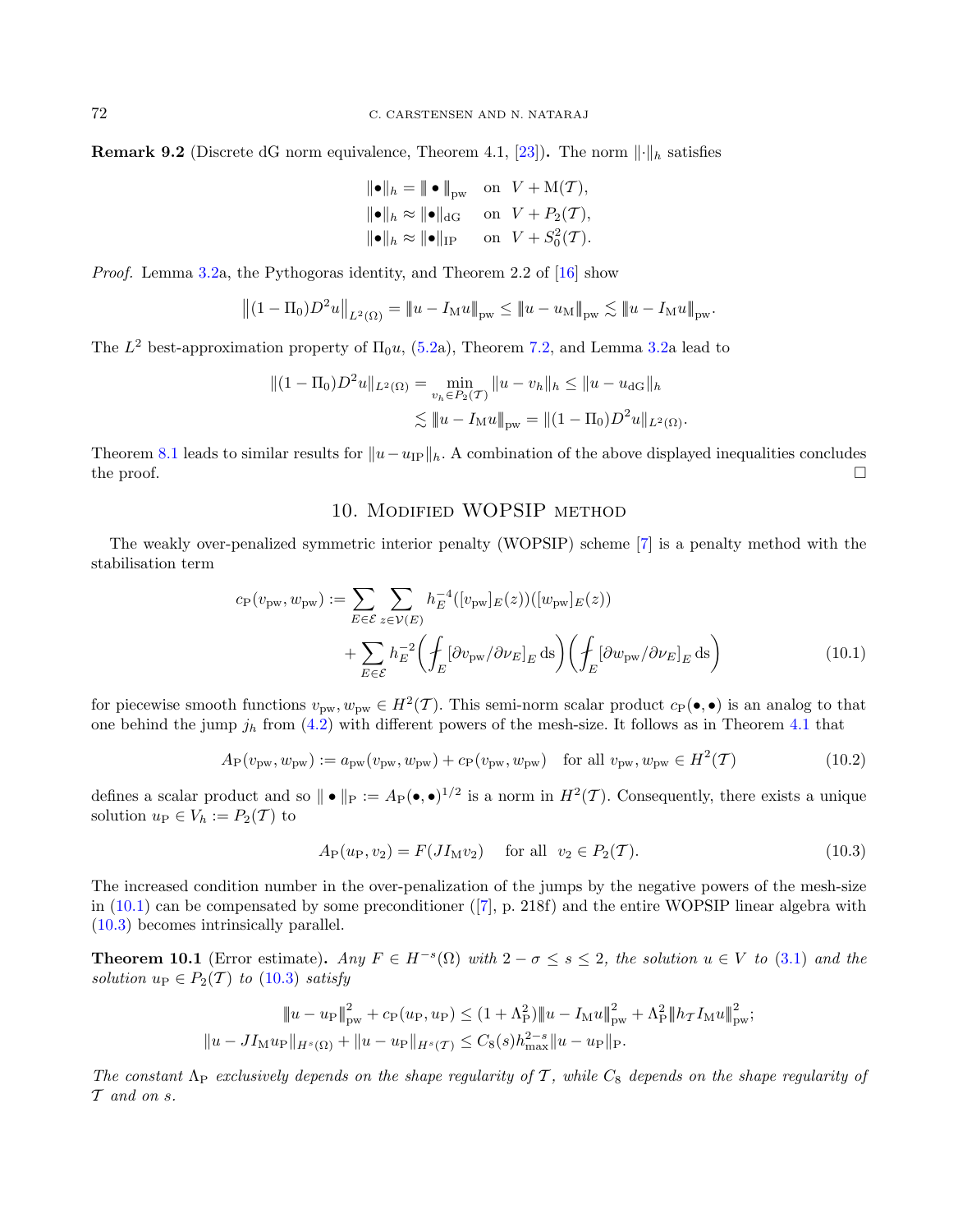**Remark 9.2** (Discrete dG norm equivalence, Theorem 4.1, [23])**.** The norm $\|\cdot\|_h$ satisfies

$$\|\bullet\|_h = \|\!|\bullet|\!\|_{\mathrm{pw}} \quad \text{on} \quad V + \mathrm{M}(\mathcal{T}),$$
$$\|\bullet\|_h \approx \|\bullet\|_{\mathrm{dG}} \quad \text{on} \quad V + P_2(\mathcal{T}),$$
$$\|\bullet\|_h \approx \|\bullet\|_{\mathrm{IP}} \quad \text{on} \quad V + S_0^2(\mathcal{T}).$$

*Proof.* Lemma 3.2a, the Pythogoras identity, and Theorem 2.2 of [16] show

$$\left\|(1-\Pi_0)D^2u\right\|_{L^2(\Omega)} = \|\!|u - I_{\mathrm{M}}u|\!\|_{\mathrm{pw}} \le \|\!|u - u_{\mathrm{M}}|\!\|_{\mathrm{pw}} \lesssim \|\!|u - I_{\mathrm{M}}u|\!\|_{\mathrm{pw}}.$$

The $L^2$ best-approximation property of $\Pi_0 u$, (5.2a), Theorem 7.2, and Lemma 3.2a lead to

$$\begin{aligned}\|(1-\Pi_0)D^2u\|_{L^2(\Omega)} &= \min_{v_h \in P_2(\mathcal{T})} \|u - v_h\|_h \le \|u - u_{\mathrm{dG}}\|_h \\ &\lesssim \|\!|u - I_{\mathrm{M}}u|\!\|_{\mathrm{pw}} = \|(1-\Pi_0)D^2u\|_{L^2(\Omega)}.\end{aligned}$$

Theorem 8.1 leads to similar results for $\|u - u_{\mathrm{IP}}\|_h$. A combination of the above displayed inequalities concludes the proof. $\square$

## 10. Modified WOPSIP method

The weakly over-penalized symmetric interior penalty (WOPSIP) scheme [7] is a penalty method with the stabilisation term

$$\begin{aligned}c_{\mathrm{P}}(v_{\mathrm{pw}}, w_{\mathrm{pw}}) := &\sum_{E\in\mathcal{E}} \sum_{z\in\mathcal{V}(E)} h_E^{-4}([v_{\mathrm{pw}}]_E(z))([w_{\mathrm{pw}}]_E(z)) \\ &+ \sum_{E\in\mathcal{E}} h_E^{-2} \left(⨍_E [\partial v_{\mathrm{pw}}/\partial \nu_E]_E \,\mathrm{d}s\right)\left(⨍_E [\partial w_{\mathrm{pw}}/\partial \nu_E]_E \,\mathrm{d}s\right)\end{aligned} \tag{10.1}$$

for piecewise smooth functions $v_{\mathrm{pw}}, w_{\mathrm{pw}} \in H^2(\mathcal{T})$. This semi-norm scalar product $c_{\mathrm{P}}(\bullet,\bullet)$ is an analog to that one behind the jump $j_h$ from (4.2) with different powers of the mesh-size. It follows as in Theorem 4.1 that

$$A_{\mathrm{P}}(v_{\mathrm{pw}}, w_{\mathrm{pw}}) := a_{\mathrm{pw}}(v_{\mathrm{pw}}, w_{\mathrm{pw}}) + c_{\mathrm{P}}(v_{\mathrm{pw}}, w_{\mathrm{pw}}) \quad \text{for all } v_{\mathrm{pw}}, w_{\mathrm{pw}} \in H^2(\mathcal{T}) \tag{10.2}$$

defines a scalar product and so $\|\!|\bullet|\!\|_{\mathrm{P}} := A_{\mathrm{P}}(\bullet,\bullet)^{1/2}$ is a norm in $H^2(\mathcal{T})$. Consequently, there exists a unique solution $u_{\mathrm{P}} \in V_h := P_2(\mathcal{T})$ to

$$A_{\mathrm{P}}(u_{\mathrm{P}}, v_2) = F(JI_{\mathrm{M}}v_2) \quad \text{for all} \quad v_2 \in P_2(\mathcal{T}). \tag{10.3}$$

The increased condition number in the over-penalization of the jumps by the negative powers of the mesh-size in (10.1) can be compensated by some preconditioner ([7], p. 218f) and the entire WOPSIP linear algebra with (10.3) becomes intrinsically parallel.

**Theorem 10.1** (Error estimate)**.** *Any $F \in H^{-s}(\Omega)$ with $2-\sigma \le s \le 2$, the solution $u \in V$ to (3.1) and the solution $u_{\mathrm{P}} \in P_2(\mathcal{T})$ to (10.3) satisfy*

$$\|\!|u - u_{\mathrm{P}}|\!\|_{\mathrm{pw}}^2 + c_{\mathrm{P}}(u_{\mathrm{P}}, u_{\mathrm{P}}) \le (1+\Lambda_{\mathrm{P}}^2)\|\!|u - I_{\mathrm{M}}u|\!\|_{\mathrm{pw}}^2 + \Lambda_{\mathrm{P}}^2 \|\!|h_{\mathcal{T}} I_{\mathrm{M}} u|\!\|_{\mathrm{pw}}^2;$$
$$\|u - JI_{\mathrm{M}}u_{\mathrm{P}}\|_{H^s(\Omega)} + \|u - u_{\mathrm{P}}\|_{H^s(\mathcal{T})} \le C_8(s) h_{\max}^{2-s} \|\!|u - u_{\mathrm{P}}|\!\|_{\mathrm{P}}.$$

*The constant $\Lambda_{\mathrm{P}}$ exclusively depends on the shape regularity of $\mathcal{T}$, while $C_8$ depends on the shape regularity of $\mathcal{T}$ and on $s$.*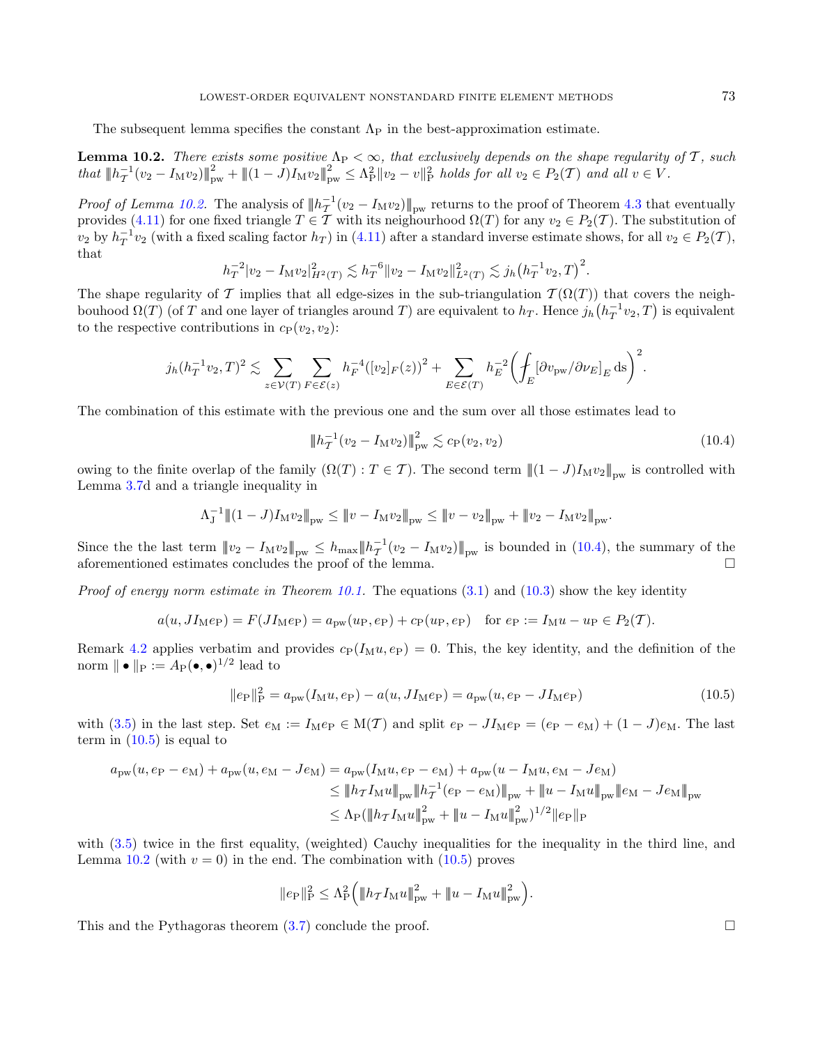The subsequent lemma specifies the constant $\Lambda_{\rm P}$ in the best-approximation estimate.

**Lemma 10.2.** *There exists some positive $\Lambda_{\rm P} < \infty$, that exclusively depends on the shape regularity of $\mathcal{T}$, such that $\|h_{\mathcal{T}}^{-1}(v_2 - I_{\rm M} v_2)\|_{\rm pw}^2 + \|(1-J)I_{\rm M} v_2\|_{\rm pw}^2 \leq \Lambda_{\rm P}^2 \|v_2 - v\|_{\rm P}^2$ holds for all $v_2 \in P_2(\mathcal{T})$ and all $v \in V$.*

*Proof of Lemma 10.2.* The analysis of $\|h_{\mathcal{T}}^{-1}(v_2 - I_{\rm M} v_2)\|_{\rm pw}$ returns to the proof of Theorem 4.3 that eventually provides (4.11) for one fixed triangle $T \in \mathcal{T}$ with its neighbourhood $\Omega(T)$ for any $v_2 \in P_2(\mathcal{T})$. The substitution of $v_2$ by $h_T^{-1} v_2$ (with a fixed scaling factor $h_T$) in (4.11) after a standard inverse estimate shows, for all $v_2 \in P_2(\mathcal{T})$, that

$$h_T^{-2} |v_2 - I_{\rm M} v_2|_{H^2(T)}^2 \lesssim h_T^{-6} \|v_2 - I_{\rm M} v_2\|_{L^2(T)}^2 \lesssim j_h\big(h_T^{-1} v_2, T\big)^2.$$

The shape regularity of $\mathcal{T}$ implies that all edge-sizes in the sub-triangulation $\mathcal{T}(\Omega(T))$ that covers the neighbouhood $\Omega(T)$ (of $T$ and one layer of triangles around $T$) are equivalent to $h_T$. Hence $j_h\big(h_T^{-1} v_2, T\big)$ is equivalent to the respective contributions in $c_{\rm P}(v_2, v_2)$:

$$j_h(h_T^{-1} v_2, T)^2 \lesssim \sum_{z \in \mathcal{V}(T)} \sum_{F \in \mathcal{E}(z)} h_F^{-4} ([v_2]_F(z))^2 + \sum_{E \in \mathcal{E}(T)} h_E^{-2} \bigg( \fint_E [\partial v_{\rm pw}/\partial \nu_E]_E \, {\rm d}s \bigg)^2.$$

The combination of this estimate with the previous one and the sum over all those estimates lead to

$$\|h_{\mathcal{T}}^{-1}(v_2 - I_{\rm M} v_2)\|_{\rm pw}^2 \lesssim c_{\rm P}(v_2, v_2) \tag{10.4}$$

owing to the finite overlap of the family $(\Omega(T) : T \in \mathcal{T})$. The second term $\|(1-J)I_{\rm M} v_2\|_{\rm pw}$ is controlled with Lemma 3.7d and a triangle inequality in

$$\Lambda_{\rm J}^{-1} \|(1-J)I_{\rm M} v_2\|_{\rm pw} \leq \|v - I_{\rm M} v_2\|_{\rm pw} \leq \|v - v_2\|_{\rm pw} + \|v_2 - I_{\rm M} v_2\|_{\rm pw}.$$

Since the the last term $\|v_2 - I_{\rm M} v_2\|_{\rm pw} \leq h_{\max} \|h_{\mathcal{T}}^{-1}(v_2 - I_{\rm M} v_2)\|_{\rm pw}$ is bounded in (10.4), the summary of the aforementioned estimates concludes the proof of the lemma. $\square$

*Proof of energy norm estimate in Theorem 10.1.* The equations (3.1) and (10.3) show the key identity

$$a(u, J I_{\rm M} e_{\rm P}) = F(J I_{\rm M} e_{\rm P}) = a_{\rm pw}(u_{\rm P}, e_{\rm P}) + c_{\rm P}(u_{\rm P}, e_{\rm P}) \quad \text{for } e_{\rm P} := I_{\rm M} u - u_{\rm P} \in P_2(\mathcal{T}).$$

Remark 4.2 applies verbatim and provides $c_{\rm P}(I_{\rm M} u, e_{\rm P}) = 0$. This, the key identity, and the definition of the norm $\| \bullet \|_{\rm P} := A_{\rm P}(\bullet, \bullet)^{1/2}$ lead to

$$\|e_{\rm P}\|_{\rm P}^2 = a_{\rm pw}(I_{\rm M} u, e_{\rm P}) - a(u, J I_{\rm M} e_{\rm P}) = a_{\rm pw}(u, e_{\rm P} - J I_{\rm M} e_{\rm P}) \tag{10.5}$$

with (3.5) in the last step. Set $e_{\rm M} := I_{\rm M} e_{\rm P} \in {\rm M}(\mathcal{T})$ and split $e_{\rm P} - J I_{\rm M} e_{\rm P} = (e_{\rm P} - e_{\rm M}) + (1-J) e_{\rm M}$. The last term in (10.5) is equal to

$$\begin{aligned} a_{\rm pw}(u, e_{\rm P} - e_{\rm M}) + a_{\rm pw}(u, e_{\rm M} - J e_{\rm M}) &= a_{\rm pw}(I_{\rm M} u, e_{\rm P} - e_{\rm M}) + a_{\rm pw}(u - I_{\rm M} u, e_{\rm M} - J e_{\rm M}) \\ &\leq \|h_{\mathcal{T}} I_{\rm M} u\|_{\rm pw} \|h_{\mathcal{T}}^{-1}(e_{\rm P} - e_{\rm M})\|_{\rm pw} + \|u - I_{\rm M} u\|_{\rm pw} \|e_{\rm M} - J e_{\rm M}\|_{\rm pw} \\ &\leq \Lambda_{\rm P} (\|h_{\mathcal{T}} I_{\rm M} u\|_{\rm pw}^2 + \|u - I_{\rm M} u\|_{\rm pw}^2)^{1/2} \|e_{\rm P}\|_{\rm P} \end{aligned}$$

with (3.5) twice in the first equality, (weighted) Cauchy inequalities for the inequality in the third line, and Lemma 10.2 (with $v = 0$) in the end. The combination with (10.5) proves

$$\|e_{\rm P}\|_{\rm P}^2 \leq \Lambda_{\rm P}^2 \Big( \|h_{\mathcal{T}} I_{\rm M} u\|_{\rm pw}^2 + \|u - I_{\rm M} u\|_{\rm pw}^2 \Big).$$

This and the Pythagoras theorem (3.7) conclude the proof. $\square$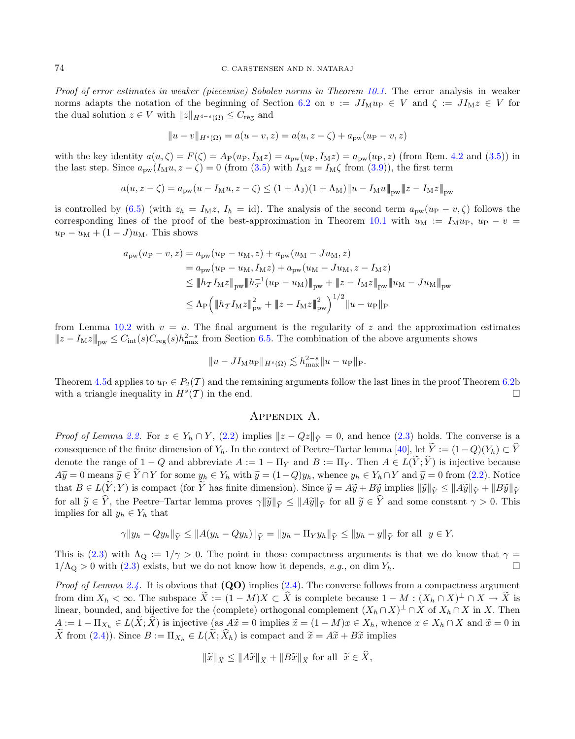*Proof of error estimates in weaker (piecewise) Sobolev norms in Theorem 10.1.* The error analysis in weaker norms adapts the notation of the beginning of Section 6.2 on $v := JI_\mathrm{M} u_\mathrm{P} \in V$ and $\zeta := JI_\mathrm{M} z \in V$ for the dual solution $z \in V$ with $\|z\|_{H^{4-s}(\Omega)} \leq C_\mathrm{reg}$ and

$$\|u - v\|_{H^s(\Omega)} = a(u - v, z) = a(u, z - \zeta) + a_\mathrm{pw}(u_\mathrm{P} - v, z)$$

with the key identity $a(u, \zeta) = F(\zeta) = A_\mathrm{P}(u_\mathrm{P}, I_\mathrm{M} z) = a_\mathrm{pw}(u_\mathrm{P}, I_\mathrm{M} z) = a_\mathrm{pw}(u_\mathrm{P}, z)$ (from Rem. 4.2 and (3.5)) in the last step. Since $a_\mathrm{pw}(I_\mathrm{M} u, z - \zeta) = 0$ (from (3.5) with $I_\mathrm{M} z = I_\mathrm{M} \zeta$ from (3.9)), the first term

$$a(u, z - \zeta) = a_\mathrm{pw}(u - I_\mathrm{M} u, z - \zeta) \leq (1 + \Lambda_\mathrm{J})(1 + \Lambda_\mathrm{M}) \|u - I_\mathrm{M} u\|_\mathrm{pw} \|z - I_\mathrm{M} z\|_\mathrm{pw}$$

is controlled by (6.5) (with $z_h = I_\mathrm{M} z$, $I_h = \mathrm{id}$). The analysis of the second term $a_\mathrm{pw}(u_\mathrm{P} - v, \zeta)$ follows the corresponding lines of the proof of the best-approximation in Theorem 10.1 with $u_\mathrm{M} := I_\mathrm{M} u_\mathrm{P}$, $u_\mathrm{P} - v = u_\mathrm{P} - u_\mathrm{M} + (1 - J) u_\mathrm{M}$. This shows

$$\begin{aligned}
a_\mathrm{pw}(u_\mathrm{P} - v, z) &= a_\mathrm{pw}(u_\mathrm{P} - u_\mathrm{M}, z) + a_\mathrm{pw}(u_\mathrm{M} - J u_\mathrm{M}, z) \\
&= a_\mathrm{pw}(u_\mathrm{P} - u_\mathrm{M}, I_\mathrm{M} z) + a_\mathrm{pw}(u_\mathrm{M} - J u_\mathrm{M}, z - I_\mathrm{M} z) \\
&\leq \|h_\mathcal{T} I_\mathrm{M} z\|_\mathrm{pw} \|h_\mathcal{T}^{-1}(u_\mathrm{P} - u_\mathrm{M})\|_\mathrm{pw} + \|z - I_\mathrm{M} z\|_\mathrm{pw} \|u_\mathrm{M} - J u_\mathrm{M}\|_\mathrm{pw} \\
&\leq \Lambda_\mathrm{P} \Big( \|h_\mathcal{T} I_\mathrm{M} z\|_\mathrm{pw}^2 + \|z - I_\mathrm{M} z\|_\mathrm{pw}^2 \Big)^{1/2} \|u - u_\mathrm{P}\|_\mathrm{P}
\end{aligned}$$

from Lemma 10.2 with $v = u$. The final argument is the regularity of $z$ and the approximation estimates $\|z - I_\mathrm{M} z\|_\mathrm{pw} \leq C_\mathrm{int}(s) C_\mathrm{reg}(s) h_\mathrm{max}^{2-s}$ from Section 6.5. The combination of the above arguments shows

$$\|u - JI_\mathrm{M} u_\mathrm{P}\|_{H^s(\Omega)} \lesssim h_\mathrm{max}^{2-s} \|u - u_\mathrm{P}\|_\mathrm{P}.$$

Theorem 4.5d applies to $u_\mathrm{P} \in P_2(\mathcal{T})$ and the remaining arguments follow the last lines in the proof Theorem 6.2b with a triangle inequality in $H^s(\mathcal{T})$ in the end. □

## Appendix A.

*Proof of Lemma 2.2.* For $z \in Y_h \cap Y$, (2.2) implies $\|z - Qz\|_{\widehat{Y}} = 0$, and hence (2.3) holds. The converse is a consequence of the finite dimension of $Y_h$. In the context of Peetre–Tartar lemma [40], let $\widetilde{Y} := (1 - Q)(Y_h) \subset \widehat{Y}$ denote the range of $1 - Q$ and abbreviate $A := 1 - \Pi_Y$ and $B := \Pi_Y$. Then $A \in L(\widetilde{Y}; \widehat{Y})$ is injective because $A\widetilde{y} = 0$ means $\widetilde{y} \in \widetilde{Y} \cap Y$ for some $y_h \in Y_h$ with $\widetilde{y} = (1 - Q) y_h$, whence $y_h \in Y_h \cap Y$ and $\widetilde{y} = 0$ from (2.2). Notice that $B \in L(\widetilde{Y}; Y)$ is compact (for $\widetilde{Y}$ has finite dimension). Since $\widetilde{y} = A\widetilde{y} + B\widetilde{y}$ implies $\|\widetilde{y}\|_{\widehat{Y}} \leq \|A\widetilde{y}\|_{\widehat{Y}} + \|B\widetilde{y}\|_{\widehat{Y}}$ for all $\widetilde{y} \in \widehat{Y}$, the Peetre–Tartar lemma proves $\gamma \|\widetilde{y}\|_{\widehat{Y}} \leq \|A\widetilde{y}\|_{\widehat{Y}}$ for all $\widetilde{y} \in \widehat{Y}$ and some constant $\gamma > 0$. This implies for all $y_h \in Y_h$ that

$$\gamma \|y_h - Q y_h\|_{\widehat{Y}} \leq \|A(y_h - Q y_h)\|_{\widehat{Y}} = \|y_h - \Pi_Y y_h\|_{\widehat{Y}} \leq \|y_h - y\|_{\widehat{Y}} \text{ for all } \; y \in Y.$$

This is (2.3) with $\Lambda_\mathrm{Q} := 1/\gamma > 0$. The point in those compactness arguments is that we do know that $\gamma = 1/\Lambda_\mathrm{Q} > 0$ with (2.3) exists, but we do not know how it depends, *e.g.*, on $\dim Y_h$. □

*Proof of Lemma 2.4.* It is obvious that **(QO)** implies (2.4). The converse follows from a compactness argument from $\dim X_h < \infty$. The subspace $\widetilde{X} := (1 - M) X \subset \widehat{X}$ is complete because $1 - M : (X_h \cap X)^\perp \cap X \to \widetilde{X}$ is linear, bounded, and bijective for the (complete) orthogonal complement $(X_h \cap X)^\perp \cap X$ of $X_h \cap X$ in $X$. Then $A := 1 - \Pi_{X_h} \in L(\widetilde{X}; \widehat{X})$ is injective (as $A\widetilde{x} = 0$ implies $\widetilde{x} = (1 - M)x \in X_h$, whence $x \in X_h \cap X$ and $\widetilde{x} = 0$ in $\widetilde{X}$ from (2.4)). Since $B := \Pi_{X_h} \in L(\widetilde{X}; \widehat{X}_h)$ is compact and $\widetilde{x} = A\widetilde{x} + B\widetilde{x}$ implies

$$\|\widetilde{x}\|_{\widehat{X}} \leq \|A\widetilde{x}\|_{\widehat{X}} + \|B\widetilde{x}\|_{\widehat{X}} \text{ for all } \; \widetilde{x} \in \widehat{X},$$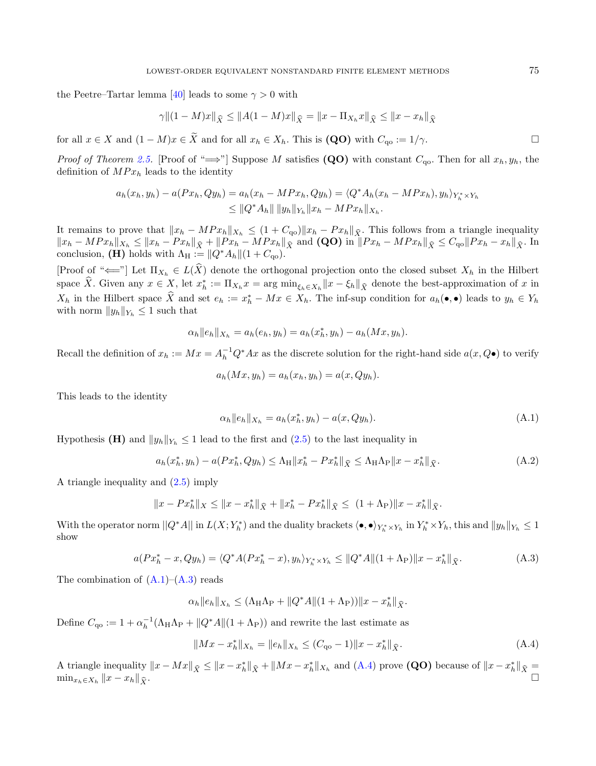the Peetre–Tartar lemma [40] leads to some $\gamma > 0$ with

$$\gamma \|(1-M)x\|_{\widehat{X}} \leq \|A(1-M)x\|_{\widehat{X}} = \|x - \Pi_{X_h} x\|_{\widehat{X}} \leq \|x - x_h\|_{\widehat{X}}$$

for all $x \in X$ and $(1-M)x \in \widetilde{X}$ and for all $x_h \in X_h$. This is **(QO)** with $C_{\mathrm{qo}} := 1/\gamma$. $\square$

*Proof of Theorem 2.5.* [Proof of "$\Longrightarrow$"] Suppose $M$ satisfies **(QO)** with constant $C_{\mathrm{qo}}$. Then for all $x_h, y_h$, the definition of $MPx_h$ leads to the identity

$$\begin{aligned} a_h(x_h, y_h) - a(Px_h, Qy_h) &= a_h(x_h - MPx_h, Qy_h) = \langle Q^* A_h(x_h - MPx_h), y_h \rangle_{Y_h^* \times Y_h} \\ &\leq \|Q^* A_h\| \, \|y_h\|_{Y_h} \|x_h - MPx_h\|_{X_h}. \end{aligned}$$

It remains to prove that $\|x_h - MPx_h\|_{X_h} \leq (1 + C_{\mathrm{qo}})\|x_h - Px_h\|_{\widehat{X}}$. This follows from a triangle inequality $\|x_h - MPx_h\|_{X_h} \leq \|x_h - Px_h\|_{\widehat{X}} + \|Px_h - MPx_h\|_{\widehat{X}}$ and **(QO)** in $\|Px_h - MPx_h\|_{\widehat{X}} \leq C_{\mathrm{qo}} \|Px_h - x_h\|_{\widehat{X}}$. In conclusion, **(H)** holds with $\Lambda_{\mathrm{H}} := \|Q^* A_h\|(1 + C_{\mathrm{qo}})$.

[Proof of "$\Longleftarrow$"] Let $\Pi_{X_h} \in L(\widehat{X})$ denote the orthogonal projection onto the closed subset $X_h$ in the Hilbert space $\widehat{X}$. Given any $x \in X$, let $x_h^* := \Pi_{X_h} x = \arg\min_{\xi_h \in X_h} \|x - \xi_h\|_{\widehat{X}}$ denote the best-approximation of $x$ in $X_h$ in the Hilbert space $\widehat{X}$ and set $e_h := x_h^* - Mx \in X_h$. The inf-sup condition for $a_h(\bullet, \bullet)$ leads to $y_h \in Y_h$ with norm $\|y_h\|_{Y_h} \leq 1$ such that

$$\alpha_h \|e_h\|_{X_h} = a_h(e_h, y_h) = a_h(x_h^*, y_h) - a_h(Mx, y_h).$$

Recall the definition of $x_h := Mx = A_h^{-1} Q^* A x$ as the discrete solution for the right-hand side $a(x, Q\bullet)$ to verify

$$a_h(Mx, y_h) = a_h(x_h, y_h) = a(x, Qy_h).$$

This leads to the identity

$$\alpha_h \|e_h\|_{X_h} = a_h(x_h^*, y_h) - a(x, Qy_h). \tag{A.1}$$

Hypothesis **(H)** and $\|y_h\|_{Y_h} \leq 1$ lead to the first and (2.5) to the last inequality in

$$a_h(x_h^*, y_h) - a(Px_h^*, Qy_h) \leq \Lambda_{\mathrm{H}} \|x_h^* - Px_h^*\|_{\widehat{X}} \leq \Lambda_{\mathrm{H}} \Lambda_{\mathrm{P}} \|x - x_h^*\|_{\widehat{X}}. \tag{A.2}$$

A triangle inequality and (2.5) imply

$$\|x - Px_h^*\|_X \leq \|x - x_h^*\|_{\widehat{X}} + \|x_h^* - Px_h^*\|_{\widehat{X}} \leq (1 + \Lambda_{\mathrm{P}})\|x - x_h^*\|_{\widehat{X}}.$$

With the operator norm $\|Q^* A\|$ in $L(X; Y_h^*)$ and the duality brackets $\langle \bullet, \bullet \rangle_{Y_h^* \times Y_h}$ in $Y_h^* \times Y_h$, this and $\|y_h\|_{Y_h} \leq 1$ show

$$a(Px_h^* - x, Qy_h) = \langle Q^* A(Px_h^* - x), y_h \rangle_{Y_h^* \times Y_h} \leq \|Q^* A\|(1 + \Lambda_{\mathrm{P}})\|x - x_h^*\|_{\widehat{X}}. \tag{A.3}$$

The combination of (A.1)–(A.3) reads

$$\alpha_h \|e_h\|_{X_h} \leq (\Lambda_{\mathrm{H}} \Lambda_{\mathrm{P}} + \|Q^* A\|(1 + \Lambda_{\mathrm{P}}))\|x - x_h^*\|_{\widehat{X}}.$$

Define $C_{\mathrm{qo}} := 1 + \alpha_h^{-1}(\Lambda_{\mathrm{H}} \Lambda_{\mathrm{P}} + \|Q^* A\|(1 + \Lambda_{\mathrm{P}}))$ and rewrite the last estimate as

$$\|Mx - x_h^*\|_{X_h} = \|e_h\|_{X_h} \leq (C_{\mathrm{qo}} - 1)\|x - x_h^*\|_{\widehat{X}}. \tag{A.4}$$

A triangle inequality $\|x - Mx\|_{\widehat{X}} \leq \|x - x_h^*\|_{\widehat{X}} + \|Mx - x_h^*\|_{X_h}$ and (A.4) prove **(QO)** because of $\|x - x_h^*\|_{\widehat{X}} = \min_{x_h \in X_h} \|x - x_h\|_{\widehat{X}}$. $\square$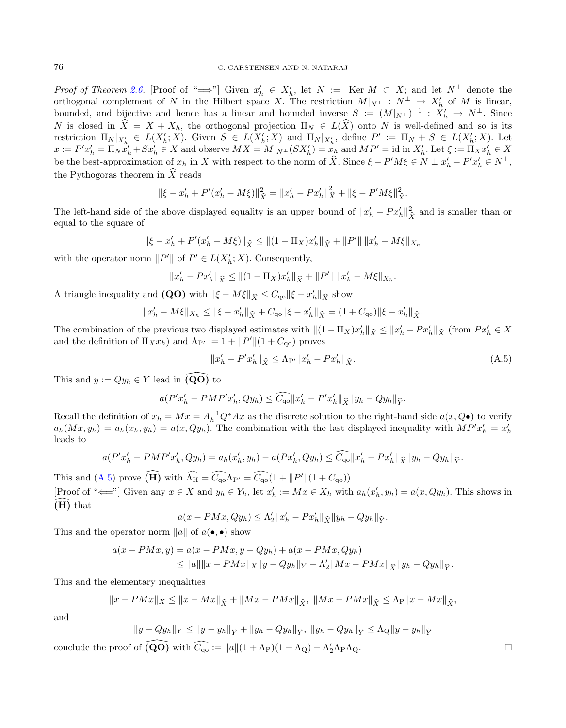*Proof of Theorem 2.6.* [Proof of "$\Longrightarrow$"] Given $x_h' \in X_h'$, let $N := \operatorname{Ker} M \subset X$; and let $N^\perp$ denote the orthogonal complement of $N$ in the Hilbert space $X$. The restriction $M|_{N^\perp} : N^\perp \to X_h'$ of $M$ is linear, bounded, and bijective and hence has a linear and bounded inverse $S := (M|_{N^\perp})^{-1} : X_h' \to N^\perp$. Since $N$ is closed in $\widehat{X} = X + X_h$, the orthogonal projection $\Pi_N \in L(\widehat{X})$ onto $N$ is well-defined and so is its restriction $\Pi_N|_{X_h'} \in L(X_h'; X)$. Given $S \in L(X_h'; X)$ and $\Pi_N|_{X_h'}$, define $P' := \Pi_N + S \in L(X_h'; X)$. Let $x := P'x_h' = \Pi_N x_h' + S x_h' \in X$ and observe $MX = M|_{N^\perp}(SX_h') = x_h$ and $MP' = \text{id}$ in $X_h'$. Let $\xi := \Pi_X x_h' \in X$ be the best-approximation of $x_h$ in $X$ with respect to the norm of $\widehat{X}$. Since $\xi - P'M\xi \in N \perp x_h' - P'x_h' \in N^\perp$, the Pythogoras theorem in $\widehat{X}$ reads

$$\|\xi - x_h' + P'(x_h' - M\xi)\|_{\widehat{X}}^2 = \|x_h' - Px_h'\|_{\widehat{X}}^2 + \|\xi - P'M\xi\|_{\widehat{X}}^2.$$

The left-hand side of the above displayed equality is an upper bound of $\|x_h' - Px_h'\|_{\widehat{X}}^2$ and is smaller than or equal to the square of

$$\|\xi - x_h' + P'(x_h' - M\xi)\|_{\widehat{X}} \leq \|(1 - \Pi_X)x_h'\|_{\widehat{X}} + \|P'\|\, \|x_h' - M\xi\|_{X_h}$$

with the operator norm $\|P'\|$ of $P' \in L(X_h'; X)$. Consequently,

$$\|x_h' - Px_h'\|_{\widehat{X}} \leq \|(1 - \Pi_X)x_h'\|_{\widehat{X}} + \|P'\|\, \|x_h' - M\xi\|_{X_h}.$$

A triangle inequality and **(QO)** with $\|\xi - M\xi\|_{\widehat{X}} \leq C_{\mathrm{qo}} \|\xi - x_h'\|_{\widehat{X}}$ show

$$\|x_h' - M\xi\|_{X_h} \leq \|\xi - x_h'\|_{\widehat{X}} + C_{\mathrm{qo}} \|\xi - x_h'\|_{\widehat{X}} = (1 + C_{\mathrm{qo}}) \|\xi - x_h'\|_{\widehat{X}}.$$

The combination of the previous two displayed estimates with $\|(1 - \Pi_X)x_h'\|_{\widehat{X}} \leq \|x_h' - Px_h'\|_{\widehat{X}}$ (from $Px_h' \in X$ and the definition of $\Pi_X x_h$) and $\Lambda_{\mathrm{P}'} := 1 + \|P'\|(1 + C_{\mathrm{qo}})$ proves

$$\|x_h' - P'x_h'\|_{\widehat{X}} \leq \Lambda_{\mathrm{P}'} \|x_h' - Px_h'\|_{\widehat{X}}. \tag{A.5}$$

This and $y := Qy_h \in Y$ lead in $\widehat{\textbf{(QO)}}$ to

$$a(P'x_h' - PMP'x_h', Qy_h) \leq \widehat{C_{\mathrm{qo}}} \|x_h' - P'x_h'\|_{\widehat{X}} \|y_h - Qy_h\|_{\widehat{Y}}.$$

Recall the definition of $x_h = Mx = A_h^{-1} Q^* A x$ as the discrete solution to the right-hand side $a(x, Q\bullet)$ to verify $a_h(Mx, y_h) = a_h(x_h, y_h) = a(x, Qy_h)$. The combination with the last displayed inequality with $MP'x_h' = x_h'$ leads to

$$a(P'x_h' - PMP'x_h', Qy_h) = a_h(x_h', y_h) - a(Px_h', Qy_h) \leq \widehat{C_{\mathrm{qo}}} \|x_h' - Px_h'\|_{\widehat{X}} \|y_h - Qy_h\|_{\widehat{Y}}.$$

This and (A.5) prove $\widehat{\textbf{(H)}}$ with $\widehat{\Lambda_{\mathrm{H}}} = \widehat{C_{\mathrm{qo}}} \Lambda_{\mathrm{P}'} = \widehat{C_{\mathrm{qo}}}(1 + \|P'\|(1 + C_{\mathrm{qo}}))$.

[Proof of "$\Longleftarrow$"] Given any $x \in X$ and $y_h \in Y_h$, let $x_h' := Mx \in X_h$ with $a_h(x_h', y_h) = a(x, Qy_h)$. This shows in $\widehat{\textbf{(H)}}$ that

$$a(x - PMx, Qy_h) \leq \Lambda_2' \|x_h' - Px_h'\|_{\widehat{X}} \|y_h - Qy_h\|_{\widehat{Y}}.$$

This and the operator norm $\|a\|$ of $a(\bullet, \bullet)$ show

$$\begin{aligned}
a(x - PMx, y) &= a(x - PMx, y - Qy_h) + a(x - PMx, Qy_h) \\
&\leq \|a\| \|x - PMx\|_X \|y - Qy_h\|_Y + \Lambda_2' \|Mx - PMx\|_{\widehat{X}} \|y_h - Qy_h\|_{\widehat{Y}}.
\end{aligned}$$

This and the elementary inequalities

$$\|x - PMx\|_X \leq \|x - Mx\|_{\widehat{X}} + \|Mx - PMx\|_{\widehat{X}},\ \|Mx - PMx\|_{\widehat{X}} \leq \Lambda_{\mathrm{P}} \|x - Mx\|_{\widehat{X}},$$

and

$$\|y - Qy_h\|_Y \leq \|y - y_h\|_{\widehat{Y}} + \|y_h - Qy_h\|_{\widehat{Y}},\ \|y_h - Qy_h\|_{\widehat{Y}} \leq \Lambda_{\mathrm{Q}} \|y - y_h\|_{\widehat{Y}}$$

conclude the proof of $\widehat{\textbf{(QO)}}$ with $\widehat{C_{\mathrm{qo}}} := \|a\|(1 + \Lambda_{\mathrm{P}})(1 + \Lambda_{\mathrm{Q}}) + \Lambda_2' \Lambda_{\mathrm{P}} \Lambda_{\mathrm{Q}}$. $\square$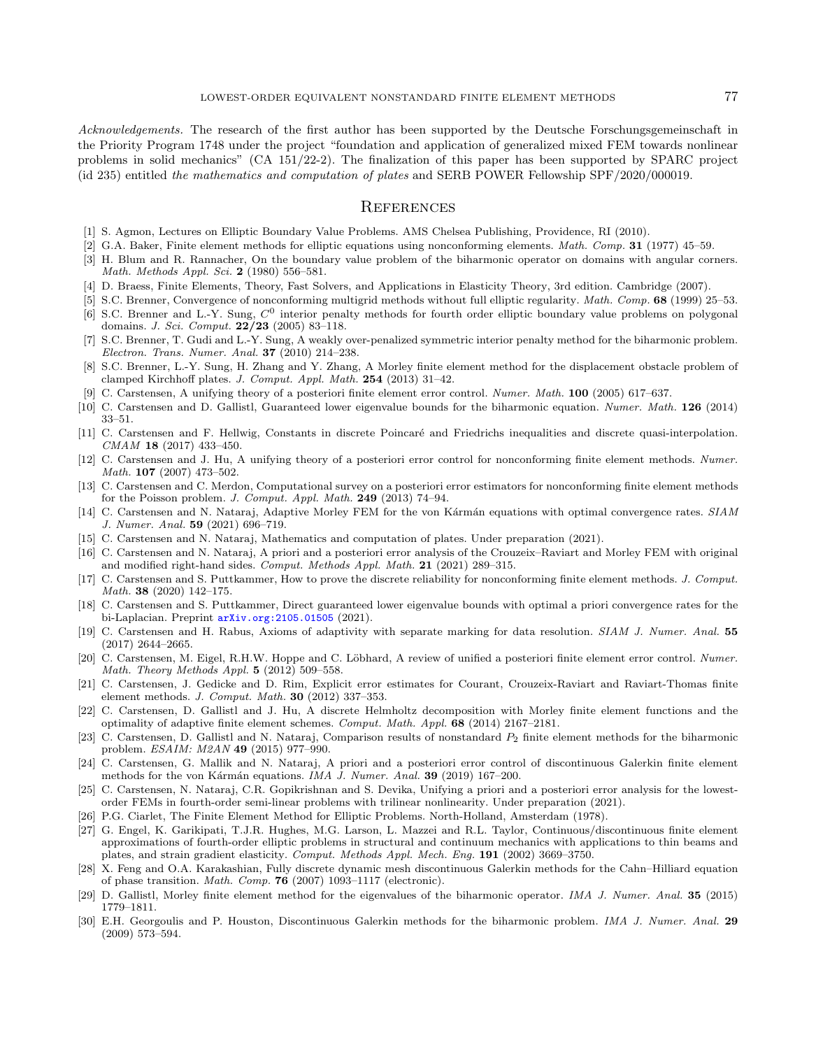*Acknowledgements.* The research of the first author has been supported by the Deutsche Forschungsgemeinschaft in the Priority Program 1748 under the project "foundation and application of generalized mixed FEM towards nonlinear problems in solid mechanics" (CA 151/22-2). The finalization of this paper has been supported by SPARC project (id 235) entitled *the mathematics and computation of plates* and SERB POWER Fellowship SPF/2020/000019.

## References

[1] S. Agmon, Lectures on Elliptic Boundary Value Problems. AMS Chelsea Publishing, Providence, RI (2010).

[2] G.A. Baker, Finite element methods for elliptic equations using nonconforming elements. *Math. Comp.* **31** (1977) 45–59.

[3] H. Blum and R. Rannacher, On the boundary value problem of the biharmonic operator on domains with angular corners. *Math. Methods Appl. Sci.* **2** (1980) 556–581.

[4] D. Braess, Finite Elements, Theory, Fast Solvers, and Applications in Elasticity Theory, 3rd edition. Cambridge (2007).

[5] S.C. Brenner, Convergence of nonconforming multigrid methods without full elliptic regularity. *Math. Comp.* **68** (1999) 25–53.

[6] S.C. Brenner and L.-Y. Sung, $C^0$ interior penalty methods for fourth order elliptic boundary value problems on polygonal domains. *J. Sci. Comput.* **22/23** (2005) 83–118.

[7] S.C. Brenner, T. Gudi and L.-Y. Sung, A weakly over-penalized symmetric interior penalty method for the biharmonic problem. *Electron. Trans. Numer. Anal.* **37** (2010) 214–238.

[8] S.C. Brenner, L.-Y. Sung, H. Zhang and Y. Zhang, A Morley finite element method for the displacement obstacle problem of clamped Kirchhoff plates. *J. Comput. Appl. Math.* **254** (2013) 31–42.

[9] C. Carstensen, A unifying theory of a posteriori finite element error control. *Numer. Math.* **100** (2005) 617–637.

[10] C. Carstensen and D. Gallistl, Guaranteed lower eigenvalue bounds for the biharmonic equation. *Numer. Math.* **126** (2014) 33–51.

[11] C. Carstensen and F. Hellwig, Constants in discrete Poincaré and Friedrichs inequalities and discrete quasi-interpolation. *CMAM* **18** (2017) 433–450.

[12] C. Carstensen and J. Hu, A unifying theory of a posteriori error control for nonconforming finite element methods. *Numer. Math.* **107** (2007) 473–502.

[13] C. Carstensen and C. Merdon, Computational survey on a posteriori error estimators for nonconforming finite element methods for the Poisson problem. *J. Comput. Appl. Math.* **249** (2013) 74–94.

[14] C. Carstensen and N. Nataraj, Adaptive Morley FEM for the von Kármán equations with optimal convergence rates. *SIAM J. Numer. Anal.* **59** (2021) 696–719.

[15] C. Carstensen and N. Nataraj, Mathematics and computation of plates. Under preparation (2021).

[16] C. Carstensen and N. Nataraj, A priori and a posteriori error analysis of the Crouzeix–Raviart and Morley FEM with original and modified right-hand sides. *Comput. Methods Appl. Math.* **21** (2021) 289–315.

[17] C. Carstensen and S. Puttkammer, How to prove the discrete reliability for nonconforming finite element methods. *J. Comput. Math.* **38** (2020) 142–175.

[18] C. Carstensen and S. Puttkammer, Direct guaranteed lower eigenvalue bounds with optimal a priori convergence rates for the bi-Laplacian. Preprint arXiv.org:2105.01505 (2021).

[19] C. Carstensen and H. Rabus, Axioms of adaptivity with separate marking for data resolution. *SIAM J. Numer. Anal.* **55** (2017) 2644–2665.

[20] C. Carstensen, M. Eigel, R.H.W. Hoppe and C. Löbhard, A review of unified a posteriori finite element error control. *Numer. Math. Theory Methods Appl.* **5** (2012) 509–558.

[21] C. Carstensen, J. Gedicke and D. Rim, Explicit error estimates for Courant, Crouzeix-Raviart and Raviart-Thomas finite element methods. *J. Comput. Math.* **30** (2012) 337–353.

[22] C. Carstensen, D. Gallistl and J. Hu, A discrete Helmholtz decomposition with Morley finite element functions and the optimality of adaptive finite element schemes. *Comput. Math. Appl.* **68** (2014) 2167–2181.

[23] C. Carstensen, D. Gallistl and N. Nataraj, Comparison results of nonstandard $P_2$ finite element methods for the biharmonic problem. *ESAIM: M2AN* **49** (2015) 977–990.

[24] C. Carstensen, G. Mallik and N. Nataraj, A priori and a posteriori error control of discontinuous Galerkin finite element methods for the von Kármán equations. *IMA J. Numer. Anal.* **39** (2019) 167–200.

[25] C. Carstensen, N. Nataraj, C.R. Gopikrishnan and S. Devika, Unifying a priori and a posteriori error analysis for the lowest-order FEMs in fourth-order semi-linear problems with trilinear nonlinearity. Under preparation (2021).

[26] P.G. Ciarlet, The Finite Element Method for Elliptic Problems. North-Holland, Amsterdam (1978).

[27] G. Engel, K. Garikipati, T.J.R. Hughes, M.G. Larson, L. Mazzei and R.L. Taylor, Continuous/discontinuous finite element approximations of fourth-order elliptic problems in structural and continuum mechanics with applications to thin beams and plates, and strain gradient elasticity. *Comput. Methods Appl. Mech. Eng.* **191** (2002) 3669–3750.

[28] X. Feng and O.A. Karakashian, Fully discrete dynamic mesh discontinuous Galerkin methods for the Cahn–Hilliard equation of phase transition. *Math. Comp.* **76** (2007) 1093–1117 (electronic).

[29] D. Gallistl, Morley finite element method for the eigenvalues of the biharmonic operator. *IMA J. Numer. Anal.* **35** (2015) 1779–1811.

[30] E.H. Georgoulis and P. Houston, Discontinuous Galerkin methods for the biharmonic problem. *IMA J. Numer. Anal.* **29** (2009) 573–594.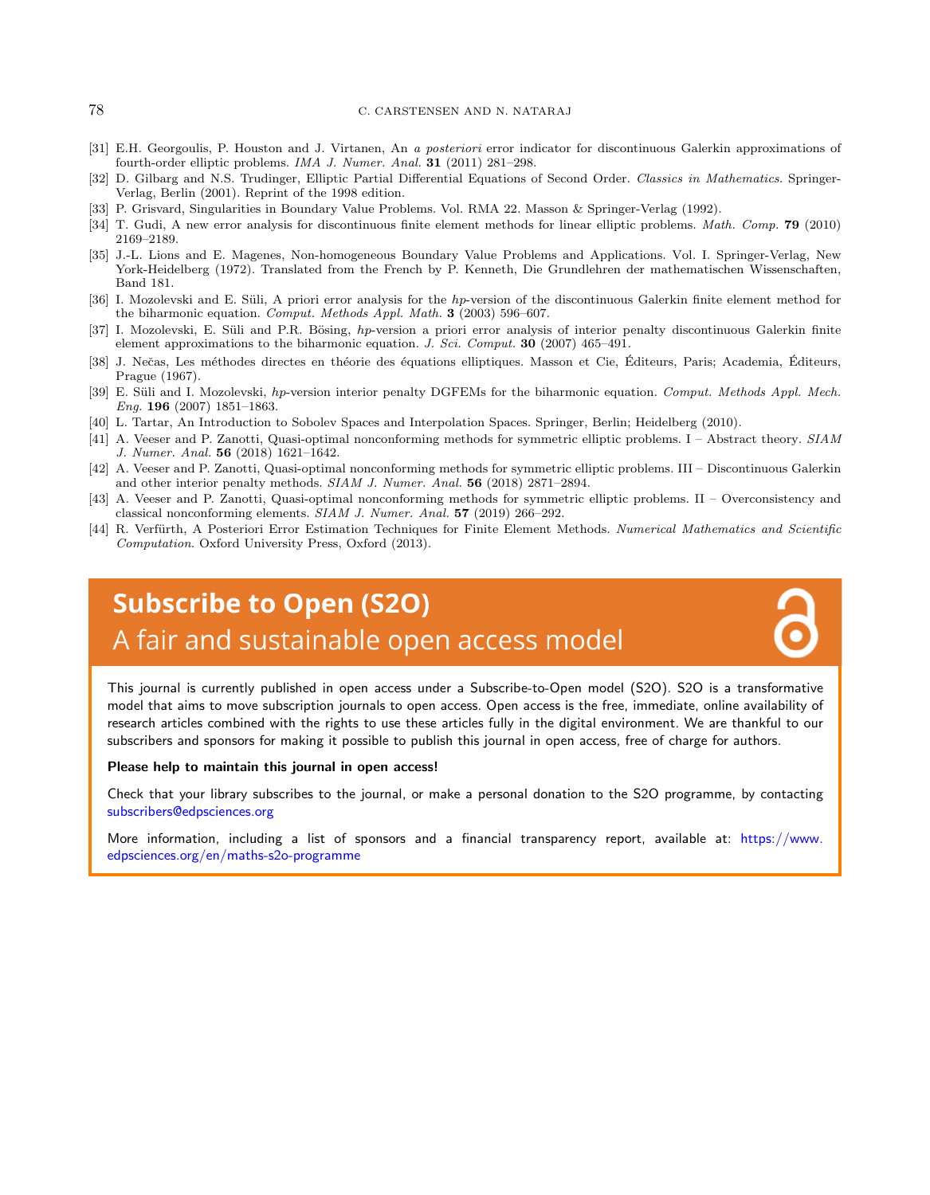[31] E.H. Georgoulis, P. Houston and J. Virtanen, An *a posteriori* error indicator for discontinuous Galerkin approximations of fourth-order elliptic problems. *IMA J. Numer. Anal.* **31** (2011) 281–298.

[32] D. Gilbarg and N.S. Trudinger, Elliptic Partial Differential Equations of Second Order. *Classics in Mathematics*. Springer-Verlag, Berlin (2001). Reprint of the 1998 edition.

[33] P. Grisvard, Singularities in Boundary Value Problems. Vol. RMA 22. Masson & Springer-Verlag (1992).

[34] T. Gudi, A new error analysis for discontinuous finite element methods for linear elliptic problems. *Math. Comp.* **79** (2010) 2169–2189.

[35] J.-L. Lions and E. Magenes, Non-homogeneous Boundary Value Problems and Applications. Vol. I. Springer-Verlag, New York-Heidelberg (1972). Translated from the French by P. Kenneth, Die Grundlehren der mathematischen Wissenschaften, Band 181.

[36] I. Mozolevski and E. Süli, A priori error analysis for the *hp*-version of the discontinuous Galerkin finite element method for the biharmonic equation. *Comput. Methods Appl. Math.* **3** (2003) 596–607.

[37] I. Mozolevski, E. Süli and P.R. Bösing, *hp*-version a priori error analysis of interior penalty discontinuous Galerkin finite element approximations to the biharmonic equation. *J. Sci. Comput.* **30** (2007) 465–491.

[38] J. Nečas, Les méthodes directes en théorie des équations elliptiques. Masson et Cie, Éditeurs, Paris; Academia, Éditeurs, Prague (1967).

[39] E. Süli and I. Mozolevski, *hp*-version interior penalty DGFEMs for the biharmonic equation. *Comput. Methods Appl. Mech. Eng.* **196** (2007) 1851–1863.

[40] L. Tartar, An Introduction to Sobolev Spaces and Interpolation Spaces. Springer, Berlin; Heidelberg (2010).

[41] A. Veeser and P. Zanotti, Quasi-optimal nonconforming methods for symmetric elliptic problems. I – Abstract theory. *SIAM J. Numer. Anal.* **56** (2018) 1621–1642.

[42] A. Veeser and P. Zanotti, Quasi-optimal nonconforming methods for symmetric elliptic problems. III – Discontinuous Galerkin and other interior penalty methods. *SIAM J. Numer. Anal.* **56** (2018) 2871–2894.

[43] A. Veeser and P. Zanotti, Quasi-optimal nonconforming methods for symmetric elliptic problems. II – Overconsistency and classical nonconforming elements. *SIAM J. Numer. Anal.* **57** (2019) 266–292.

[44] R. Verfürth, A Posteriori Error Estimation Techniques for Finite Element Methods. *Numerical Mathematics and Scientific Computation*. Oxford University Press, Oxford (2013).

## Subscribe to Open (S2O)

### A fair and sustainable open access model

This journal is currently published in open access under a Subscribe-to-Open model (S2O). S2O is a transformative model that aims to move subscription journals to open access. Open access is the free, immediate, online availability of research articles combined with the rights to use these articles fully in the digital environment. We are thankful to our subscribers and sponsors for making it possible to publish this journal in open access, free of charge for authors.

**Please help to maintain this journal in open access!**

Check that your library subscribes to the journal, or make a personal donation to the S2O programme, by contacting subscribers@edpsciences.org

More information, including a list of sponsors and a financial transparency report, available at: https://www.edpsciences.org/en/maths-s2o-programme